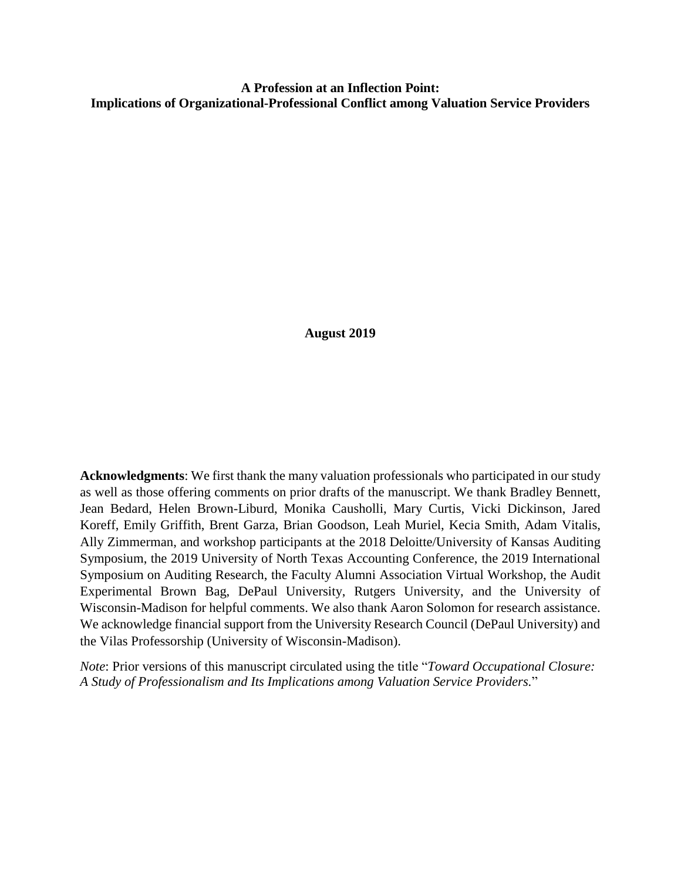# A Profession at an Inflection Point: Implications of Organizational-Professional Conflict among Valuation Service Providers

**August 2019**

**Acknowledgments**: We first thank the many valuation professionals who participated in our study as well as those offering comments on prior drafts of the manuscript. We thank Bradley Bennett, Jean Bedard, Helen Brown-Liburd, Monika Causholli, Mary Curtis, Vicki Dickinson, Jared Koreff, Emily Griffith, Brent Garza, Brian Goodson, Leah Muriel, Kecia Smith, Adam Vitalis, Ally Zimmerman, and workshop participants at the 2018 Deloitte/University of Kansas Auditing Symposium, the 2019 University of North Texas Accounting Conference, the 2019 International Symposium on Auditing Research, the Faculty Alumni Association Virtual Workshop, the Audit Experimental Brown Bag, DePaul University, Rutgers University, and the University of Wisconsin-Madison for helpful comments. We also thank Aaron Solomon for research assistance. We acknowledge financial support from the University Research Council (DePaul University) and the Vilas Professorship (University of Wisconsin-Madison).

*Note*: Prior versions of this manuscript circulated using the title "*Toward Occupational Closure: A Study of Professionalism and Its Implications among Valuation Service Providers.*"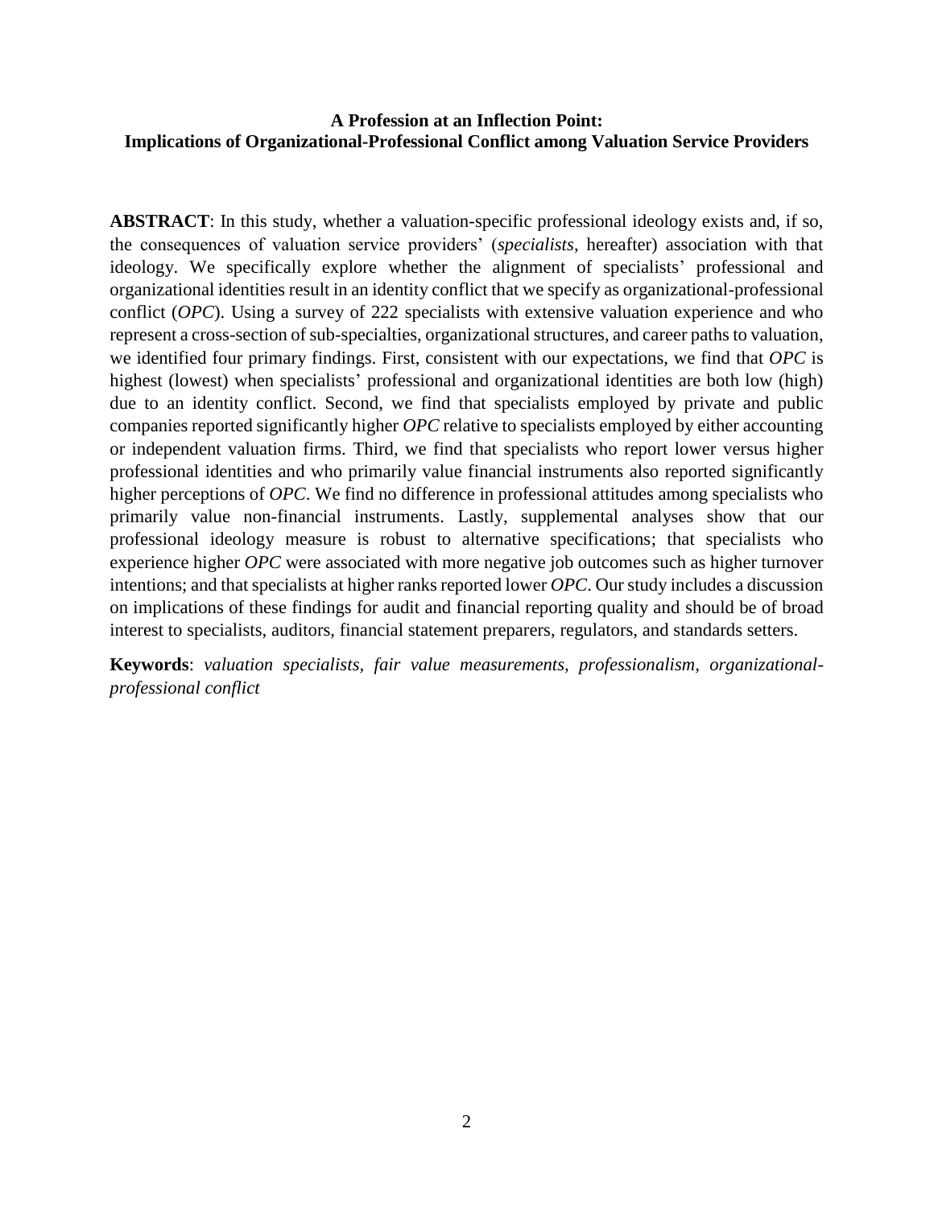**A Profession at an Inflection Point:**
**Implications of Organizational-Professional Conflict among Valuation Service Providers**

**ABSTRACT**: In this study, whether a valuation-specific professional ideology exists and, if so, the consequences of valuation service providers' (*specialists*, hereafter) association with that ideology. We specifically explore whether the alignment of specialists' professional and organizational identities result in an identity conflict that we specify as organizational-professional conflict (*OPC*). Using a survey of 222 specialists with extensive valuation experience and who represent a cross-section of sub-specialties, organizational structures, and career paths to valuation, we identified four primary findings. First, consistent with our expectations, we find that *OPC* is highest (lowest) when specialists' professional and organizational identities are both low (high) due to an identity conflict. Second, we find that specialists employed by private and public companies reported significantly higher *OPC* relative to specialists employed by either accounting or independent valuation firms. Third, we find that specialists who report lower versus higher professional identities and who primarily value financial instruments also reported significantly higher perceptions of *OPC*. We find no difference in professional attitudes among specialists who primarily value non-financial instruments. Lastly, supplemental analyses show that our professional ideology measure is robust to alternative specifications; that specialists who experience higher *OPC* were associated with more negative job outcomes such as higher turnover intentions; and that specialists at higher ranks reported lower *OPC*. Our study includes a discussion on implications of these findings for audit and financial reporting quality and should be of broad interest to specialists, auditors, financial statement preparers, regulators, and standards setters.

**Keywords**: *valuation specialists, fair value measurements, professionalism, organizational-professional conflict*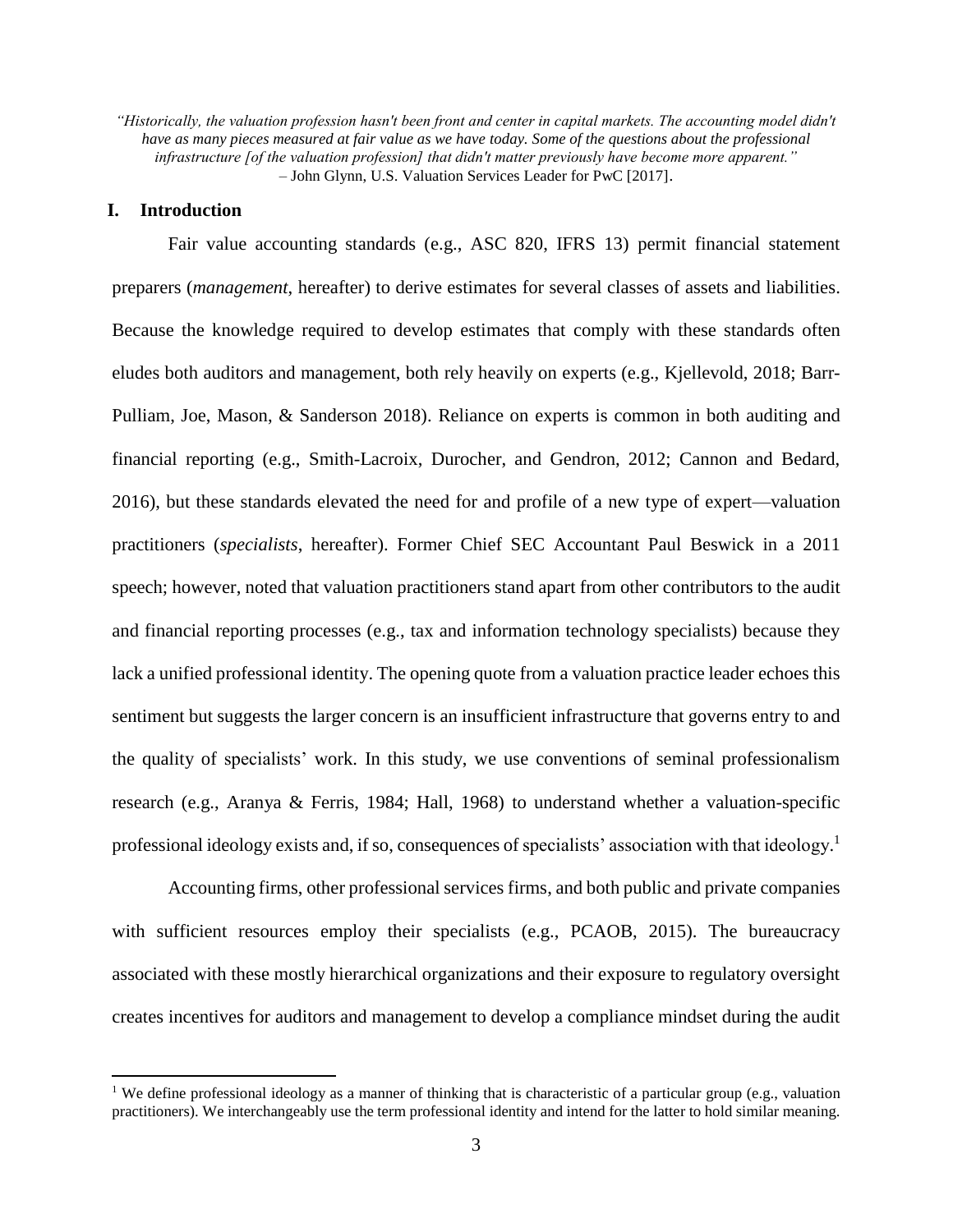*"Historically, the valuation profession hasn't been front and center in capital markets. The accounting model didn't have as many pieces measured at fair value as we have today. Some of the questions about the professional infrastructure [of the valuation profession] that didn't matter previously have become more apparent."*
– John Glynn, U.S. Valuation Services Leader for PwC [2017].

## I. Introduction

Fair value accounting standards (e.g., ASC 820, IFRS 13) permit financial statement preparers (*management*, hereafter) to derive estimates for several classes of assets and liabilities. Because the knowledge required to develop estimates that comply with these standards often eludes both auditors and management, both rely heavily on experts (e.g., Kjellevold, 2018; Barr-Pulliam, Joe, Mason, & Sanderson 2018). Reliance on experts is common in both auditing and financial reporting (e.g., Smith-Lacroix, Durocher, and Gendron, 2012; Cannon and Bedard, 2016), but these standards elevated the need for and profile of a new type of expert—valuation practitioners (*specialists*, hereafter). Former Chief SEC Accountant Paul Beswick in a 2011 speech; however, noted that valuation practitioners stand apart from other contributors to the audit and financial reporting processes (e.g., tax and information technology specialists) because they lack a unified professional identity. The opening quote from a valuation practice leader echoes this sentiment but suggests the larger concern is an insufficient infrastructure that governs entry to and the quality of specialists' work. In this study, we use conventions of seminal professionalism research (e.g., Aranya & Ferris, 1984; Hall, 1968) to understand whether a valuation-specific professional ideology exists and, if so, consequences of specialists' association with that ideology.[1]

Accounting firms, other professional services firms, and both public and private companies with sufficient resources employ their specialists (e.g., PCAOB, 2015). The bureaucracy associated with these mostly hierarchical organizations and their exposure to regulatory oversight creates incentives for auditors and management to develop a compliance mindset during the audit

[1] We define professional ideology as a manner of thinking that is characteristic of a particular group (e.g., valuation practitioners). We interchangeably use the term professional identity and intend for the latter to hold similar meaning.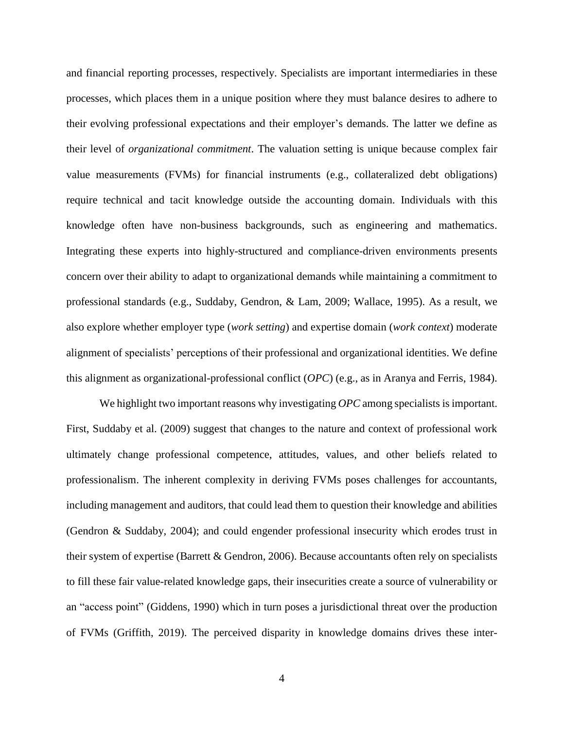and financial reporting processes, respectively. Specialists are important intermediaries in these processes, which places them in a unique position where they must balance desires to adhere to their evolving professional expectations and their employer's demands. The latter we define as their level of *organizational commitment*. The valuation setting is unique because complex fair value measurements (FVMs) for financial instruments (e.g., collateralized debt obligations) require technical and tacit knowledge outside the accounting domain. Individuals with this knowledge often have non-business backgrounds, such as engineering and mathematics. Integrating these experts into highly-structured and compliance-driven environments presents concern over their ability to adapt to organizational demands while maintaining a commitment to professional standards (e.g., Suddaby, Gendron, & Lam, 2009; Wallace, 1995). As a result, we also explore whether employer type (*work setting*) and expertise domain (*work context*) moderate alignment of specialists' perceptions of their professional and organizational identities. We define this alignment as organizational-professional conflict (*OPC*) (e.g., as in Aranya and Ferris, 1984).

We highlight two important reasons why investigating *OPC* among specialists is important. First, Suddaby et al. (2009) suggest that changes to the nature and context of professional work ultimately change professional competence, attitudes, values, and other beliefs related to professionalism. The inherent complexity in deriving FVMs poses challenges for accountants, including management and auditors, that could lead them to question their knowledge and abilities (Gendron & Suddaby, 2004); and could engender professional insecurity which erodes trust in their system of expertise (Barrett & Gendron, 2006). Because accountants often rely on specialists to fill these fair value-related knowledge gaps, their insecurities create a source of vulnerability or an "access point" (Giddens, 1990) which in turn poses a jurisdictional threat over the production of FVMs (Griffith, 2019). The perceived disparity in knowledge domains drives these inter-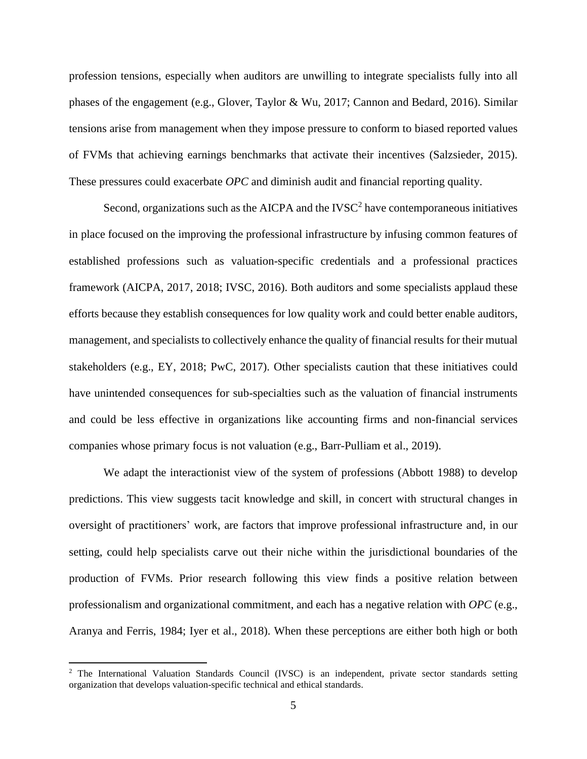profession tensions, especially when auditors are unwilling to integrate specialists fully into all phases of the engagement (e.g., Glover, Taylor & Wu, 2017; Cannon and Bedard, 2016). Similar tensions arise from management when they impose pressure to conform to biased reported values of FVMs that achieving earnings benchmarks that activate their incentives (Salzsieder, 2015). These pressures could exacerbate *OPC* and diminish audit and financial reporting quality.

Second, organizations such as the AICPA and the IVSC[2] have contemporaneous initiatives in place focused on the improving the professional infrastructure by infusing common features of established professions such as valuation-specific credentials and a professional practices framework (AICPA, 2017, 2018; IVSC, 2016). Both auditors and some specialists applaud these efforts because they establish consequences for low quality work and could better enable auditors, management, and specialists to collectively enhance the quality of financial results for their mutual stakeholders (e.g., EY, 2018; PwC, 2017). Other specialists caution that these initiatives could have unintended consequences for sub-specialties such as the valuation of financial instruments and could be less effective in organizations like accounting firms and non-financial services companies whose primary focus is not valuation (e.g., Barr-Pulliam et al., 2019).

We adapt the interactionist view of the system of professions (Abbott 1988) to develop predictions. This view suggests tacit knowledge and skill, in concert with structural changes in oversight of practitioners' work, are factors that improve professional infrastructure and, in our setting, could help specialists carve out their niche within the jurisdictional boundaries of the production of FVMs. Prior research following this view finds a positive relation between professionalism and organizational commitment, and each has a negative relation with *OPC* (e.g., Aranya and Ferris, 1984; Iyer et al., 2018). When these perceptions are either both high or both

[2] The International Valuation Standards Council (IVSC) is an independent, private sector standards setting organization that develops valuation-specific technical and ethical standards.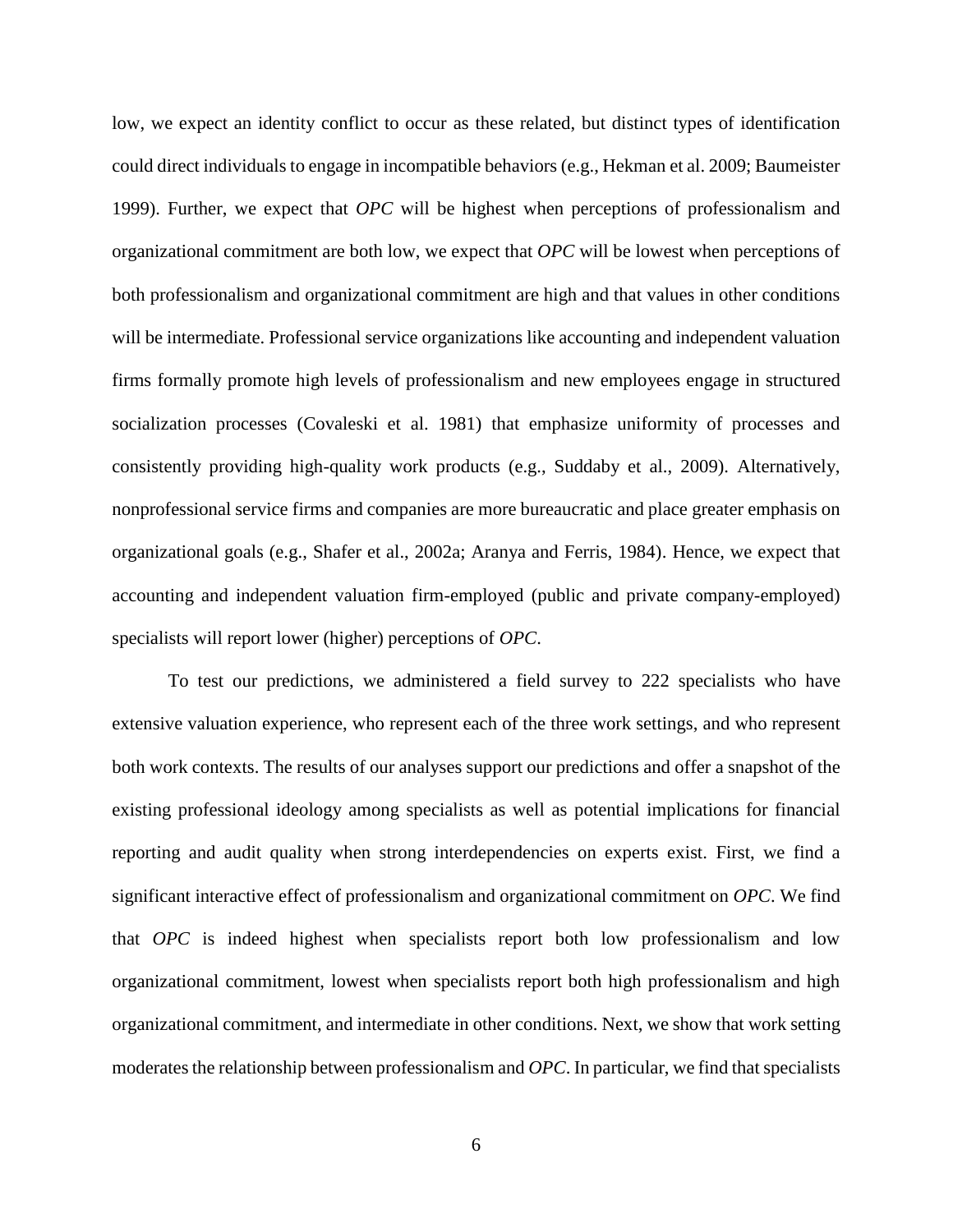low, we expect an identity conflict to occur as these related, but distinct types of identification could direct individuals to engage in incompatible behaviors (e.g., Hekman et al. 2009; Baumeister 1999). Further, we expect that *OPC* will be highest when perceptions of professionalism and organizational commitment are both low, we expect that *OPC* will be lowest when perceptions of both professionalism and organizational commitment are high and that values in other conditions will be intermediate. Professional service organizations like accounting and independent valuation firms formally promote high levels of professionalism and new employees engage in structured socialization processes (Covaleski et al. 1981) that emphasize uniformity of processes and consistently providing high-quality work products (e.g., Suddaby et al., 2009). Alternatively, nonprofessional service firms and companies are more bureaucratic and place greater emphasis on organizational goals (e.g., Shafer et al., 2002a; Aranya and Ferris, 1984). Hence, we expect that accounting and independent valuation firm-employed (public and private company-employed) specialists will report lower (higher) perceptions of *OPC*.

To test our predictions, we administered a field survey to 222 specialists who have extensive valuation experience, who represent each of the three work settings, and who represent both work contexts. The results of our analyses support our predictions and offer a snapshot of the existing professional ideology among specialists as well as potential implications for financial reporting and audit quality when strong interdependencies on experts exist. First, we find a significant interactive effect of professionalism and organizational commitment on *OPC*. We find that *OPC* is indeed highest when specialists report both low professionalism and low organizational commitment, lowest when specialists report both high professionalism and high organizational commitment, and intermediate in other conditions. Next, we show that work setting moderates the relationship between professionalism and *OPC*. In particular, we find that specialists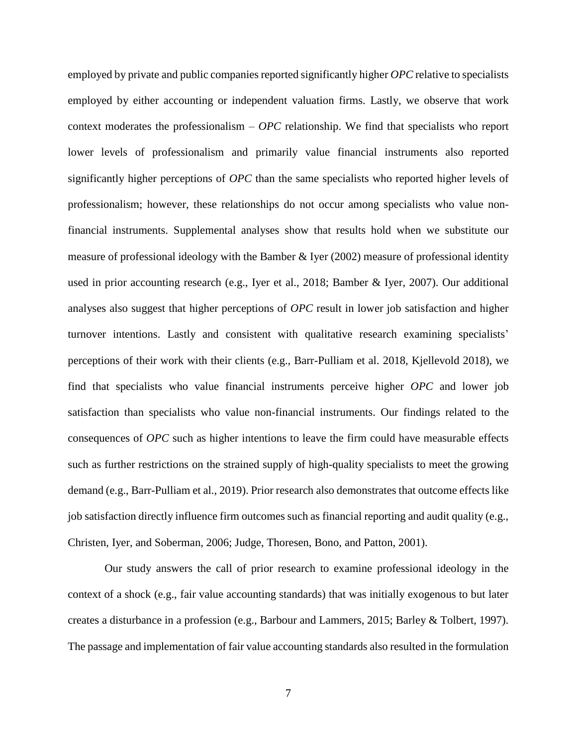employed by private and public companies reported significantly higher *OPC* relative to specialists employed by either accounting or independent valuation firms. Lastly, we observe that work context moderates the professionalism – *OPC* relationship. We find that specialists who report lower levels of professionalism and primarily value financial instruments also reported significantly higher perceptions of *OPC* than the same specialists who reported higher levels of professionalism; however, these relationships do not occur among specialists who value non-financial instruments. Supplemental analyses show that results hold when we substitute our measure of professional ideology with the Bamber & Iyer (2002) measure of professional identity used in prior accounting research (e.g., Iyer et al., 2018; Bamber & Iyer, 2007). Our additional analyses also suggest that higher perceptions of *OPC* result in lower job satisfaction and higher turnover intentions. Lastly and consistent with qualitative research examining specialists' perceptions of their work with their clients (e.g., Barr-Pulliam et al. 2018, Kjellevold 2018), we find that specialists who value financial instruments perceive higher *OPC* and lower job satisfaction than specialists who value non-financial instruments. Our findings related to the consequences of *OPC* such as higher intentions to leave the firm could have measurable effects such as further restrictions on the strained supply of high-quality specialists to meet the growing demand (e.g., Barr-Pulliam et al., 2019). Prior research also demonstrates that outcome effects like job satisfaction directly influence firm outcomes such as financial reporting and audit quality (e.g., Christen, Iyer, and Soberman, 2006; Judge, Thoresen, Bono, and Patton, 2001).

Our study answers the call of prior research to examine professional ideology in the context of a shock (e.g., fair value accounting standards) that was initially exogenous to but later creates a disturbance in a profession (e.g., Barbour and Lammers, 2015; Barley & Tolbert, 1997). The passage and implementation of fair value accounting standards also resulted in the formulation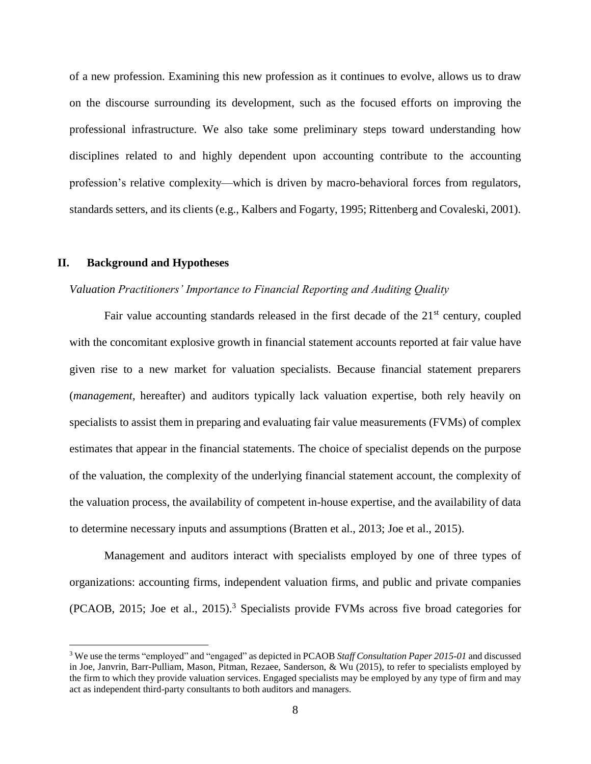of a new profession. Examining this new profession as it continues to evolve, allows us to draw on the discourse surrounding its development, such as the focused efforts on improving the professional infrastructure. We also take some preliminary steps toward understanding how disciplines related to and highly dependent upon accounting contribute to the accounting profession's relative complexity—which is driven by macro-behavioral forces from regulators, standards setters, and its clients (e.g., Kalbers and Fogarty, 1995; Rittenberg and Covaleski, 2001).

## II. Background and Hypotheses

*Valuation Practitioners' Importance to Financial Reporting and Auditing Quality*

Fair value accounting standards released in the first decade of the 21st century, coupled with the concomitant explosive growth in financial statement accounts reported at fair value have given rise to a new market for valuation specialists. Because financial statement preparers (*management*, hereafter) and auditors typically lack valuation expertise, both rely heavily on specialists to assist them in preparing and evaluating fair value measurements (FVMs) of complex estimates that appear in the financial statements. The choice of specialist depends on the purpose of the valuation, the complexity of the underlying financial statement account, the complexity of the valuation process, the availability of competent in-house expertise, and the availability of data to determine necessary inputs and assumptions (Bratten et al., 2013; Joe et al., 2015).

Management and auditors interact with specialists employed by one of three types of organizations: accounting firms, independent valuation firms, and public and private companies (PCAOB, 2015; Joe et al., 2015).[3] Specialists provide FVMs across five broad categories for

[3] We use the terms "employed" and "engaged" as depicted in PCAOB *Staff Consultation Paper 2015-01* and discussed in Joe, Janvrin, Barr-Pulliam, Mason, Pitman, Rezaee, Sanderson, & Wu (2015), to refer to specialists employed by the firm to which they provide valuation services. Engaged specialists may be employed by any type of firm and may act as independent third-party consultants to both auditors and managers.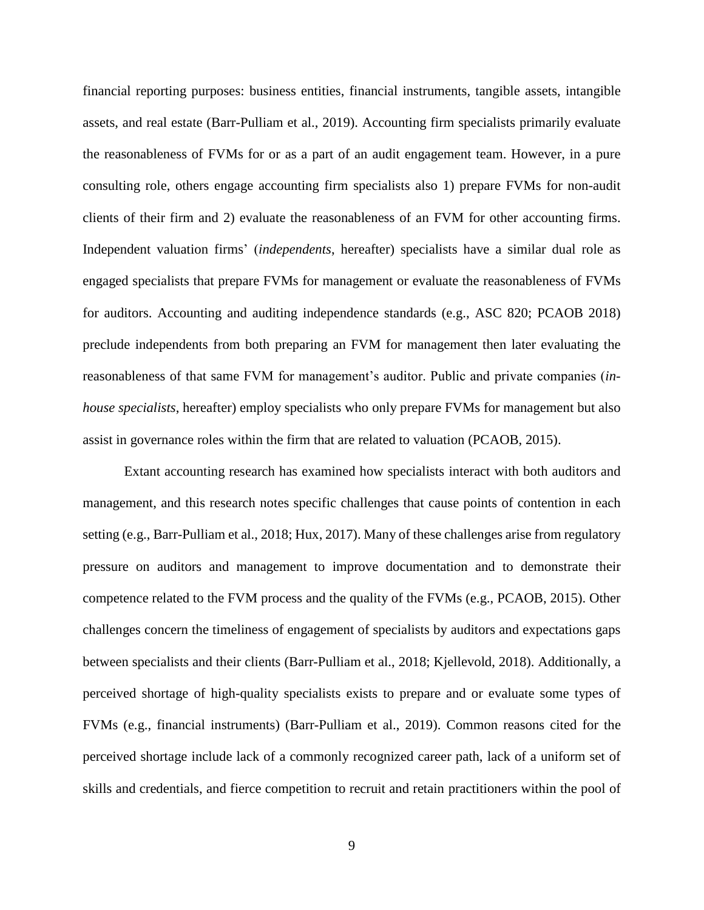financial reporting purposes: business entities, financial instruments, tangible assets, intangible assets, and real estate (Barr-Pulliam et al., 2019). Accounting firm specialists primarily evaluate the reasonableness of FVMs for or as a part of an audit engagement team. However, in a pure consulting role, others engage accounting firm specialists also 1) prepare FVMs for non-audit clients of their firm and 2) evaluate the reasonableness of an FVM for other accounting firms. Independent valuation firms' (*independents*, hereafter) specialists have a similar dual role as engaged specialists that prepare FVMs for management or evaluate the reasonableness of FVMs for auditors. Accounting and auditing independence standards (e.g., ASC 820; PCAOB 2018) preclude independents from both preparing an FVM for management then later evaluating the reasonableness of that same FVM for management's auditor. Public and private companies (*in-house specialists*, hereafter) employ specialists who only prepare FVMs for management but also assist in governance roles within the firm that are related to valuation (PCAOB, 2015).

Extant accounting research has examined how specialists interact with both auditors and management, and this research notes specific challenges that cause points of contention in each setting (e.g., Barr-Pulliam et al., 2018; Hux, 2017). Many of these challenges arise from regulatory pressure on auditors and management to improve documentation and to demonstrate their competence related to the FVM process and the quality of the FVMs (e.g., PCAOB, 2015). Other challenges concern the timeliness of engagement of specialists by auditors and expectations gaps between specialists and their clients (Barr-Pulliam et al., 2018; Kjellevold, 2018). Additionally, a perceived shortage of high-quality specialists exists to prepare and or evaluate some types of FVMs (e.g., financial instruments) (Barr-Pulliam et al., 2019). Common reasons cited for the perceived shortage include lack of a commonly recognized career path, lack of a uniform set of skills and credentials, and fierce competition to recruit and retain practitioners within the pool of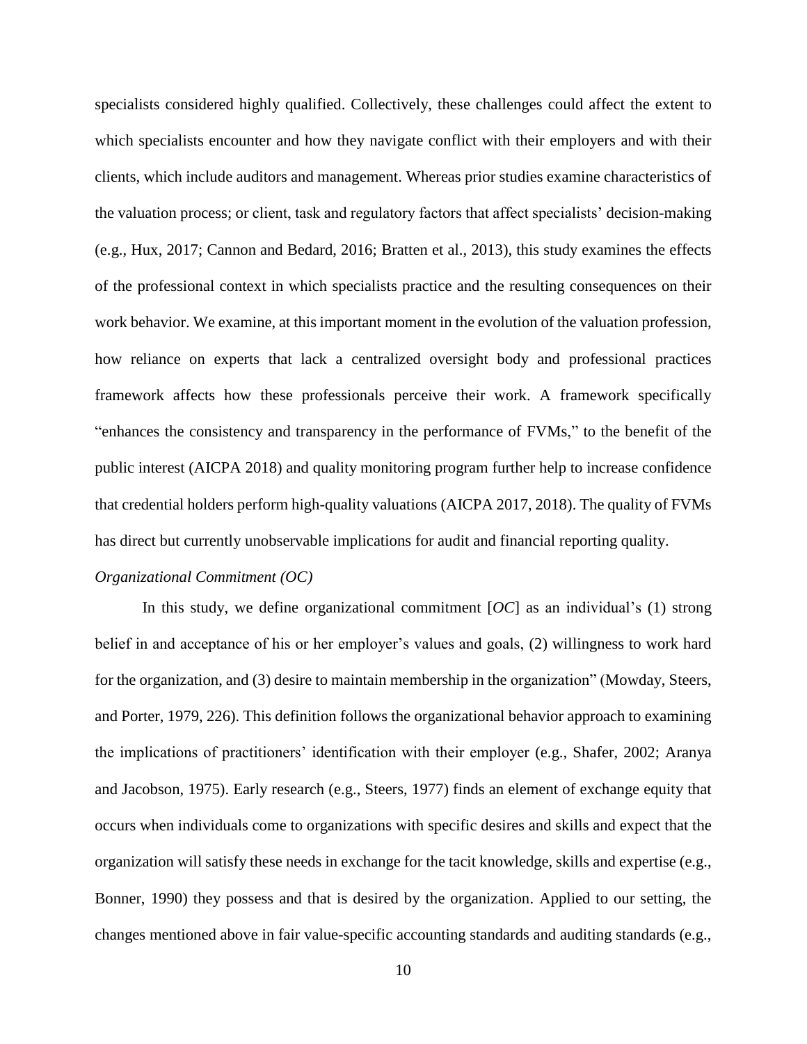specialists considered highly qualified. Collectively, these challenges could affect the extent to which specialists encounter and how they navigate conflict with their employers and with their clients, which include auditors and management. Whereas prior studies examine characteristics of the valuation process; or client, task and regulatory factors that affect specialists' decision-making (e.g., Hux, 2017; Cannon and Bedard, 2016; Bratten et al., 2013), this study examines the effects of the professional context in which specialists practice and the resulting consequences on their work behavior. We examine, at this important moment in the evolution of the valuation profession, how reliance on experts that lack a centralized oversight body and professional practices framework affects how these professionals perceive their work. A framework specifically "enhances the consistency and transparency in the performance of FVMs," to the benefit of the public interest (AICPA 2018) and quality monitoring program further help to increase confidence that credential holders perform high-quality valuations (AICPA 2017, 2018). The quality of FVMs has direct but currently unobservable implications for audit and financial reporting quality.

*Organizational Commitment (OC)*

In this study, we define organizational commitment [*OC*] as an individual's (1) strong belief in and acceptance of his or her employer's values and goals, (2) willingness to work hard for the organization, and (3) desire to maintain membership in the organization" (Mowday, Steers, and Porter, 1979, 226). This definition follows the organizational behavior approach to examining the implications of practitioners' identification with their employer (e.g., Shafer, 2002; Aranya and Jacobson, 1975). Early research (e.g., Steers, 1977) finds an element of exchange equity that occurs when individuals come to organizations with specific desires and skills and expect that the organization will satisfy these needs in exchange for the tacit knowledge, skills and expertise (e.g., Bonner, 1990) they possess and that is desired by the organization. Applied to our setting, the changes mentioned above in fair value-specific accounting standards and auditing standards (e.g.,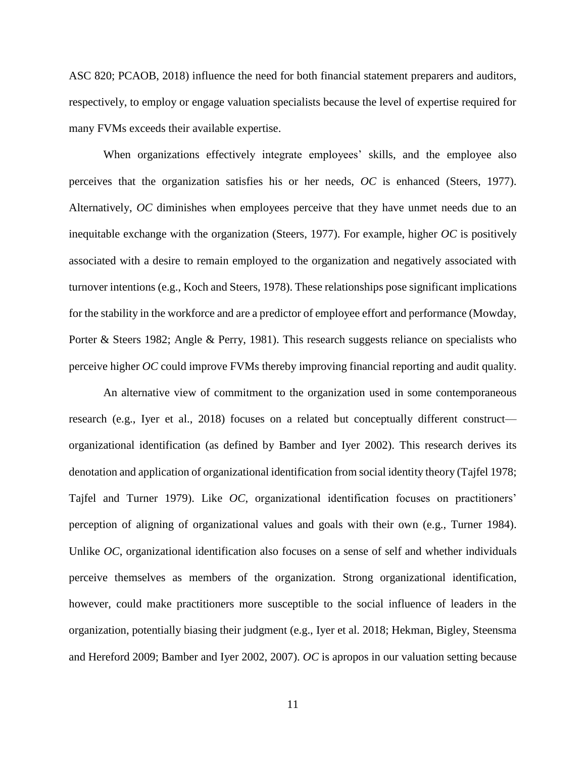ASC 820; PCAOB, 2018) influence the need for both financial statement preparers and auditors, respectively, to employ or engage valuation specialists because the level of expertise required for many FVMs exceeds their available expertise.

When organizations effectively integrate employees' skills, and the employee also perceives that the organization satisfies his or her needs, *OC* is enhanced (Steers, 1977). Alternatively, *OC* diminishes when employees perceive that they have unmet needs due to an inequitable exchange with the organization (Steers, 1977). For example, higher *OC* is positively associated with a desire to remain employed to the organization and negatively associated with turnover intentions (e.g., Koch and Steers, 1978). These relationships pose significant implications for the stability in the workforce and are a predictor of employee effort and performance (Mowday, Porter & Steers 1982; Angle & Perry, 1981). This research suggests reliance on specialists who perceive higher *OC* could improve FVMs thereby improving financial reporting and audit quality.

An alternative view of commitment to the organization used in some contemporaneous research (e.g., Iyer et al., 2018) focuses on a related but conceptually different construct—organizational identification (as defined by Bamber and Iyer 2002). This research derives its denotation and application of organizational identification from social identity theory (Tajfel 1978; Tajfel and Turner 1979). Like *OC*, organizational identification focuses on practitioners' perception of aligning of organizational values and goals with their own (e.g., Turner 1984). Unlike *OC*, organizational identification also focuses on a sense of self and whether individuals perceive themselves as members of the organization. Strong organizational identification, however, could make practitioners more susceptible to the social influence of leaders in the organization, potentially biasing their judgment (e.g., Iyer et al. 2018; Hekman, Bigley, Steensma and Hereford 2009; Bamber and Iyer 2002, 2007). *OC* is apropos in our valuation setting because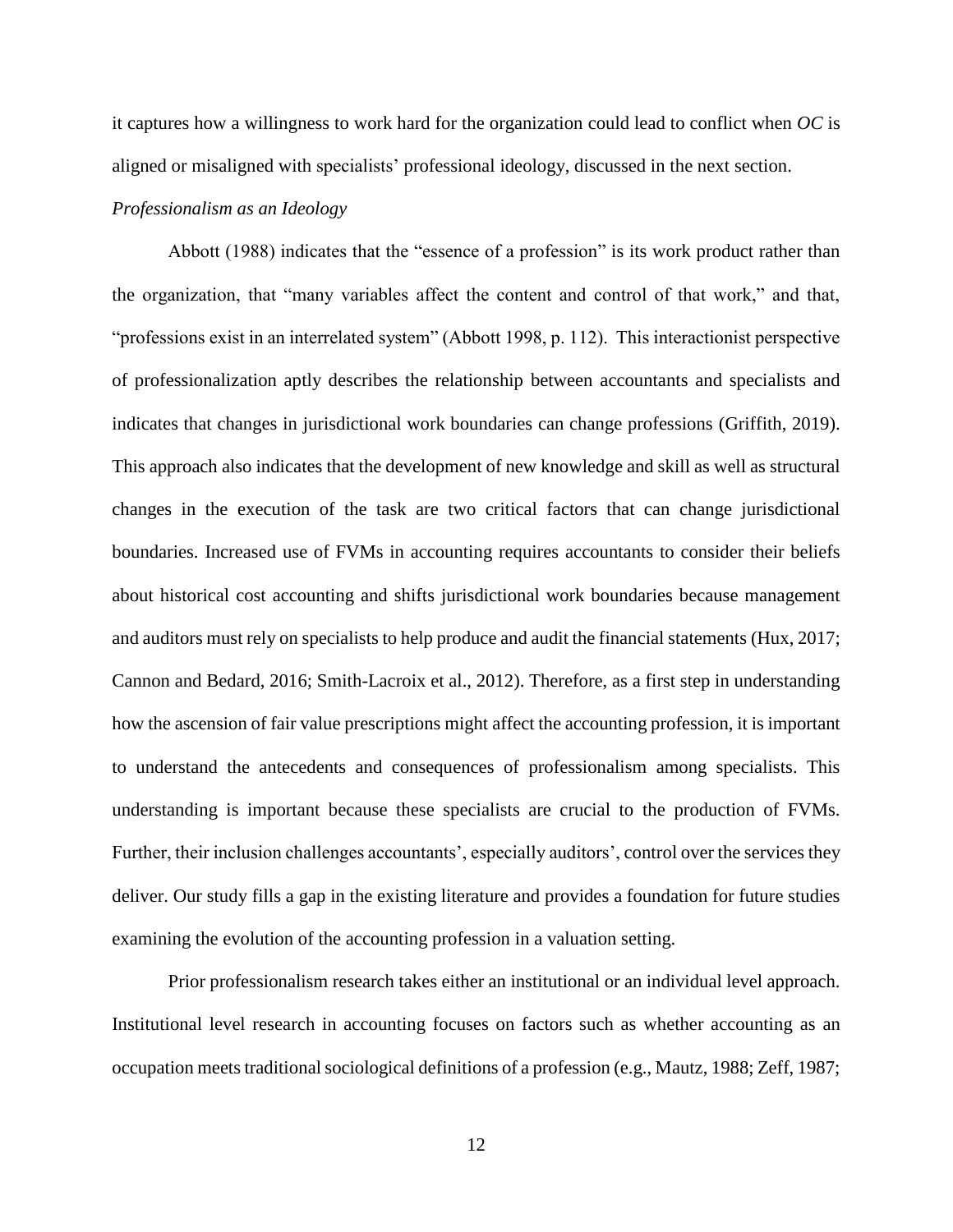it captures how a willingness to work hard for the organization could lead to conflict when *OC* is aligned or misaligned with specialists' professional ideology, discussed in the next section.

*Professionalism as an Ideology*

Abbott (1988) indicates that the "essence of a profession" is its work product rather than the organization, that "many variables affect the content and control of that work," and that, "professions exist in an interrelated system" (Abbott 1998, p. 112). This interactionist perspective of professionalization aptly describes the relationship between accountants and specialists and indicates that changes in jurisdictional work boundaries can change professions (Griffith, 2019). This approach also indicates that the development of new knowledge and skill as well as structural changes in the execution of the task are two critical factors that can change jurisdictional boundaries. Increased use of FVMs in accounting requires accountants to consider their beliefs about historical cost accounting and shifts jurisdictional work boundaries because management and auditors must rely on specialists to help produce and audit the financial statements (Hux, 2017; Cannon and Bedard, 2016; Smith-Lacroix et al., 2012). Therefore, as a first step in understanding how the ascension of fair value prescriptions might affect the accounting profession, it is important to understand the antecedents and consequences of professionalism among specialists. This understanding is important because these specialists are crucial to the production of FVMs. Further, their inclusion challenges accountants', especially auditors', control over the services they deliver. Our study fills a gap in the existing literature and provides a foundation for future studies examining the evolution of the accounting profession in a valuation setting.

Prior professionalism research takes either an institutional or an individual level approach. Institutional level research in accounting focuses on factors such as whether accounting as an occupation meets traditional sociological definitions of a profession (e.g., Mautz, 1988; Zeff, 1987;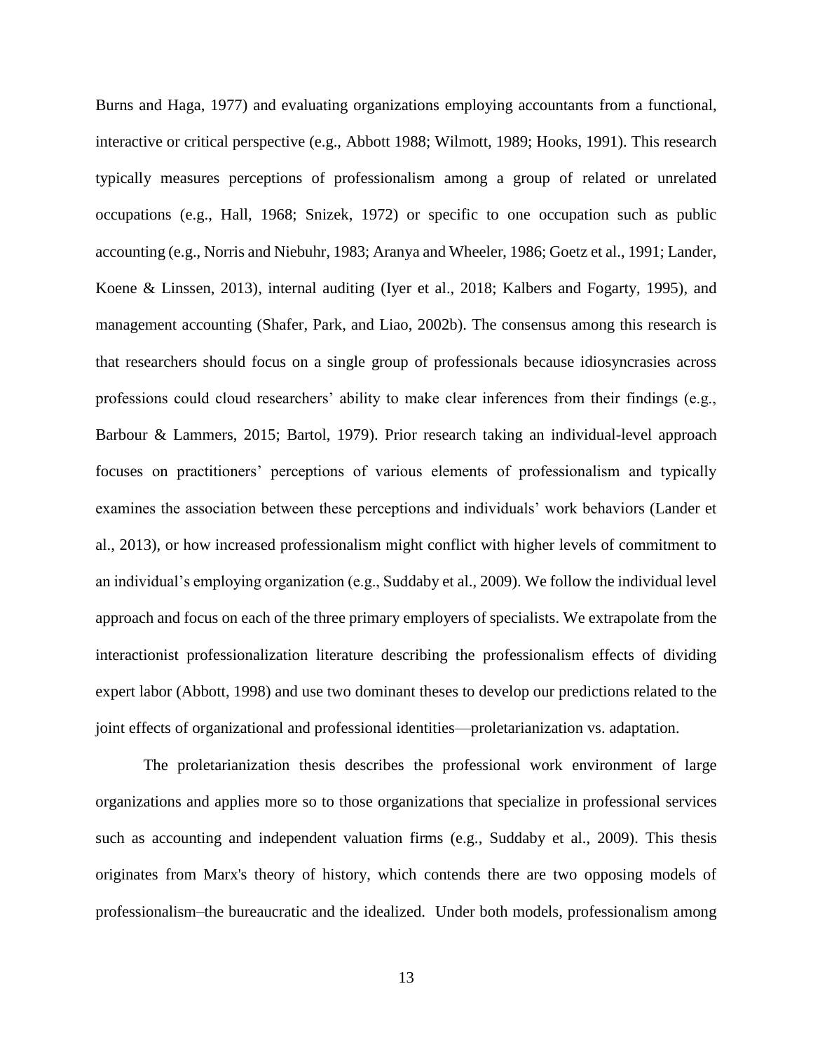Burns and Haga, 1977) and evaluating organizations employing accountants from a functional, interactive or critical perspective (e.g., Abbott 1988; Wilmott, 1989; Hooks, 1991). This research typically measures perceptions of professionalism among a group of related or unrelated occupations (e.g., Hall, 1968; Snizek, 1972) or specific to one occupation such as public accounting (e.g., Norris and Niebuhr, 1983; Aranya and Wheeler, 1986; Goetz et al., 1991; Lander, Koene & Linssen, 2013), internal auditing (Iyer et al., 2018; Kalbers and Fogarty, 1995), and management accounting (Shafer, Park, and Liao, 2002b). The consensus among this research is that researchers should focus on a single group of professionals because idiosyncrasies across professions could cloud researchers' ability to make clear inferences from their findings (e.g., Barbour & Lammers, 2015; Bartol, 1979). Prior research taking an individual-level approach focuses on practitioners' perceptions of various elements of professionalism and typically examines the association between these perceptions and individuals' work behaviors (Lander et al., 2013), or how increased professionalism might conflict with higher levels of commitment to an individual's employing organization (e.g., Suddaby et al., 2009). We follow the individual level approach and focus on each of the three primary employers of specialists. We extrapolate from the interactionist professionalization literature describing the professionalism effects of dividing expert labor (Abbott, 1998) and use two dominant theses to develop our predictions related to the joint effects of organizational and professional identities—proletarianization vs. adaptation.

The proletarianization thesis describes the professional work environment of large organizations and applies more so to those organizations that specialize in professional services such as accounting and independent valuation firms (e.g., Suddaby et al., 2009). This thesis originates from Marx's theory of history, which contends there are two opposing models of professionalism–the bureaucratic and the idealized. Under both models, professionalism among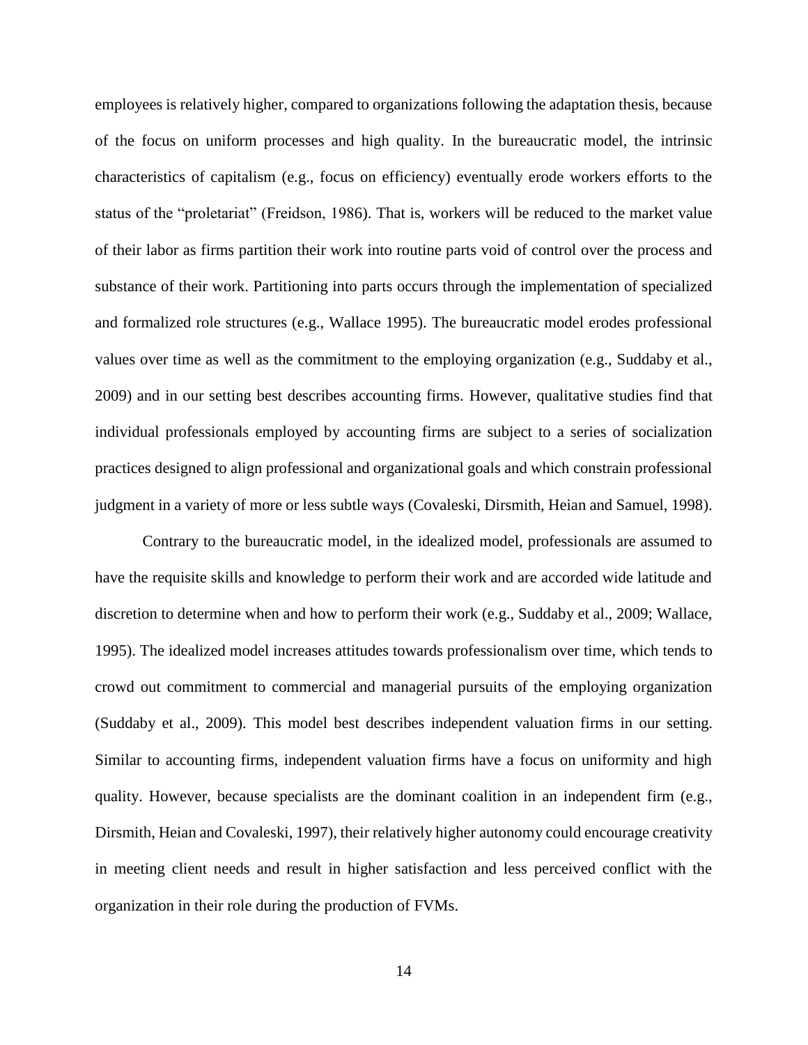employees is relatively higher, compared to organizations following the adaptation thesis, because of the focus on uniform processes and high quality. In the bureaucratic model, the intrinsic characteristics of capitalism (e.g., focus on efficiency) eventually erode workers efforts to the status of the "proletariat" (Freidson, 1986). That is, workers will be reduced to the market value of their labor as firms partition their work into routine parts void of control over the process and substance of their work. Partitioning into parts occurs through the implementation of specialized and formalized role structures (e.g., Wallace 1995). The bureaucratic model erodes professional values over time as well as the commitment to the employing organization (e.g., Suddaby et al., 2009) and in our setting best describes accounting firms. However, qualitative studies find that individual professionals employed by accounting firms are subject to a series of socialization practices designed to align professional and organizational goals and which constrain professional judgment in a variety of more or less subtle ways (Covaleski, Dirsmith, Heian and Samuel, 1998).

Contrary to the bureaucratic model, in the idealized model, professionals are assumed to have the requisite skills and knowledge to perform their work and are accorded wide latitude and discretion to determine when and how to perform their work (e.g., Suddaby et al., 2009; Wallace, 1995). The idealized model increases attitudes towards professionalism over time, which tends to crowd out commitment to commercial and managerial pursuits of the employing organization (Suddaby et al., 2009). This model best describes independent valuation firms in our setting. Similar to accounting firms, independent valuation firms have a focus on uniformity and high quality. However, because specialists are the dominant coalition in an independent firm (e.g., Dirsmith, Heian and Covaleski, 1997), their relatively higher autonomy could encourage creativity in meeting client needs and result in higher satisfaction and less perceived conflict with the organization in their role during the production of FVMs.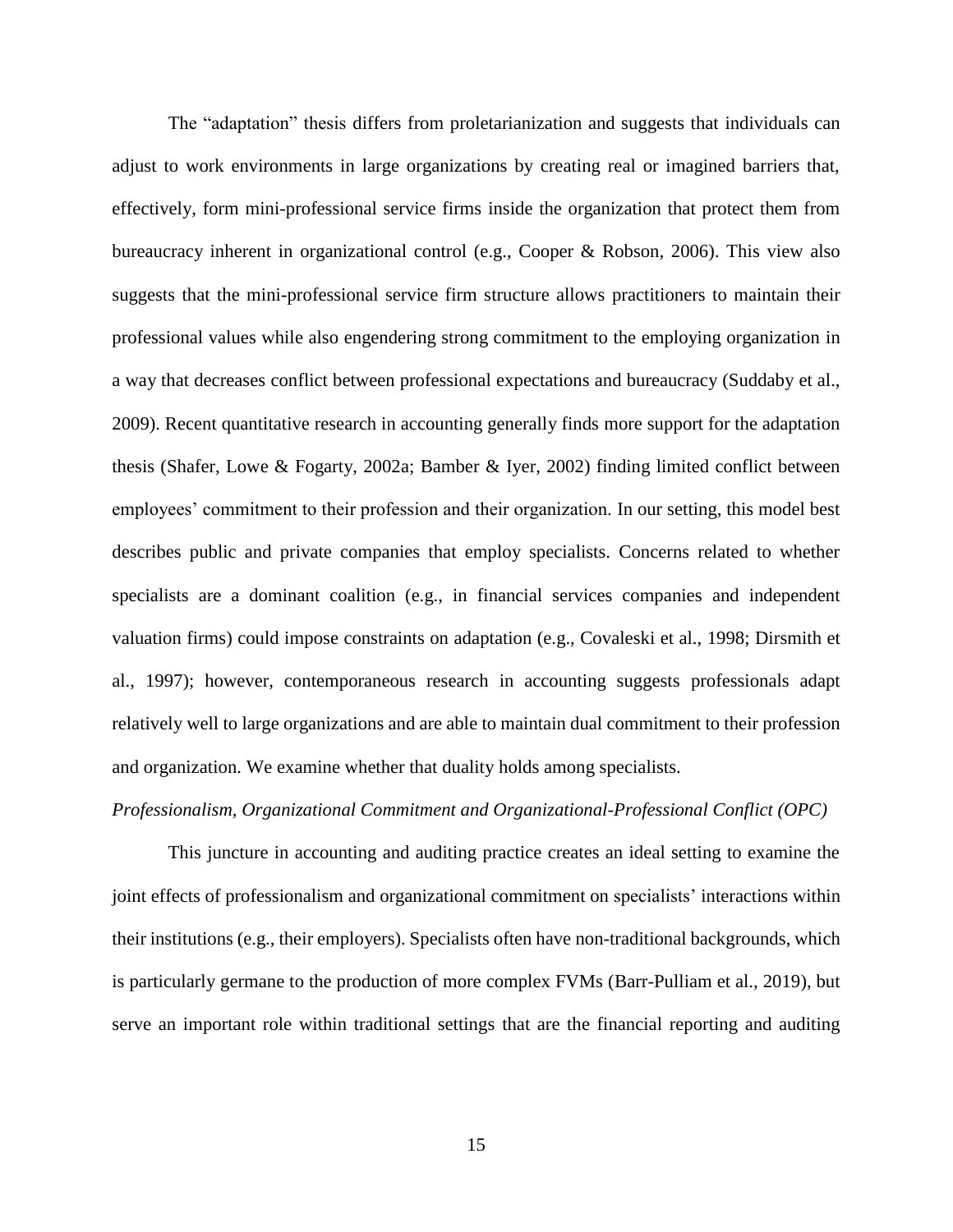The "adaptation" thesis differs from proletarianization and suggests that individuals can adjust to work environments in large organizations by creating real or imagined barriers that, effectively, form mini-professional service firms inside the organization that protect them from bureaucracy inherent in organizational control (e.g., Cooper & Robson, 2006). This view also suggests that the mini-professional service firm structure allows practitioners to maintain their professional values while also engendering strong commitment to the employing organization in a way that decreases conflict between professional expectations and bureaucracy (Suddaby et al., 2009). Recent quantitative research in accounting generally finds more support for the adaptation thesis (Shafer, Lowe & Fogarty, 2002a; Bamber & Iyer, 2002) finding limited conflict between employees' commitment to their profession and their organization. In our setting, this model best describes public and private companies that employ specialists. Concerns related to whether specialists are a dominant coalition (e.g., in financial services companies and independent valuation firms) could impose constraints on adaptation (e.g., Covaleski et al., 1998; Dirsmith et al., 1997); however, contemporaneous research in accounting suggests professionals adapt relatively well to large organizations and are able to maintain dual commitment to their profession and organization. We examine whether that duality holds among specialists.

*Professionalism, Organizational Commitment and Organizational-Professional Conflict (OPC)*

This juncture in accounting and auditing practice creates an ideal setting to examine the joint effects of professionalism and organizational commitment on specialists' interactions within their institutions (e.g., their employers). Specialists often have non-traditional backgrounds, which is particularly germane to the production of more complex FVMs (Barr-Pulliam et al., 2019), but serve an important role within traditional settings that are the financial reporting and auditing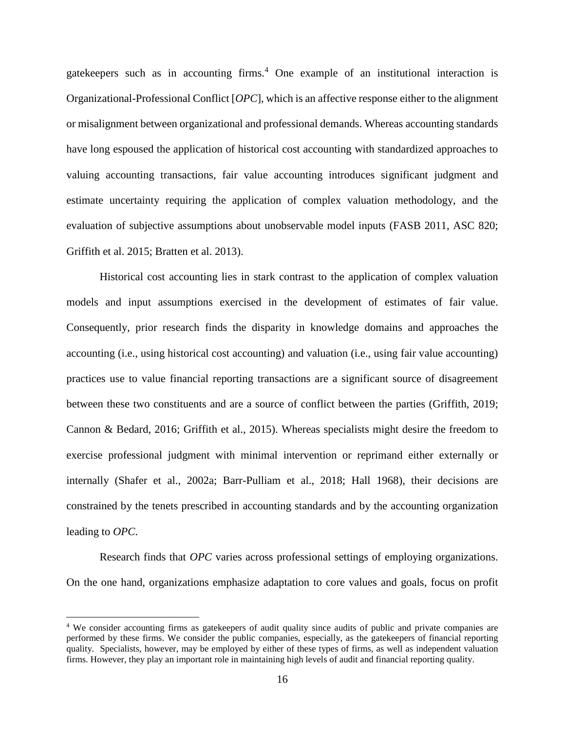gatekeepers such as in accounting firms.[4] One example of an institutional interaction is Organizational-Professional Conflict [*OPC*], which is an affective response either to the alignment or misalignment between organizational and professional demands. Whereas accounting standards have long espoused the application of historical cost accounting with standardized approaches to valuing accounting transactions, fair value accounting introduces significant judgment and estimate uncertainty requiring the application of complex valuation methodology, and the evaluation of subjective assumptions about unobservable model inputs (FASB 2011, ASC 820; Griffith et al. 2015; Bratten et al. 2013).

Historical cost accounting lies in stark contrast to the application of complex valuation models and input assumptions exercised in the development of estimates of fair value. Consequently, prior research finds the disparity in knowledge domains and approaches the accounting (i.e., using historical cost accounting) and valuation (i.e., using fair value accounting) practices use to value financial reporting transactions are a significant source of disagreement between these two constituents and are a source of conflict between the parties (Griffith, 2019; Cannon & Bedard, 2016; Griffith et al., 2015). Whereas specialists might desire the freedom to exercise professional judgment with minimal intervention or reprimand either externally or internally (Shafer et al., 2002a; Barr-Pulliam et al., 2018; Hall 1968), their decisions are constrained by the tenets prescribed in accounting standards and by the accounting organization leading to *OPC*.

Research finds that *OPC* varies across professional settings of employing organizations. On the one hand, organizations emphasize adaptation to core values and goals, focus on profit

[4] We consider accounting firms as gatekeepers of audit quality since audits of public and private companies are performed by these firms. We consider the public companies, especially, as the gatekeepers of financial reporting quality. Specialists, however, may be employed by either of these types of firms, as well as independent valuation firms. However, they play an important role in maintaining high levels of audit and financial reporting quality.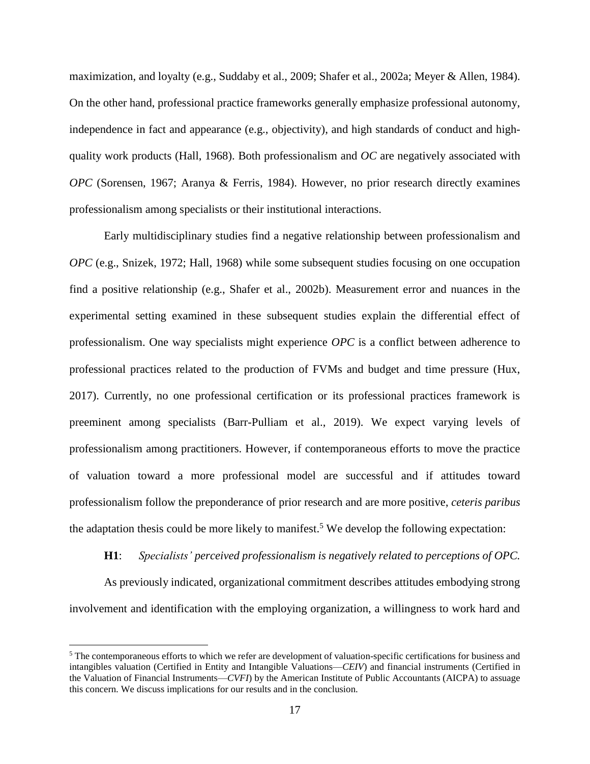maximization, and loyalty (e.g., Suddaby et al., 2009; Shafer et al., 2002a; Meyer & Allen, 1984). On the other hand, professional practice frameworks generally emphasize professional autonomy, independence in fact and appearance (e.g., objectivity), and high standards of conduct and high-quality work products (Hall, 1968). Both professionalism and *OC* are negatively associated with *OPC* (Sorensen, 1967; Aranya & Ferris, 1984). However, no prior research directly examines professionalism among specialists or their institutional interactions.

Early multidisciplinary studies find a negative relationship between professionalism and *OPC* (e.g., Snizek, 1972; Hall, 1968) while some subsequent studies focusing on one occupation find a positive relationship (e.g., Shafer et al., 2002b). Measurement error and nuances in the experimental setting examined in these subsequent studies explain the differential effect of professionalism. One way specialists might experience *OPC* is a conflict between adherence to professional practices related to the production of FVMs and budget and time pressure (Hux, 2017). Currently, no one professional certification or its professional practices framework is preeminent among specialists (Barr-Pulliam et al., 2019). We expect varying levels of professionalism among practitioners. However, if contemporaneous efforts to move the practice of valuation toward a more professional model are successful and if attitudes toward professionalism follow the preponderance of prior research and are more positive, *ceteris paribus* the adaptation thesis could be more likely to manifest.[5] We develop the following expectation:

**H1**: *Specialists' perceived professionalism is negatively related to perceptions of OPC.*

As previously indicated, organizational commitment describes attitudes embodying strong involvement and identification with the employing organization, a willingness to work hard and

[5] The contemporaneous efforts to which we refer are development of valuation-specific certifications for business and intangibles valuation (Certified in Entity and Intangible Valuations—*CEIV*) and financial instruments (Certified in the Valuation of Financial Instruments—*CVFI*) by the American Institute of Public Accountants (AICPA) to assuage this concern. We discuss implications for our results and in the conclusion.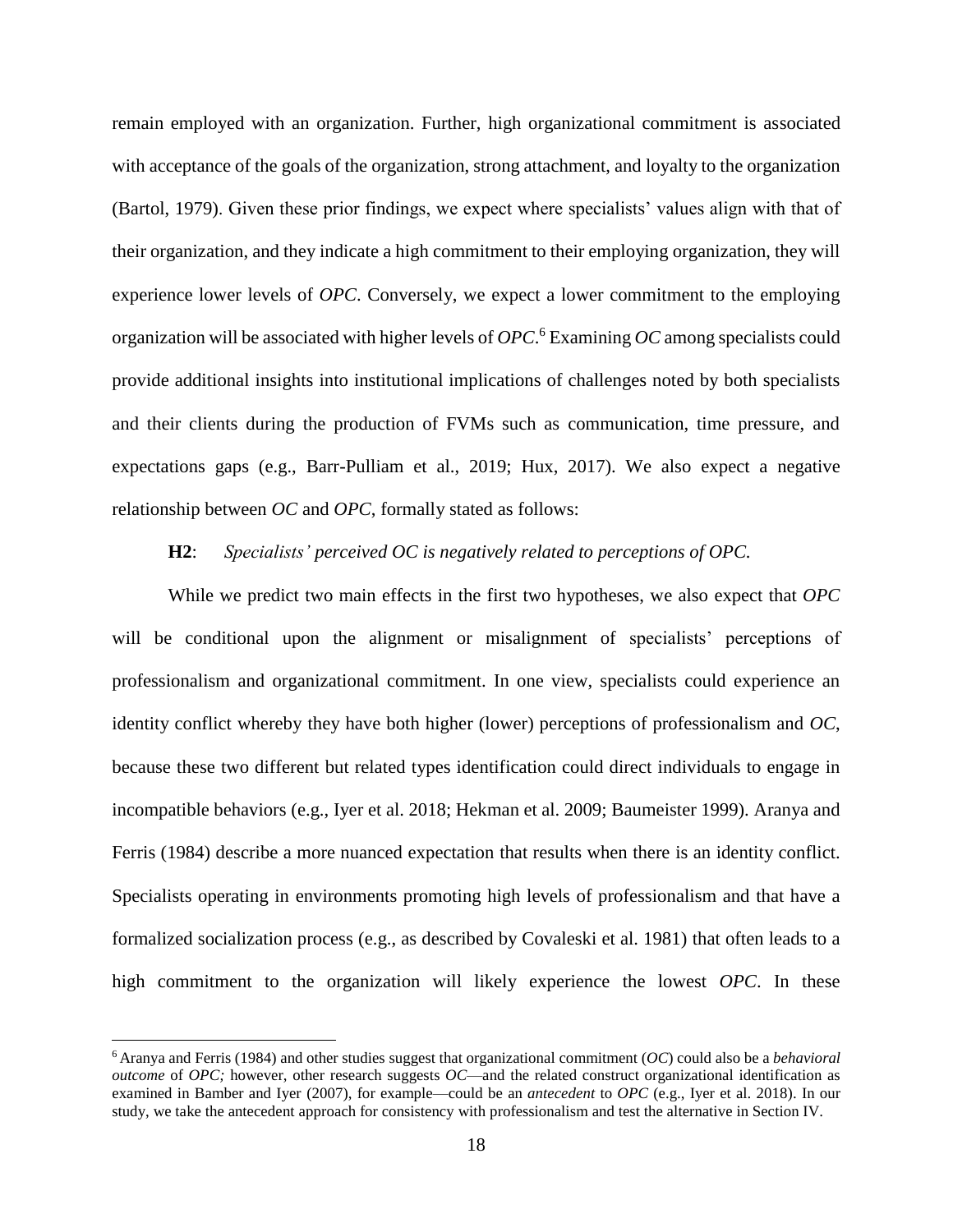remain employed with an organization. Further, high organizational commitment is associated with acceptance of the goals of the organization, strong attachment, and loyalty to the organization (Bartol, 1979). Given these prior findings, we expect where specialists' values align with that of their organization, and they indicate a high commitment to their employing organization, they will experience lower levels of *OPC*. Conversely, we expect a lower commitment to the employing organization will be associated with higher levels of *OPC*.[6] Examining *OC* among specialists could provide additional insights into institutional implications of challenges noted by both specialists and their clients during the production of FVMs such as communication, time pressure, and expectations gaps (e.g., Barr-Pulliam et al., 2019; Hux, 2017). We also expect a negative relationship between *OC* and *OPC*, formally stated as follows:

**H2**: *Specialists' perceived OC is negatively related to perceptions of OPC.*

While we predict two main effects in the first two hypotheses, we also expect that *OPC* will be conditional upon the alignment or misalignment of specialists' perceptions of professionalism and organizational commitment. In one view, specialists could experience an identity conflict whereby they have both higher (lower) perceptions of professionalism and *OC*, because these two different but related types identification could direct individuals to engage in incompatible behaviors (e.g., Iyer et al. 2018; Hekman et al. 2009; Baumeister 1999). Aranya and Ferris (1984) describe a more nuanced expectation that results when there is an identity conflict. Specialists operating in environments promoting high levels of professionalism and that have a formalized socialization process (e.g., as described by Covaleski et al. 1981) that often leads to a high commitment to the organization will likely experience the lowest *OPC*. In these

[6] Aranya and Ferris (1984) and other studies suggest that organizational commitment (*OC*) could also be a *behavioral outcome* of *OPC;* however, other research suggests *OC*—and the related construct organizational identification as examined in Bamber and Iyer (2007), for example—could be an *antecedent* to *OPC* (e.g., Iyer et al. 2018). In our study, we take the antecedent approach for consistency with professionalism and test the alternative in Section IV.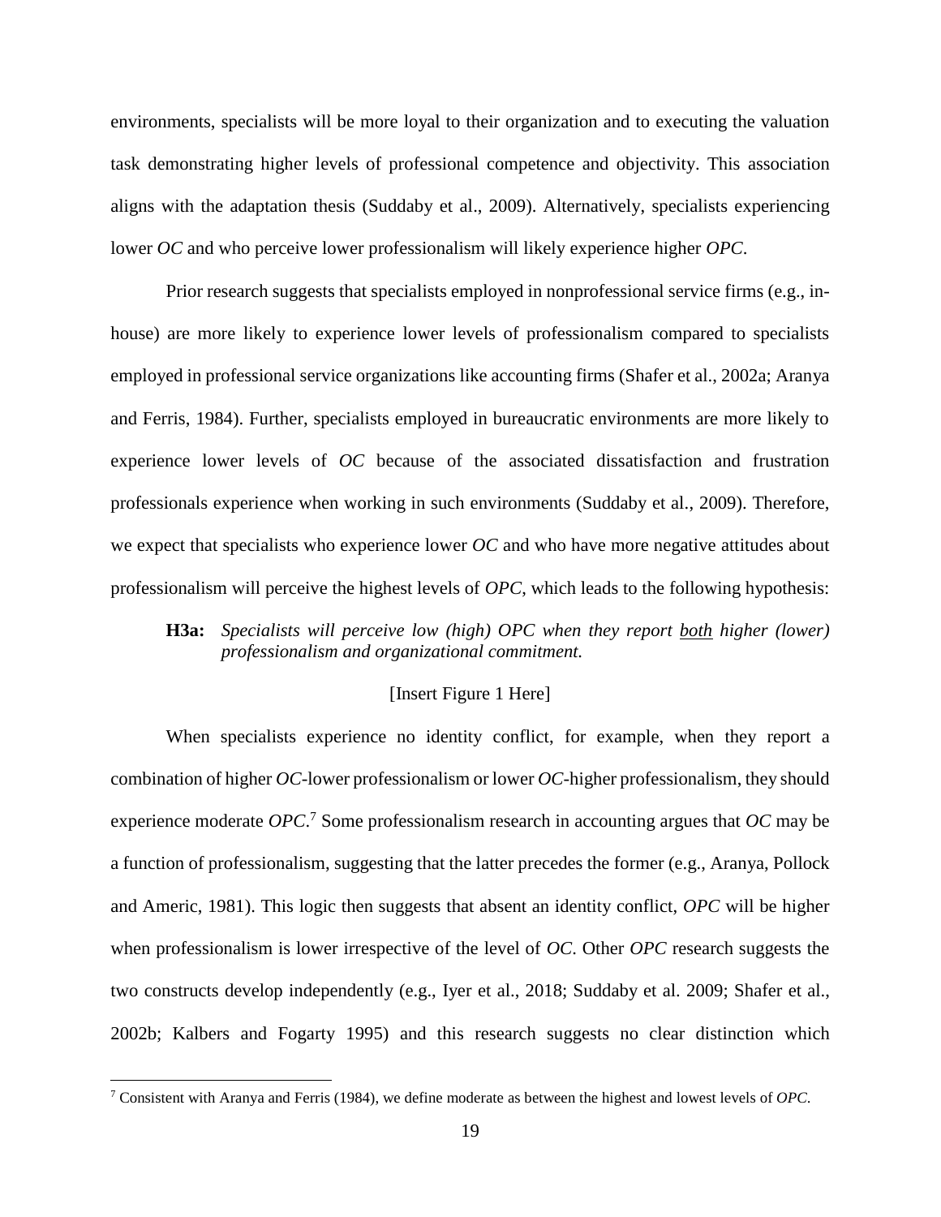environments, specialists will be more loyal to their organization and to executing the valuation task demonstrating higher levels of professional competence and objectivity. This association aligns with the adaptation thesis (Suddaby et al., 2009). Alternatively, specialists experiencing lower *OC* and who perceive lower professionalism will likely experience higher *OPC*.

Prior research suggests that specialists employed in nonprofessional service firms (e.g., in-house) are more likely to experience lower levels of professionalism compared to specialists employed in professional service organizations like accounting firms (Shafer et al., 2002a; Aranya and Ferris, 1984). Further, specialists employed in bureaucratic environments are more likely to experience lower levels of *OC* because of the associated dissatisfaction and frustration professionals experience when working in such environments (Suddaby et al., 2009). Therefore, we expect that specialists who experience lower *OC* and who have more negative attitudes about professionalism will perceive the highest levels of *OPC*, which leads to the following hypothesis:

> **H3a:** *Specialists will perceive low (high) OPC when they report both higher (lower) professionalism and organizational commitment.*

[Insert Figure 1 Here]

When specialists experience no identity conflict, for example, when they report a combination of higher *OC*-lower professionalism or lower *OC*-higher professionalism, they should experience moderate *OPC*.[7] Some professionalism research in accounting argues that *OC* may be a function of professionalism, suggesting that the latter precedes the former (e.g., Aranya, Pollock and Americ, 1981). This logic then suggests that absent an identity conflict, *OPC* will be higher when professionalism is lower irrespective of the level of *OC*. Other *OPC* research suggests the two constructs develop independently (e.g., Iyer et al., 2018; Suddaby et al. 2009; Shafer et al., 2002b; Kalbers and Fogarty 1995) and this research suggests no clear distinction which

[7] Consistent with Aranya and Ferris (1984), we define moderate as between the highest and lowest levels of *OPC*.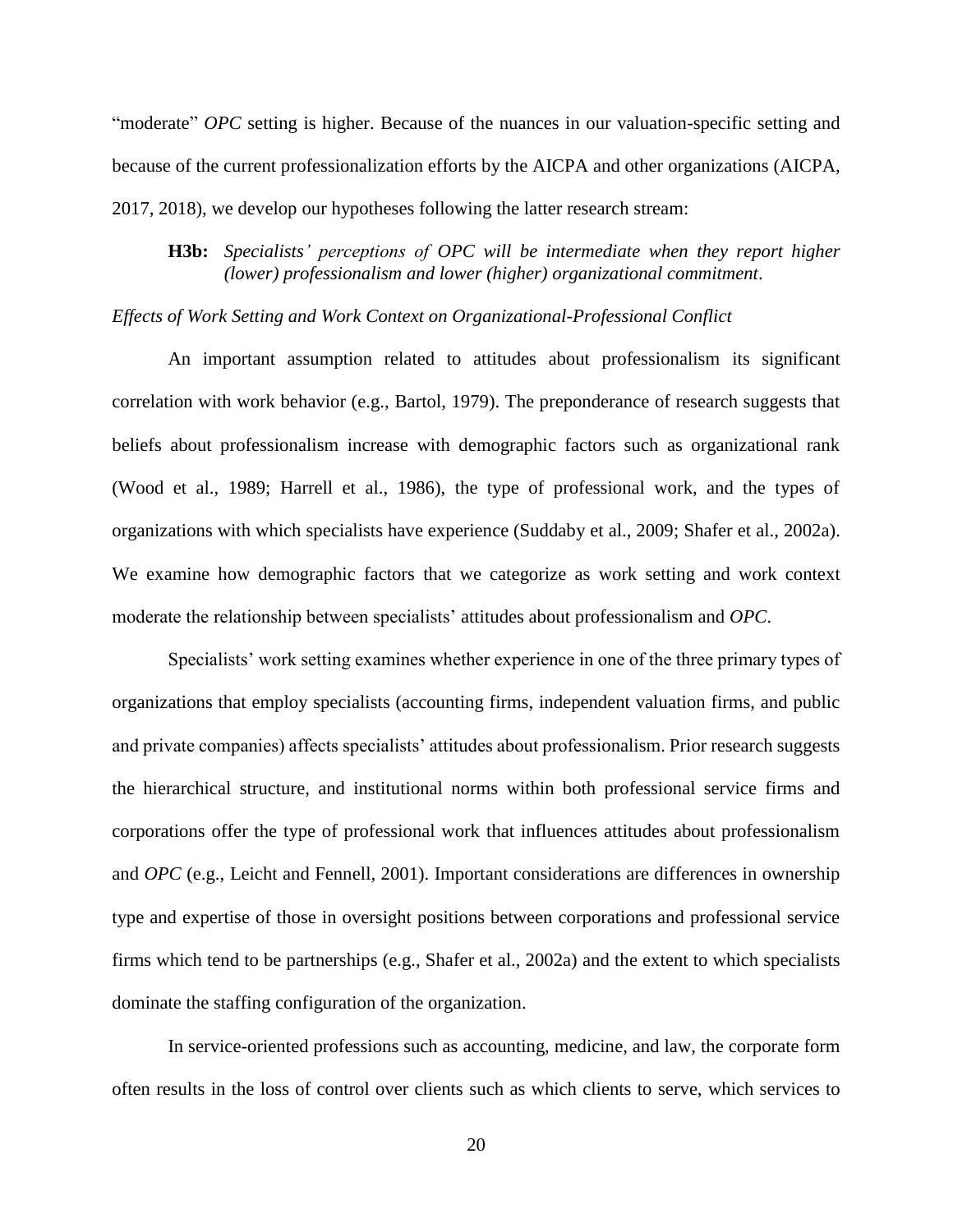"moderate" *OPC* setting is higher. Because of the nuances in our valuation-specific setting and because of the current professionalization efforts by the AICPA and other organizations (AICPA, 2017, 2018), we develop our hypotheses following the latter research stream:

> **H3b:** *Specialists' perceptions of OPC will be intermediate when they report higher (lower) professionalism and lower (higher) organizational commitment*.

*Effects of Work Setting and Work Context on Organizational-Professional Conflict*

An important assumption related to attitudes about professionalism its significant correlation with work behavior (e.g., Bartol, 1979). The preponderance of research suggests that beliefs about professionalism increase with demographic factors such as organizational rank (Wood et al., 1989; Harrell et al., 1986), the type of professional work, and the types of organizations with which specialists have experience (Suddaby et al., 2009; Shafer et al., 2002a). We examine how demographic factors that we categorize as work setting and work context moderate the relationship between specialists' attitudes about professionalism and *OPC*.

Specialists' work setting examines whether experience in one of the three primary types of organizations that employ specialists (accounting firms, independent valuation firms, and public and private companies) affects specialists' attitudes about professionalism. Prior research suggests the hierarchical structure, and institutional norms within both professional service firms and corporations offer the type of professional work that influences attitudes about professionalism and *OPC* (e.g., Leicht and Fennell, 2001). Important considerations are differences in ownership type and expertise of those in oversight positions between corporations and professional service firms which tend to be partnerships (e.g., Shafer et al., 2002a) and the extent to which specialists dominate the staffing configuration of the organization.

In service-oriented professions such as accounting, medicine, and law, the corporate form often results in the loss of control over clients such as which clients to serve, which services to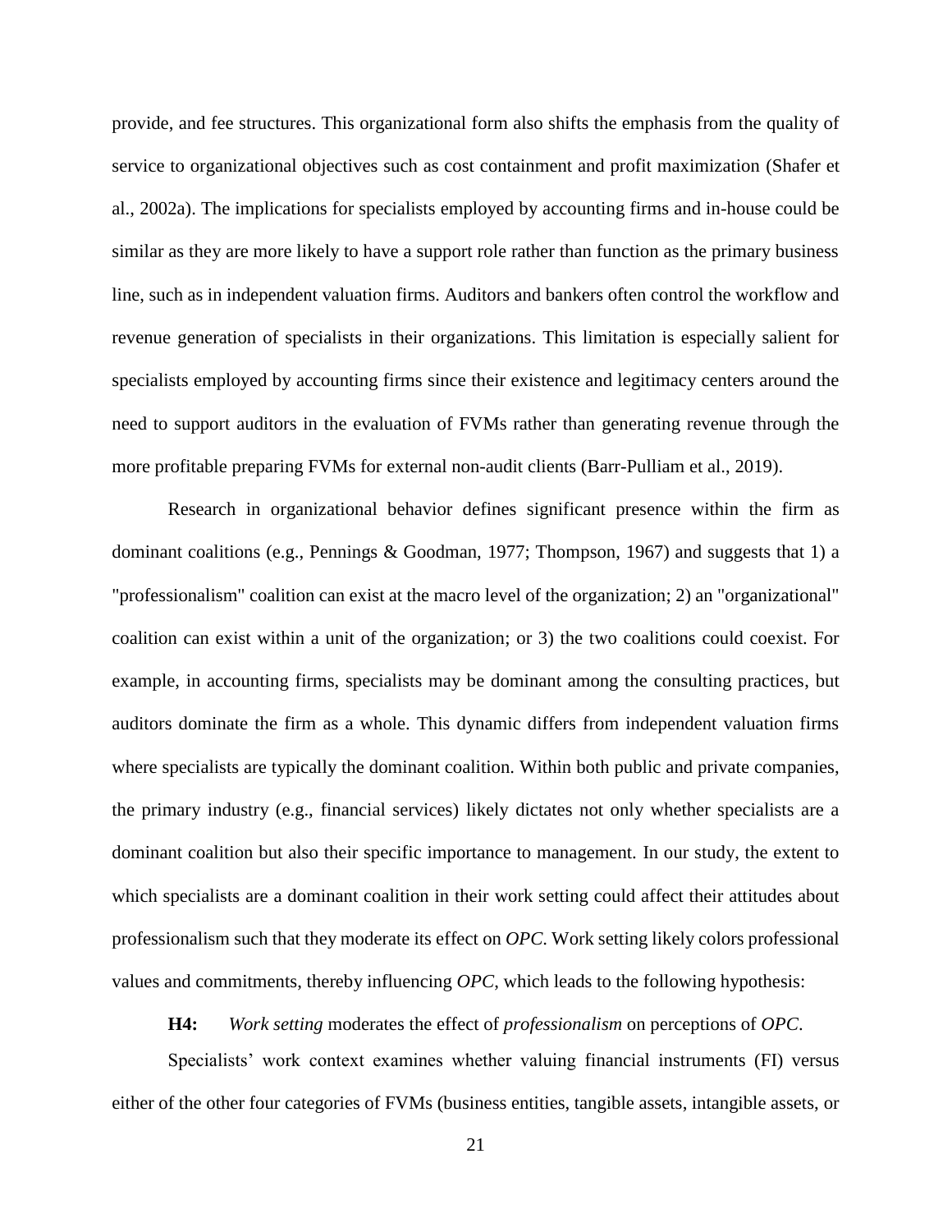provide, and fee structures. This organizational form also shifts the emphasis from the quality of service to organizational objectives such as cost containment and profit maximization (Shafer et al., 2002a). The implications for specialists employed by accounting firms and in-house could be similar as they are more likely to have a support role rather than function as the primary business line, such as in independent valuation firms. Auditors and bankers often control the workflow and revenue generation of specialists in their organizations. This limitation is especially salient for specialists employed by accounting firms since their existence and legitimacy centers around the need to support auditors in the evaluation of FVMs rather than generating revenue through the more profitable preparing FVMs for external non-audit clients (Barr-Pulliam et al., 2019).

Research in organizational behavior defines significant presence within the firm as dominant coalitions (e.g., Pennings & Goodman, 1977; Thompson, 1967) and suggests that 1) a "professionalism" coalition can exist at the macro level of the organization; 2) an "organizational" coalition can exist within a unit of the organization; or 3) the two coalitions could coexist. For example, in accounting firms, specialists may be dominant among the consulting practices, but auditors dominate the firm as a whole. This dynamic differs from independent valuation firms where specialists are typically the dominant coalition. Within both public and private companies, the primary industry (e.g., financial services) likely dictates not only whether specialists are a dominant coalition but also their specific importance to management. In our study, the extent to which specialists are a dominant coalition in their work setting could affect their attitudes about professionalism such that they moderate its effect on *OPC*. Work setting likely colors professional values and commitments, thereby influencing *OPC*, which leads to the following hypothesis:

**H4:** *Work setting* moderates the effect of *professionalism* on perceptions of *OPC*.

Specialists' work context examines whether valuing financial instruments (FI) versus either of the other four categories of FVMs (business entities, tangible assets, intangible assets, or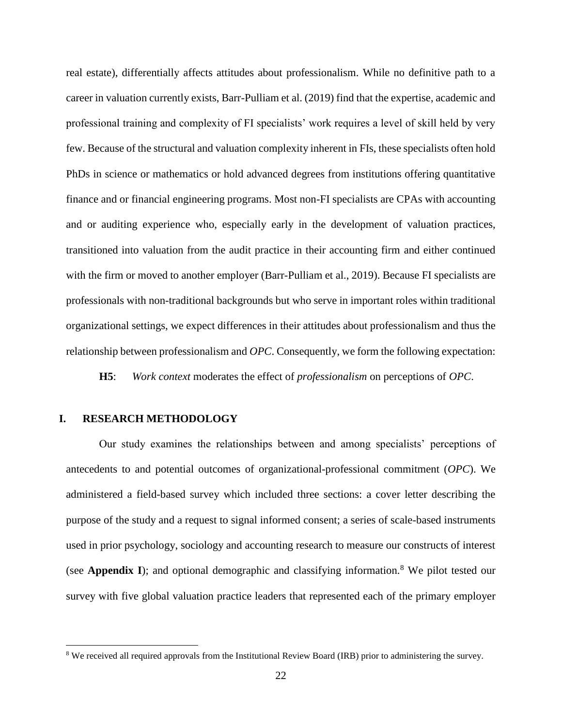real estate), differentially affects attitudes about professionalism. While no definitive path to a career in valuation currently exists, Barr-Pulliam et al. (2019) find that the expertise, academic and professional training and complexity of FI specialists' work requires a level of skill held by very few. Because of the structural and valuation complexity inherent in FIs, these specialists often hold PhDs in science or mathematics or hold advanced degrees from institutions offering quantitative finance and or financial engineering programs. Most non-FI specialists are CPAs with accounting and or auditing experience who, especially early in the development of valuation practices, transitioned into valuation from the audit practice in their accounting firm and either continued with the firm or moved to another employer (Barr-Pulliam et al., 2019). Because FI specialists are professionals with non-traditional backgrounds but who serve in important roles within traditional organizational settings, we expect differences in their attitudes about professionalism and thus the relationship between professionalism and *OPC*. Consequently, we form the following expectation:

**H5**: *Work context* moderates the effect of *professionalism* on perceptions of *OPC*.

## I. RESEARCH METHODOLOGY

Our study examines the relationships between and among specialists' perceptions of antecedents to and potential outcomes of organizational-professional commitment (*OPC*). We administered a field-based survey which included three sections: a cover letter describing the purpose of the study and a request to signal informed consent; a series of scale-based instruments used in prior psychology, sociology and accounting research to measure our constructs of interest (see **Appendix I**); and optional demographic and classifying information.[8] We pilot tested our survey with five global valuation practice leaders that represented each of the primary employer

[8] We received all required approvals from the Institutional Review Board (IRB) prior to administering the survey.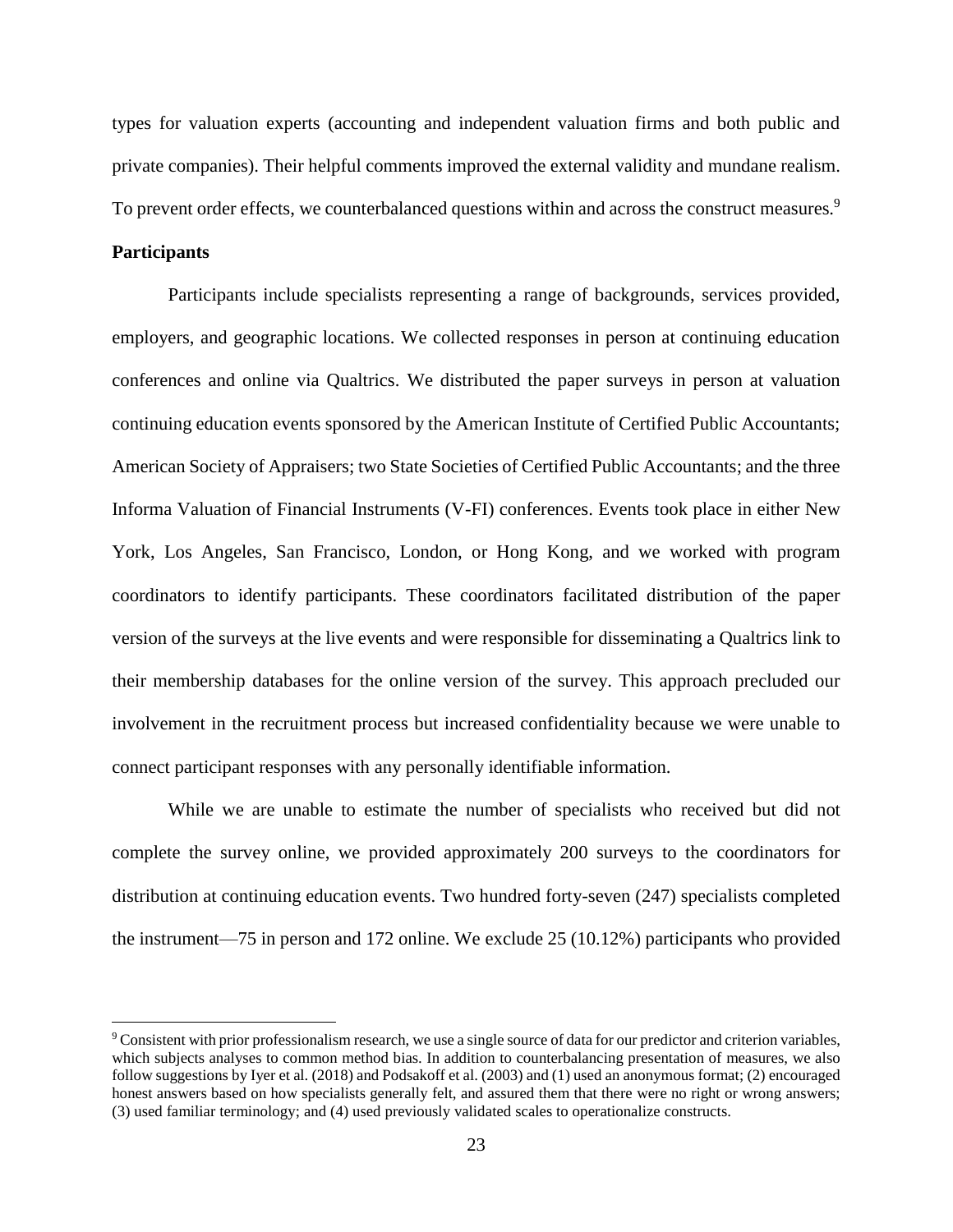types for valuation experts (accounting and independent valuation firms and both public and private companies). Their helpful comments improved the external validity and mundane realism. To prevent order effects, we counterbalanced questions within and across the construct measures.[9]

**Participants**

Participants include specialists representing a range of backgrounds, services provided, employers, and geographic locations. We collected responses in person at continuing education conferences and online via Qualtrics. We distributed the paper surveys in person at valuation continuing education events sponsored by the American Institute of Certified Public Accountants; American Society of Appraisers; two State Societies of Certified Public Accountants; and the three Informa Valuation of Financial Instruments (V-FI) conferences. Events took place in either New York, Los Angeles, San Francisco, London, or Hong Kong, and we worked with program coordinators to identify participants. These coordinators facilitated distribution of the paper version of the surveys at the live events and were responsible for disseminating a Qualtrics link to their membership databases for the online version of the survey. This approach precluded our involvement in the recruitment process but increased confidentiality because we were unable to connect participant responses with any personally identifiable information.

While we are unable to estimate the number of specialists who received but did not complete the survey online, we provided approximately 200 surveys to the coordinators for distribution at continuing education events. Two hundred forty-seven (247) specialists completed the instrument—75 in person and 172 online. We exclude 25 (10.12%) participants who provided

---

[9] Consistent with prior professionalism research, we use a single source of data for our predictor and criterion variables, which subjects analyses to common method bias. In addition to counterbalancing presentation of measures, we also follow suggestions by Iyer et al. (2018) and Podsakoff et al. (2003) and (1) used an anonymous format; (2) encouraged honest answers based on how specialists generally felt, and assured them that there were no right or wrong answers; (3) used familiar terminology; and (4) used previously validated scales to operationalize constructs.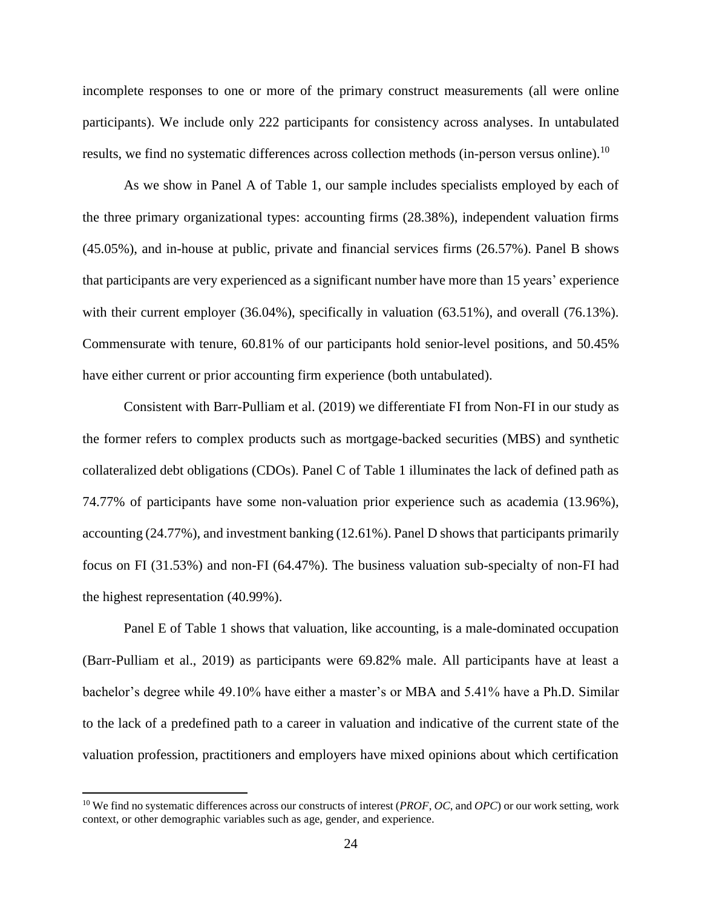incomplete responses to one or more of the primary construct measurements (all were online participants). We include only 222 participants for consistency across analyses. In untabulated results, we find no systematic differences across collection methods (in-person versus online).[10]

As we show in Panel A of Table 1, our sample includes specialists employed by each of the three primary organizational types: accounting firms (28.38%), independent valuation firms (45.05%), and in-house at public, private and financial services firms (26.57%). Panel B shows that participants are very experienced as a significant number have more than 15 years' experience with their current employer (36.04%), specifically in valuation (63.51%), and overall (76.13%). Commensurate with tenure, 60.81% of our participants hold senior-level positions, and 50.45% have either current or prior accounting firm experience (both untabulated).

Consistent with Barr-Pulliam et al. (2019) we differentiate FI from Non-FI in our study as the former refers to complex products such as mortgage-backed securities (MBS) and synthetic collateralized debt obligations (CDOs). Panel C of Table 1 illuminates the lack of defined path as 74.77% of participants have some non-valuation prior experience such as academia (13.96%), accounting (24.77%), and investment banking (12.61%). Panel D shows that participants primarily focus on FI (31.53%) and non-FI (64.47%). The business valuation sub-specialty of non-FI had the highest representation (40.99%).

Panel E of Table 1 shows that valuation, like accounting, is a male-dominated occupation (Barr-Pulliam et al., 2019) as participants were 69.82% male. All participants have at least a bachelor's degree while 49.10% have either a master's or MBA and 5.41% have a Ph.D. Similar to the lack of a predefined path to a career in valuation and indicative of the current state of the valuation profession, practitioners and employers have mixed opinions about which certification

[10] We find no systematic differences across our constructs of interest (*PROF*, *OC*, and *OPC*) or our work setting, work context, or other demographic variables such as age, gender, and experience.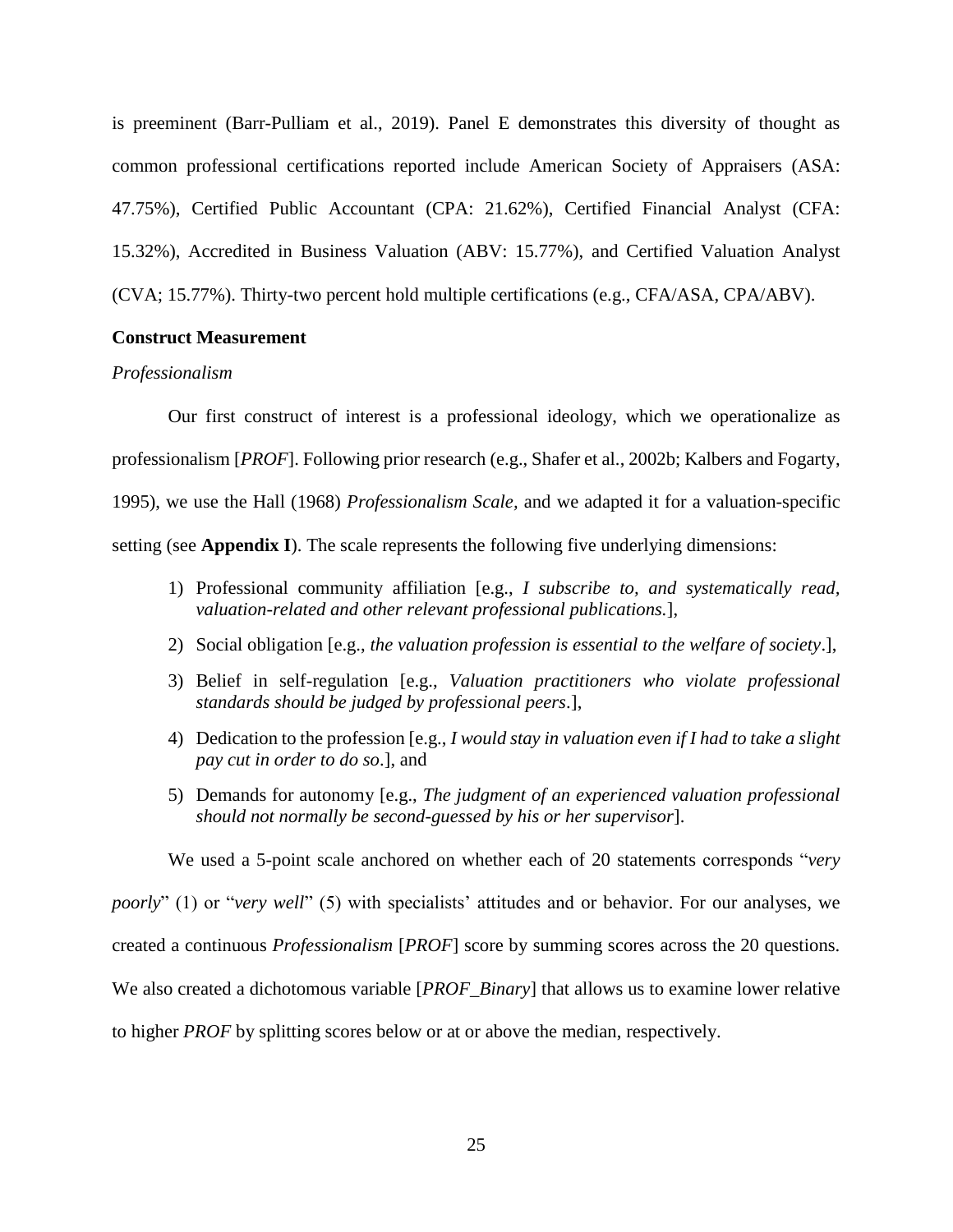is preeminent (Barr-Pulliam et al., 2019). Panel E demonstrates this diversity of thought as common professional certifications reported include American Society of Appraisers (ASA: 47.75%), Certified Public Accountant (CPA: 21.62%), Certified Financial Analyst (CFA: 15.32%), Accredited in Business Valuation (ABV: 15.77%), and Certified Valuation Analyst (CVA; 15.77%). Thirty-two percent hold multiple certifications (e.g., CFA/ASA, CPA/ABV).

**Construct Measurement**

*Professionalism*

Our first construct of interest is a professional ideology, which we operationalize as professionalism [*PROF*]. Following prior research (e.g., Shafer et al., 2002b; Kalbers and Fogarty, 1995), we use the Hall (1968) *Professionalism Scale*, and we adapted it for a valuation-specific setting (see **Appendix I**). The scale represents the following five underlying dimensions:

1) Professional community affiliation [e.g., *I subscribe to, and systematically read, valuation-related and other relevant professional publications.*],
2) Social obligation [e.g., *the valuation profession is essential to the welfare of society*.],
3) Belief in self-regulation [e.g., *Valuation practitioners who violate professional standards should be judged by professional peers*.],
4) Dedication to the profession [e.g., *I would stay in valuation even if I had to take a slight pay cut in order to do so*.], and
5) Demands for autonomy [e.g., *The judgment of an experienced valuation professional should not normally be second-guessed by his or her supervisor*].

We used a 5-point scale anchored on whether each of 20 statements corresponds "*very poorly*" (1) or "*very well*" (5) with specialists' attitudes and or behavior. For our analyses, we created a continuous *Professionalism* [*PROF*] score by summing scores across the 20 questions. We also created a dichotomous variable [*PROF_Binary*] that allows us to examine lower relative to higher *PROF* by splitting scores below or at or above the median, respectively.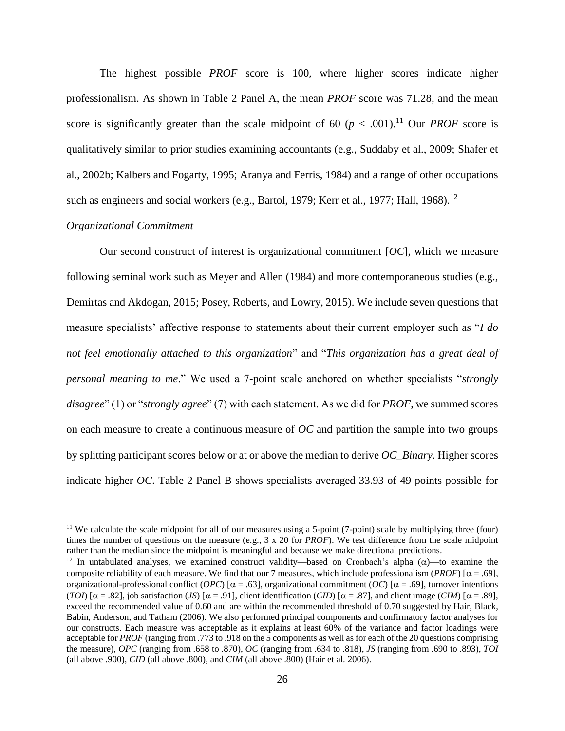The highest possible *PROF* score is 100, where higher scores indicate higher professionalism. As shown in Table 2 Panel A, the mean *PROF* score was 71.28, and the mean score is significantly greater than the scale midpoint of 60 ($p < .001$).[11] Our *PROF* score is qualitatively similar to prior studies examining accountants (e.g., Suddaby et al., 2009; Shafer et al., 2002b; Kalbers and Fogarty, 1995; Aranya and Ferris, 1984) and a range of other occupations such as engineers and social workers (e.g., Bartol, 1979; Kerr et al., 1977; Hall, 1968).[12]

*Organizational Commitment*

Our second construct of interest is organizational commitment [*OC*], which we measure following seminal work such as Meyer and Allen (1984) and more contemporaneous studies (e.g., Demirtas and Akdogan, 2015; Posey, Roberts, and Lowry, 2015). We include seven questions that measure specialists' affective response to statements about their current employer such as "*I do not feel emotionally attached to this organization*" and "*This organization has a great deal of personal meaning to me*." We used a 7-point scale anchored on whether specialists "*strongly disagree*" (1) or "*strongly agree*" (7) with each statement. As we did for *PROF*, we summed scores on each measure to create a continuous measure of *OC* and partition the sample into two groups by splitting participant scores below or at or above the median to derive *OC_Binary*. Higher scores indicate higher *OC*. Table 2 Panel B shows specialists averaged 33.93 of 49 points possible for

---

[11] We calculate the scale midpoint for all of our measures using a 5-point (7-point) scale by multiplying three (four) times the number of questions on the measure (e.g., 3 x 20 for *PROF*). We test difference from the scale midpoint rather than the median since the midpoint is meaningful and because we make directional predictions.

[12] In untabulated analyses, we examined construct validity—based on Cronbach's alpha ($\alpha$)—to examine the composite reliability of each measure. We find that our 7 measures, which include professionalism (*PROF*) [$\alpha$ = .69], organizational-professional conflict (*OPC*) [$\alpha$ = .63], organizational commitment (*OC*) [$\alpha$ = .69], turnover intentions (*TOI*) [$\alpha$ = .82], job satisfaction (*JS*) [$\alpha$ = .91], client identification (*CID*) [$\alpha$ = .87], and client image (*CIM*) [$\alpha$ = .89], exceed the recommended value of 0.60 and are within the recommended threshold of 0.70 suggested by Hair, Black, Babin, Anderson, and Tatham (2006). We also performed principal components and confirmatory factor analyses for our constructs. Each measure was acceptable as it explains at least 60% of the variance and factor loadings were acceptable for *PROF* (ranging from .773 to .918 on the 5 components as well as for each of the 20 questions comprising the measure), *OPC* (ranging from .658 to .870), *OC* (ranging from .634 to .818), *JS* (ranging from .690 to .893), *TOI* (all above .900), *CID* (all above .800), and *CIM* (all above .800) (Hair et al. 2006).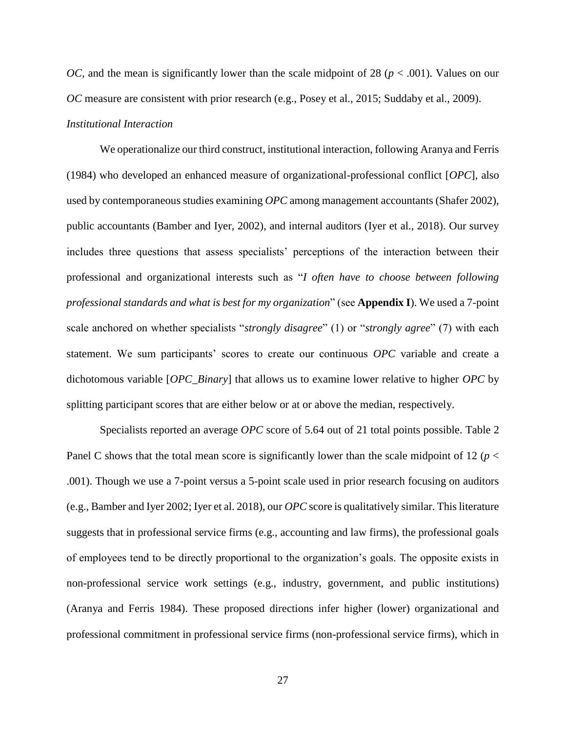*OC*, and the mean is significantly lower than the scale midpoint of 28 ($p < .001$). Values on our *OC* measure are consistent with prior research (e.g., Posey et al., 2015; Suddaby et al., 2009).

*Institutional Interaction*

We operationalize our third construct, institutional interaction, following Aranya and Ferris (1984) who developed an enhanced measure of organizational-professional conflict [*OPC*], also used by contemporaneous studies examining *OPC* among management accountants (Shafer 2002), public accountants (Bamber and Iyer, 2002), and internal auditors (Iyer et al., 2018). Our survey includes three questions that assess specialists' perceptions of the interaction between their professional and organizational interests such as "*I often have to choose between following professional standards and what is best for my organization*" (see **Appendix I**). We used a 7-point scale anchored on whether specialists "*strongly disagree*" (1) or "*strongly agree*" (7) with each statement. We sum participants' scores to create our continuous *OPC* variable and create a dichotomous variable [*OPC_Binary*] that allows us to examine lower relative to higher *OPC* by splitting participant scores that are either below or at or above the median, respectively.

Specialists reported an average *OPC* score of 5.64 out of 21 total points possible. Table 2 Panel C shows that the total mean score is significantly lower than the scale midpoint of 12 ($p < .001$). Though we use a 7-point versus a 5-point scale used in prior research focusing on auditors (e.g., Bamber and Iyer 2002; Iyer et al. 2018), our *OPC* score is qualitatively similar. This literature suggests that in professional service firms (e.g., accounting and law firms), the professional goals of employees tend to be directly proportional to the organization's goals. The opposite exists in non-professional service work settings (e.g., industry, government, and public institutions) (Aranya and Ferris 1984). These proposed directions infer higher (lower) organizational and professional commitment in professional service firms (non-professional service firms), which in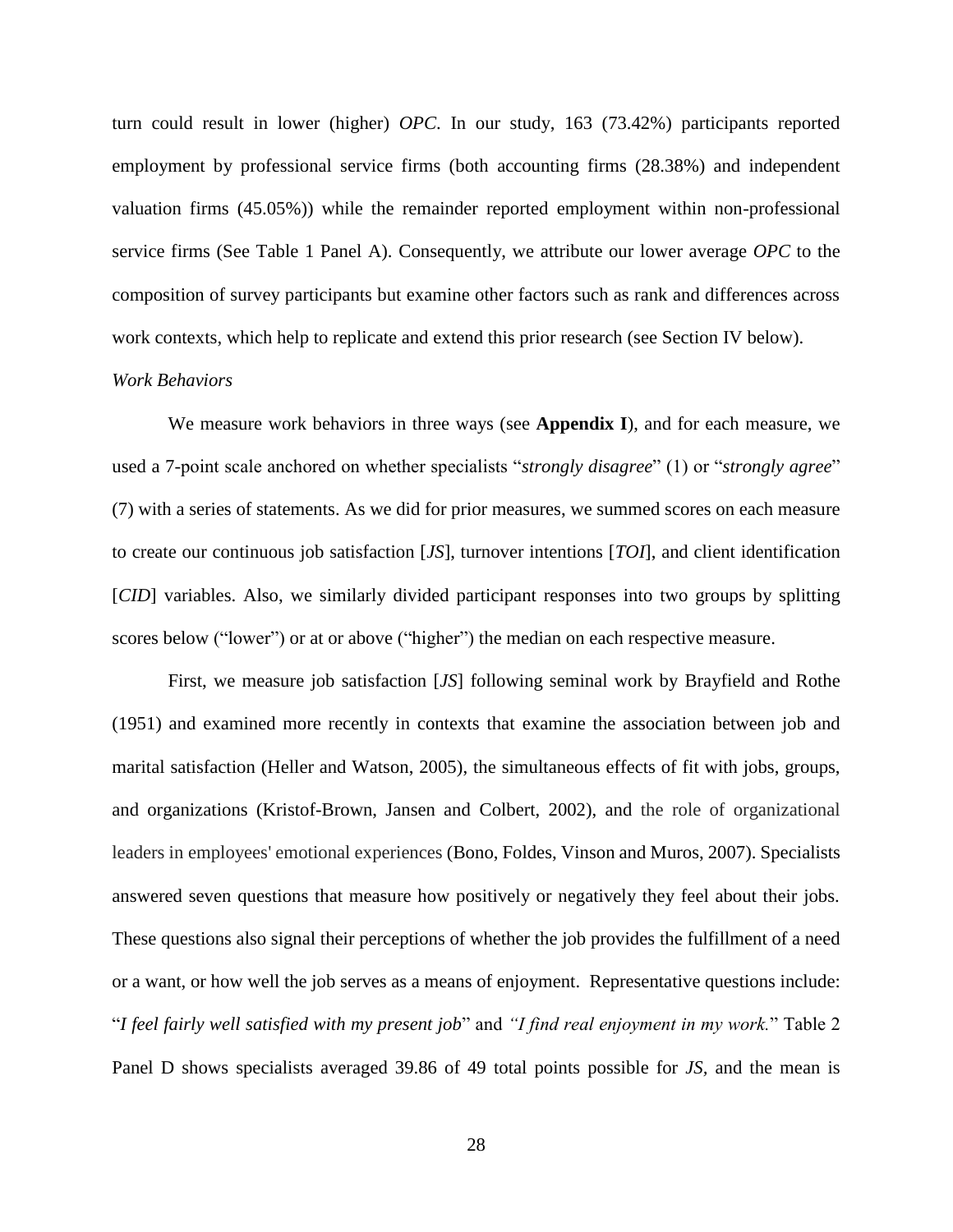turn could result in lower (higher) *OPC*. In our study, 163 (73.42%) participants reported employment by professional service firms (both accounting firms (28.38%) and independent valuation firms (45.05%)) while the remainder reported employment within non-professional service firms (See Table 1 Panel A). Consequently, we attribute our lower average *OPC* to the composition of survey participants but examine other factors such as rank and differences across work contexts, which help to replicate and extend this prior research (see Section IV below).

*Work Behaviors*

We measure work behaviors in three ways (see **Appendix I**), and for each measure, we used a 7-point scale anchored on whether specialists "*strongly disagree*" (1) or "*strongly agree*" (7) with a series of statements. As we did for prior measures, we summed scores on each measure to create our continuous job satisfaction [*JS*], turnover intentions [*TOI*], and client identification [*CID*] variables. Also, we similarly divided participant responses into two groups by splitting scores below ("lower") or at or above ("higher") the median on each respective measure.

First, we measure job satisfaction [*JS*] following seminal work by Brayfield and Rothe (1951) and examined more recently in contexts that examine the association between job and marital satisfaction (Heller and Watson, 2005), the simultaneous effects of fit with jobs, groups, and organizations (Kristof-Brown, Jansen and Colbert, 2002), and the role of organizational leaders in employees' emotional experiences (Bono, Foldes, Vinson and Muros, 2007). Specialists answered seven questions that measure how positively or negatively they feel about their jobs. These questions also signal their perceptions of whether the job provides the fulfillment of a need or a want, or how well the job serves as a means of enjoyment. Representative questions include: "*I feel fairly well satisfied with my present job*" and *"I find real enjoyment in my work.*" Table 2 Panel D shows specialists averaged 39.86 of 49 total points possible for *JS*, and the mean is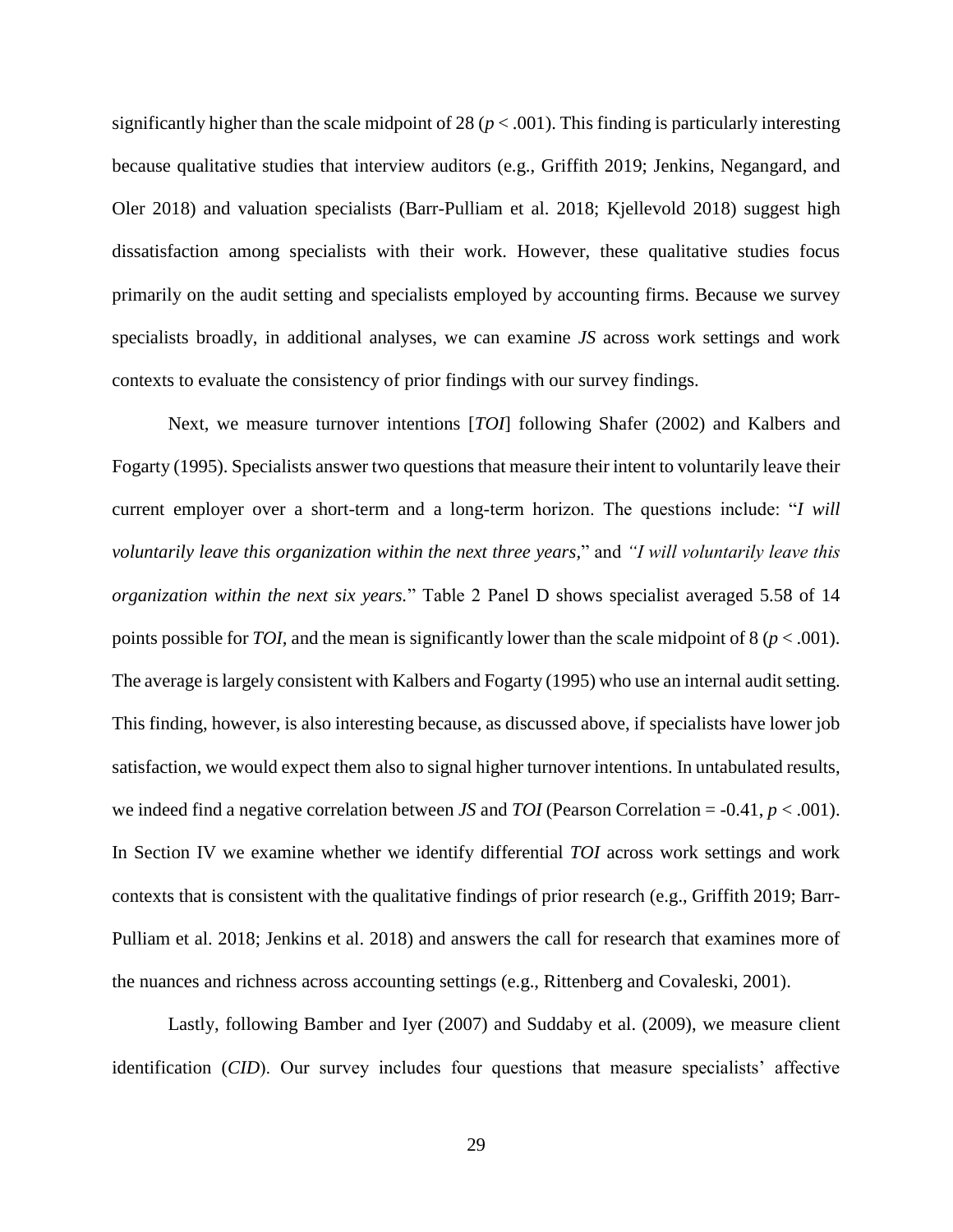significantly higher than the scale midpoint of 28 ($p < .001$). This finding is particularly interesting because qualitative studies that interview auditors (e.g., Griffith 2019; Jenkins, Negangard, and Oler 2018) and valuation specialists (Barr-Pulliam et al. 2018; Kjellevold 2018) suggest high dissatisfaction among specialists with their work. However, these qualitative studies focus primarily on the audit setting and specialists employed by accounting firms. Because we survey specialists broadly, in additional analyses, we can examine *JS* across work settings and work contexts to evaluate the consistency of prior findings with our survey findings.

Next, we measure turnover intentions [*TOI*] following Shafer (2002) and Kalbers and Fogarty (1995). Specialists answer two questions that measure their intent to voluntarily leave their current employer over a short-term and a long-term horizon. The questions include: "*I will voluntarily leave this organization within the next three years,*" and *"I will voluntarily leave this organization within the next six years.*" Table 2 Panel D shows specialist averaged 5.58 of 14 points possible for *TOI*, and the mean is significantly lower than the scale midpoint of 8 ($p < .001$). The average is largely consistent with Kalbers and Fogarty (1995) who use an internal audit setting. This finding, however, is also interesting because, as discussed above, if specialists have lower job satisfaction, we would expect them also to signal higher turnover intentions. In untabulated results, we indeed find a negative correlation between *JS* and *TOI* (Pearson Correlation = -0.41, $p < .001$). In Section IV we examine whether we identify differential *TOI* across work settings and work contexts that is consistent with the qualitative findings of prior research (e.g., Griffith 2019; Barr-Pulliam et al. 2018; Jenkins et al. 2018) and answers the call for research that examines more of the nuances and richness across accounting settings (e.g., Rittenberg and Covaleski, 2001).

Lastly, following Bamber and Iyer (2007) and Suddaby et al. (2009), we measure client identification (*CID*). Our survey includes four questions that measure specialists' affective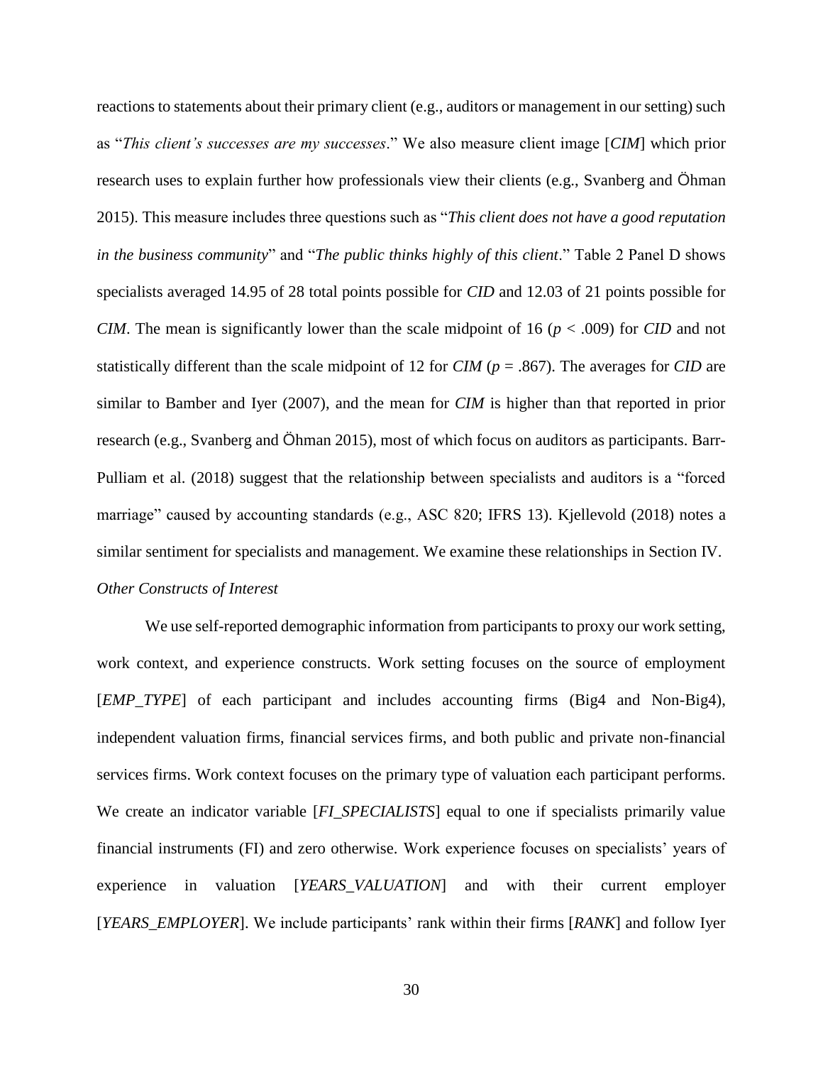reactions to statements about their primary client (e.g., auditors or management in our setting) such as "*This client's successes are my successes*." We also measure client image [*CIM*] which prior research uses to explain further how professionals view their clients (e.g., Svanberg and Öhman 2015). This measure includes three questions such as "*This client does not have a good reputation in the business community*" and "*The public thinks highly of this client*." Table 2 Panel D shows specialists averaged 14.95 of 28 total points possible for *CID* and 12.03 of 21 points possible for *CIM*. The mean is significantly lower than the scale midpoint of 16 ($p < .009$) for *CID* and not statistically different than the scale midpoint of 12 for *CIM* ($p = .867$). The averages for *CID* are similar to Bamber and Iyer (2007), and the mean for *CIM* is higher than that reported in prior research (e.g., Svanberg and Öhman 2015), most of which focus on auditors as participants. Barr-Pulliam et al. (2018) suggest that the relationship between specialists and auditors is a "forced marriage" caused by accounting standards (e.g., ASC 820; IFRS 13). Kjellevold (2018) notes a similar sentiment for specialists and management. We examine these relationships in Section IV.

*Other Constructs of Interest*

We use self-reported demographic information from participants to proxy our work setting, work context, and experience constructs. Work setting focuses on the source of employment [*EMP_TYPE*] of each participant and includes accounting firms (Big4 and Non-Big4), independent valuation firms, financial services firms, and both public and private non-financial services firms. Work context focuses on the primary type of valuation each participant performs. We create an indicator variable [*FI_SPECIALISTS*] equal to one if specialists primarily value financial instruments (FI) and zero otherwise. Work experience focuses on specialists' years of experience in valuation [*YEARS_VALUATION*] and with their current employer [*YEARS_EMPLOYER*]. We include participants' rank within their firms [*RANK*] and follow Iyer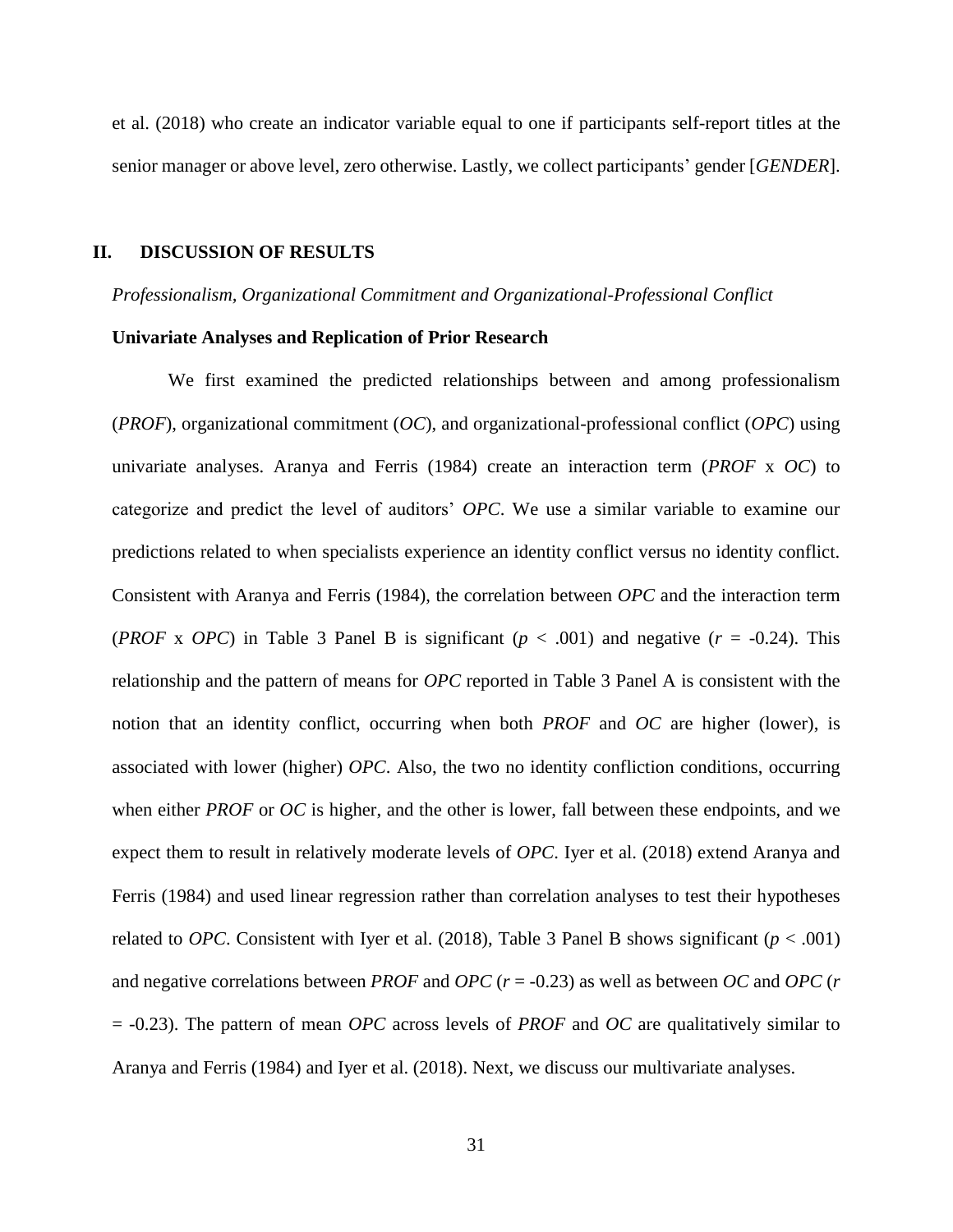et al. (2018) who create an indicator variable equal to one if participants self-report titles at the senior manager or above level, zero otherwise. Lastly, we collect participants' gender [*GENDER*].

## II. DISCUSSION OF RESULTS

*Professionalism, Organizational Commitment and Organizational-Professional Conflict*

**Univariate Analyses and Replication of Prior Research**

We first examined the predicted relationships between and among professionalism (*PROF*), organizational commitment (*OC*), and organizational-professional conflict (*OPC*) using univariate analyses. Aranya and Ferris (1984) create an interaction term (*PROF* x *OC*) to categorize and predict the level of auditors' *OPC*. We use a similar variable to examine our predictions related to when specialists experience an identity conflict versus no identity conflict. Consistent with Aranya and Ferris (1984), the correlation between *OPC* and the interaction term (*PROF* x *OPC*) in Table 3 Panel B is significant ($p < .001$) and negative ($r = -0.24$). This relationship and the pattern of means for *OPC* reported in Table 3 Panel A is consistent with the notion that an identity conflict, occurring when both *PROF* and *OC* are higher (lower), is associated with lower (higher) *OPC*. Also, the two no identity confliction conditions, occurring when either *PROF* or *OC* is higher, and the other is lower, fall between these endpoints, and we expect them to result in relatively moderate levels of *OPC*. Iyer et al. (2018) extend Aranya and Ferris (1984) and used linear regression rather than correlation analyses to test their hypotheses related to *OPC*. Consistent with Iyer et al. (2018), Table 3 Panel B shows significant ($p < .001$) and negative correlations between *PROF* and *OPC* ($r = -0.23$) as well as between *OC* and *OPC* ($r = -0.23$). The pattern of mean *OPC* across levels of *PROF* and *OC* are qualitatively similar to Aranya and Ferris (1984) and Iyer et al. (2018). Next, we discuss our multivariate analyses.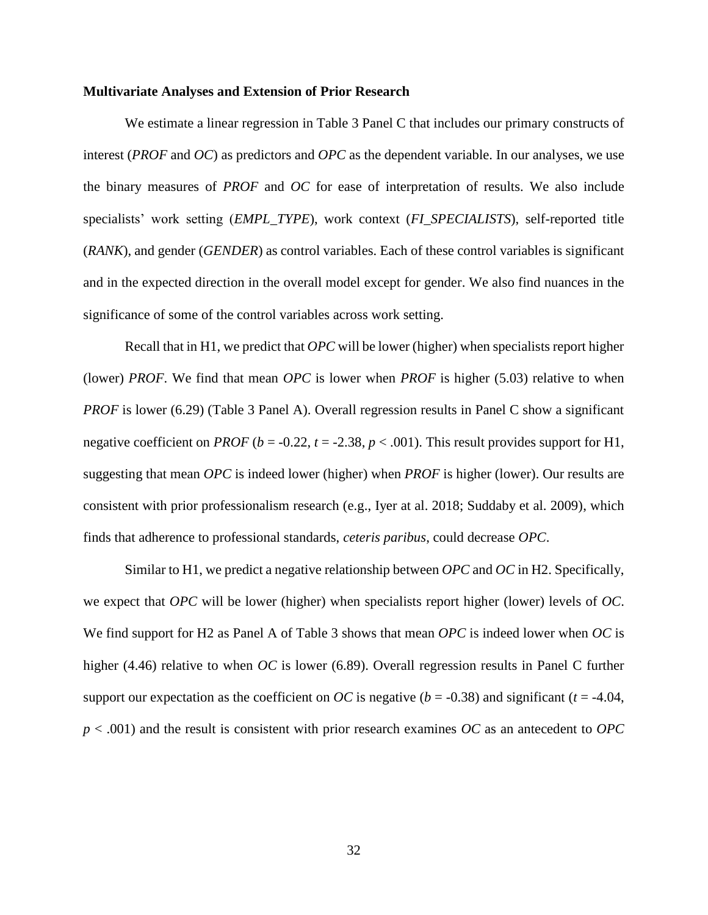**Multivariate Analyses and Extension of Prior Research**

We estimate a linear regression in Table 3 Panel C that includes our primary constructs of interest (*PROF* and *OC*) as predictors and *OPC* as the dependent variable. In our analyses, we use the binary measures of *PROF* and *OC* for ease of interpretation of results. We also include specialists' work setting (*EMPL_TYPE*), work context (*FI_SPECIALISTS*), self-reported title (*RANK*), and gender (*GENDER*) as control variables. Each of these control variables is significant and in the expected direction in the overall model except for gender. We also find nuances in the significance of some of the control variables across work setting.

Recall that in H1, we predict that *OPC* will be lower (higher) when specialists report higher (lower) *PROF*. We find that mean *OPC* is lower when *PROF* is higher (5.03) relative to when *PROF* is lower (6.29) (Table 3 Panel A). Overall regression results in Panel C show a significant negative coefficient on *PROF* ($b$ = -0.22, $t$ = -2.38, $p < .001$). This result provides support for H1, suggesting that mean *OPC* is indeed lower (higher) when *PROF* is higher (lower). Our results are consistent with prior professionalism research (e.g., Iyer at al. 2018; Suddaby et al. 2009), which finds that adherence to professional standards, *ceteris paribus*, could decrease *OPC*.

Similar to H1, we predict a negative relationship between *OPC* and *OC* in H2. Specifically, we expect that *OPC* will be lower (higher) when specialists report higher (lower) levels of *OC*. We find support for H2 as Panel A of Table 3 shows that mean *OPC* is indeed lower when *OC* is higher (4.46) relative to when *OC* is lower (6.89). Overall regression results in Panel C further support our expectation as the coefficient on *OC* is negative ($b$ = -0.38) and significant ($t$ = -4.04, $p < .001$) and the result is consistent with prior research examines *OC* as an antecedent to *OPC*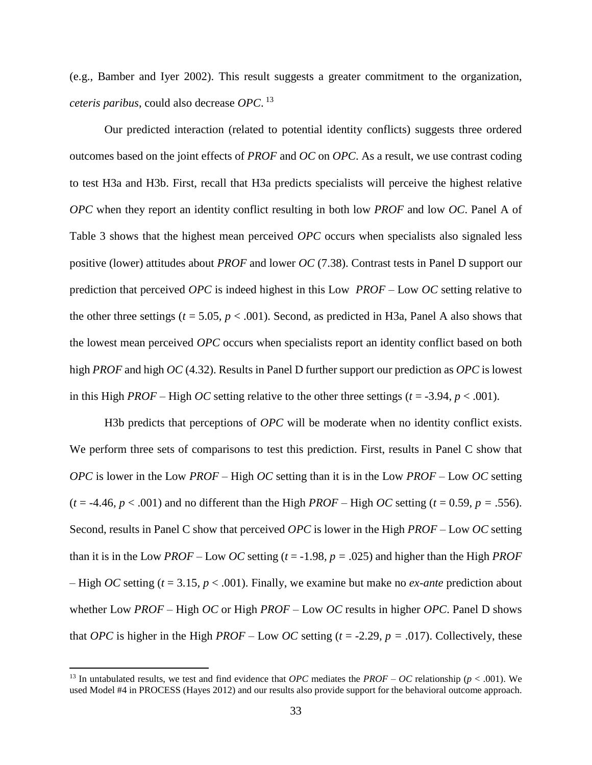(e.g., Bamber and Iyer 2002). This result suggests a greater commitment to the organization, *ceteris paribus*, could also decrease *OPC*.[13]

Our predicted interaction (related to potential identity conflicts) suggests three ordered outcomes based on the joint effects of *PROF* and *OC* on *OPC*. As a result, we use contrast coding to test H3a and H3b. First, recall that H3a predicts specialists will perceive the highest relative *OPC* when they report an identity conflict resulting in both low *PROF* and low *OC*. Panel A of Table 3 shows that the highest mean perceived *OPC* occurs when specialists also signaled less positive (lower) attitudes about *PROF* and lower *OC* (7.38). Contrast tests in Panel D support our prediction that perceived *OPC* is indeed highest in this Low *PROF* – Low *OC* setting relative to the other three settings ($t = 5.05$, $p < .001$). Second, as predicted in H3a, Panel A also shows that the lowest mean perceived *OPC* occurs when specialists report an identity conflict based on both high *PROF* and high *OC* (4.32). Results in Panel D further support our prediction as *OPC* is lowest in this High *PROF* – High *OC* setting relative to the other three settings ($t = -3.94$, $p < .001$).

H3b predicts that perceptions of *OPC* will be moderate when no identity conflict exists. We perform three sets of comparisons to test this prediction. First, results in Panel C show that *OPC* is lower in the Low *PROF* – High *OC* setting than it is in the Low *PROF* – Low *OC* setting ($t = -4.46$, $p < .001$) and no different than the High *PROF* – High *OC* setting ($t = 0.59$, $p = .556$). Second, results in Panel C show that perceived *OPC* is lower in the High *PROF* – Low *OC* setting than it is in the Low *PROF* – Low *OC* setting ($t = -1.98$, $p = .025$) and higher than the High *PROF* – High *OC* setting ($t = 3.15$, $p < .001$). Finally, we examine but make no *ex-ante* prediction about whether Low *PROF* – High *OC* or High *PROF* – Low *OC* results in higher *OPC*. Panel D shows that *OPC* is higher in the High *PROF* – Low *OC* setting ($t = -2.29$, $p = .017$). Collectively, these

[13] In untabulated results, we test and find evidence that *OPC* mediates the *PROF* – *OC* relationship ($p < .001$). We used Model #4 in PROCESS (Hayes 2012) and our results also provide support for the behavioral outcome approach.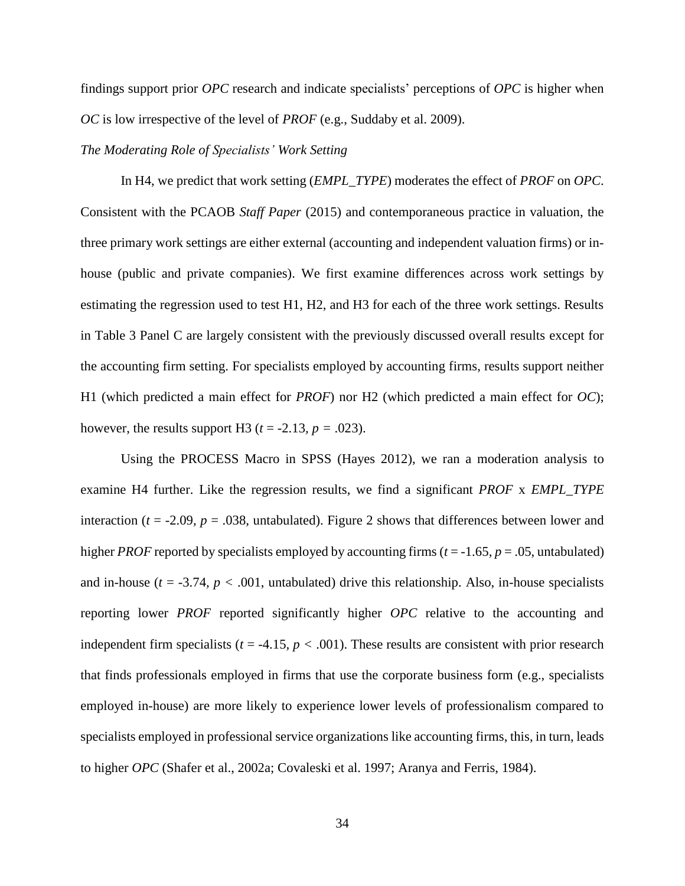findings support prior *OPC* research and indicate specialists' perceptions of *OPC* is higher when *OC* is low irrespective of the level of *PROF* (e.g., Suddaby et al. 2009).

*The Moderating Role of Specialists' Work Setting*

In H4, we predict that work setting (*EMPL_TYPE*) moderates the effect of *PROF* on *OPC*. Consistent with the PCAOB *Staff Paper* (2015) and contemporaneous practice in valuation, the three primary work settings are either external (accounting and independent valuation firms) or in-house (public and private companies). We first examine differences across work settings by estimating the regression used to test H1, H2, and H3 for each of the three work settings. Results in Table 3 Panel C are largely consistent with the previously discussed overall results except for the accounting firm setting. For specialists employed by accounting firms, results support neither H1 (which predicted a main effect for *PROF*) nor H2 (which predicted a main effect for *OC*); however, the results support H3 ($t = -2.13$, $p = .023$).

Using the PROCESS Macro in SPSS (Hayes 2012), we ran a moderation analysis to examine H4 further. Like the regression results, we find a significant *PROF* x *EMPL_TYPE* interaction ($t = -2.09$, $p = .038$, untabulated). Figure 2 shows that differences between lower and higher *PROF* reported by specialists employed by accounting firms ($t = -1.65$, $p = .05$, untabulated) and in-house ($t = -3.74$, $p < .001$, untabulated) drive this relationship. Also, in-house specialists reporting lower *PROF* reported significantly higher *OPC* relative to the accounting and independent firm specialists ($t = -4.15$, $p < .001$). These results are consistent with prior research that finds professionals employed in firms that use the corporate business form (e.g., specialists employed in-house) are more likely to experience lower levels of professionalism compared to specialists employed in professional service organizations like accounting firms, this, in turn, leads to higher *OPC* (Shafer et al., 2002a; Covaleski et al. 1997; Aranya and Ferris, 1984).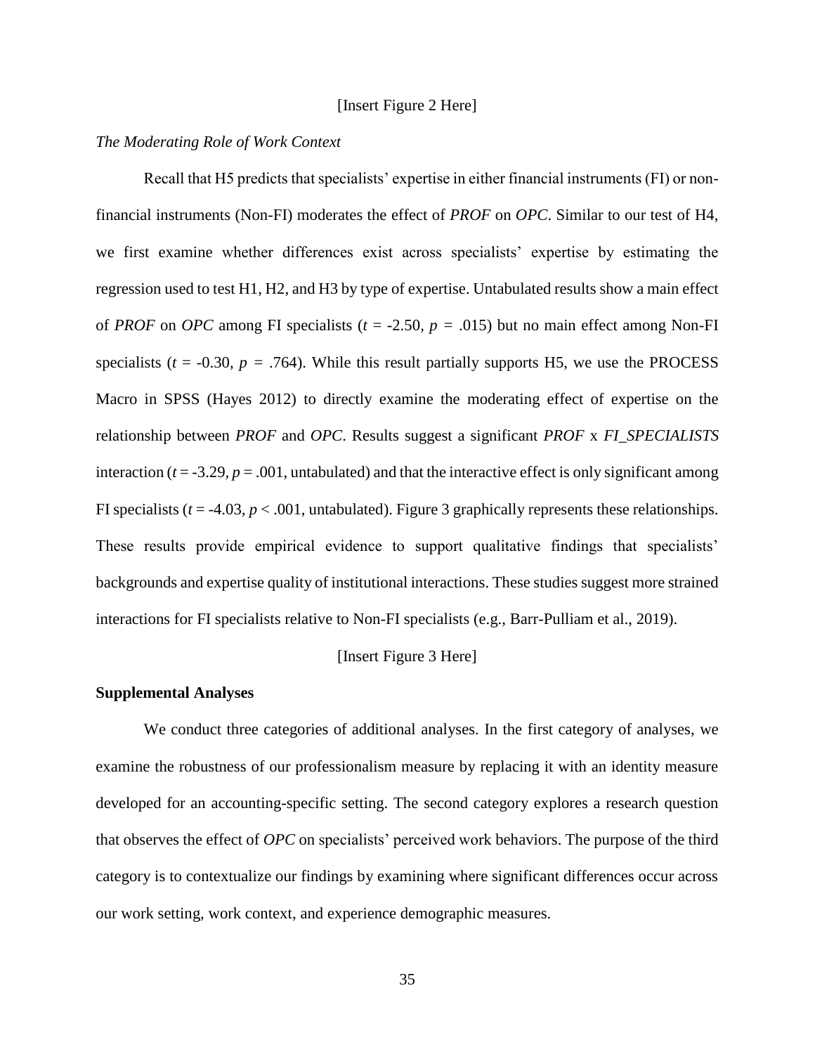[Insert Figure 2 Here]

*The Moderating Role of Work Context*

Recall that H5 predicts that specialists' expertise in either financial instruments (FI) or non-financial instruments (Non-FI) moderates the effect of *PROF* on *OPC*. Similar to our test of H4, we first examine whether differences exist across specialists' expertise by estimating the regression used to test H1, H2, and H3 by type of expertise. Untabulated results show a main effect of *PROF* on *OPC* among FI specialists ($t$ = -2.50, $p$ = .015) but no main effect among Non-FI specialists ($t$ = -0.30, $p$ = .764). While this result partially supports H5, we use the PROCESS Macro in SPSS (Hayes 2012) to directly examine the moderating effect of expertise on the relationship between *PROF* and *OPC*. Results suggest a significant *PROF* x *FI_SPECIALISTS* interaction ($t$ = -3.29, $p$ = .001, untabulated) and that the interactive effect is only significant among FI specialists ($t$ = -4.03, $p$ < .001, untabulated). Figure 3 graphically represents these relationships. These results provide empirical evidence to support qualitative findings that specialists' backgrounds and expertise quality of institutional interactions. These studies suggest more strained interactions for FI specialists relative to Non-FI specialists (e.g., Barr-Pulliam et al., 2019).

[Insert Figure 3 Here]

**Supplemental Analyses**

We conduct three categories of additional analyses. In the first category of analyses, we examine the robustness of our professionalism measure by replacing it with an identity measure developed for an accounting-specific setting. The second category explores a research question that observes the effect of *OPC* on specialists' perceived work behaviors. The purpose of the third category is to contextualize our findings by examining where significant differences occur across our work setting, work context, and experience demographic measures.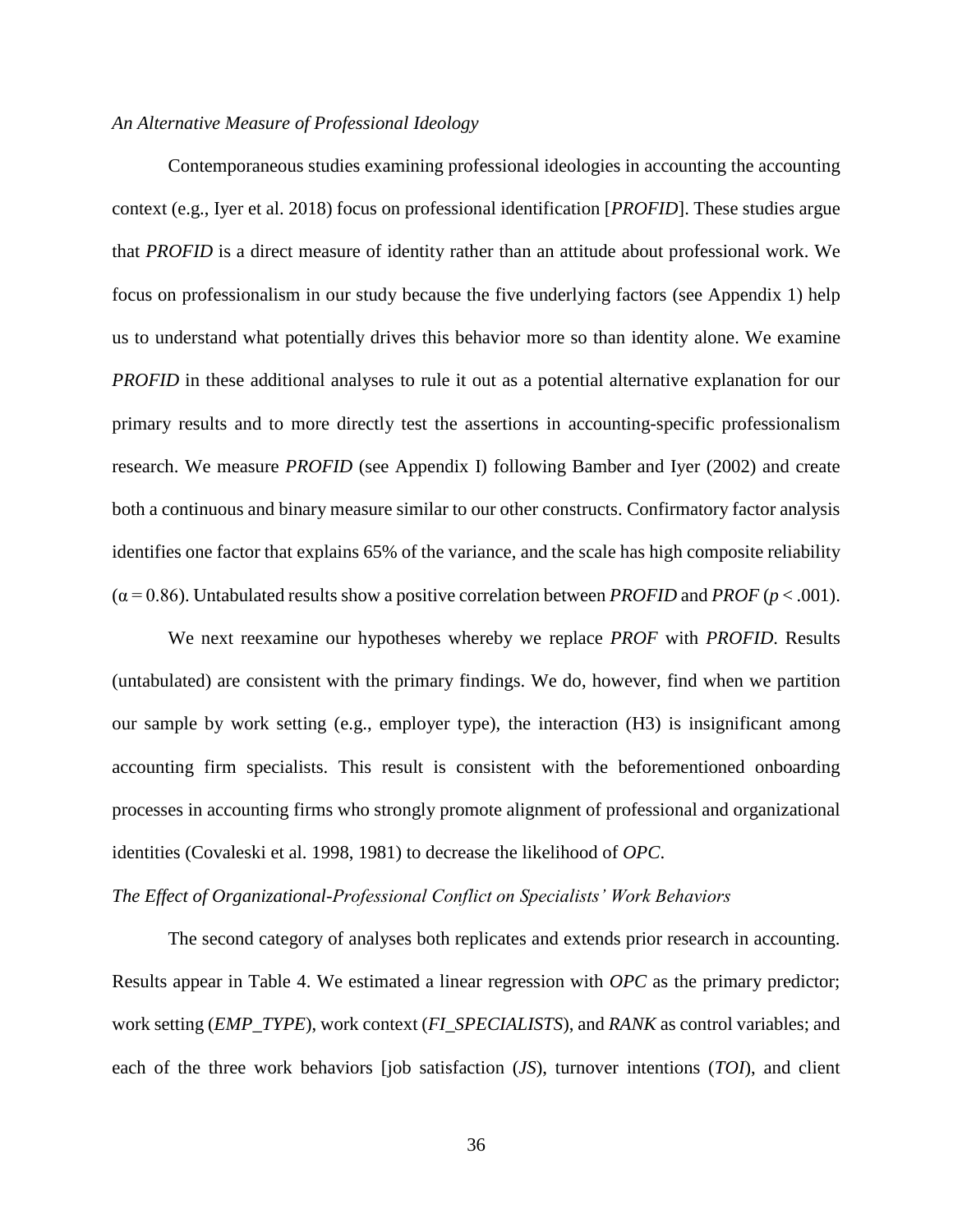*An Alternative Measure of Professional Ideology*

Contemporaneous studies examining professional ideologies in accounting the accounting context (e.g., Iyer et al. 2018) focus on professional identification [*PROFID*]. These studies argue that *PROFID* is a direct measure of identity rather than an attitude about professional work. We focus on professionalism in our study because the five underlying factors (see Appendix 1) help us to understand what potentially drives this behavior more so than identity alone. We examine *PROFID* in these additional analyses to rule it out as a potential alternative explanation for our primary results and to more directly test the assertions in accounting-specific professionalism research. We measure *PROFID* (see Appendix I) following Bamber and Iyer (2002) and create both a continuous and binary measure similar to our other constructs. Confirmatory factor analysis identifies one factor that explains 65% of the variance, and the scale has high composite reliability ($\alpha = 0.86$). Untabulated results show a positive correlation between *PROFID* and *PROF* ($p < .001$).

We next reexamine our hypotheses whereby we replace *PROF* with *PROFID*. Results (untabulated) are consistent with the primary findings. We do, however, find when we partition our sample by work setting (e.g., employer type), the interaction (H3) is insignificant among accounting firm specialists. This result is consistent with the beforementioned onboarding processes in accounting firms who strongly promote alignment of professional and organizational identities (Covaleski et al. 1998, 1981) to decrease the likelihood of *OPC*.

*The Effect of Organizational-Professional Conflict on Specialists' Work Behaviors*

The second category of analyses both replicates and extends prior research in accounting. Results appear in Table 4. We estimated a linear regression with *OPC* as the primary predictor; work setting (*EMP_TYPE*), work context (*FI_SPECIALISTS*), and *RANK* as control variables; and each of the three work behaviors [job satisfaction (*JS*), turnover intentions (*TOI*), and client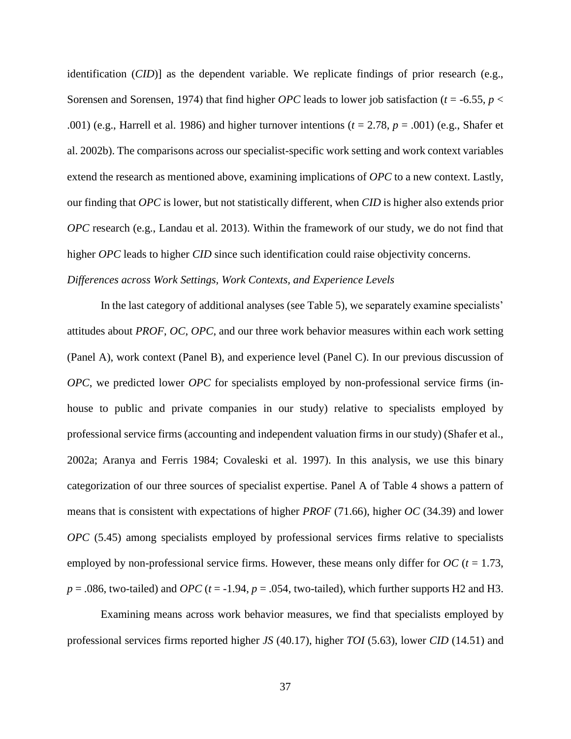identification (*CID*)] as the dependent variable. We replicate findings of prior research (e.g., Sorensen and Sorensen, 1974) that find higher *OPC* leads to lower job satisfaction ($t$ = -6.55, $p$ < .001) (e.g., Harrell et al. 1986) and higher turnover intentions ($t$ = 2.78, $p$ = .001) (e.g., Shafer et al. 2002b). The comparisons across our specialist-specific work setting and work context variables extend the research as mentioned above, examining implications of *OPC* to a new context. Lastly, our finding that *OPC* is lower, but not statistically different, when *CID* is higher also extends prior *OPC* research (e.g., Landau et al. 2013). Within the framework of our study, we do not find that higher *OPC* leads to higher *CID* since such identification could raise objectivity concerns.

*Differences across Work Settings, Work Contexts, and Experience Levels*

In the last category of additional analyses (see Table 5), we separately examine specialists' attitudes about *PROF*, *OC*, *OPC*, and our three work behavior measures within each work setting (Panel A), work context (Panel B), and experience level (Panel C). In our previous discussion of *OPC*, we predicted lower *OPC* for specialists employed by non-professional service firms (in-house to public and private companies in our study) relative to specialists employed by professional service firms (accounting and independent valuation firms in our study) (Shafer et al., 2002a; Aranya and Ferris 1984; Covaleski et al. 1997). In this analysis, we use this binary categorization of our three sources of specialist expertise. Panel A of Table 4 shows a pattern of means that is consistent with expectations of higher *PROF* (71.66), higher *OC* (34.39) and lower *OPC* (5.45) among specialists employed by professional services firms relative to specialists employed by non-professional service firms. However, these means only differ for *OC* ($t$ = 1.73, $p$ = .086, two-tailed) and *OPC* ($t$ = -1.94, $p$ = .054, two-tailed), which further supports H2 and H3.

Examining means across work behavior measures, we find that specialists employed by professional services firms reported higher *JS* (40.17), higher *TOI* (5.63), lower *CID* (14.51) and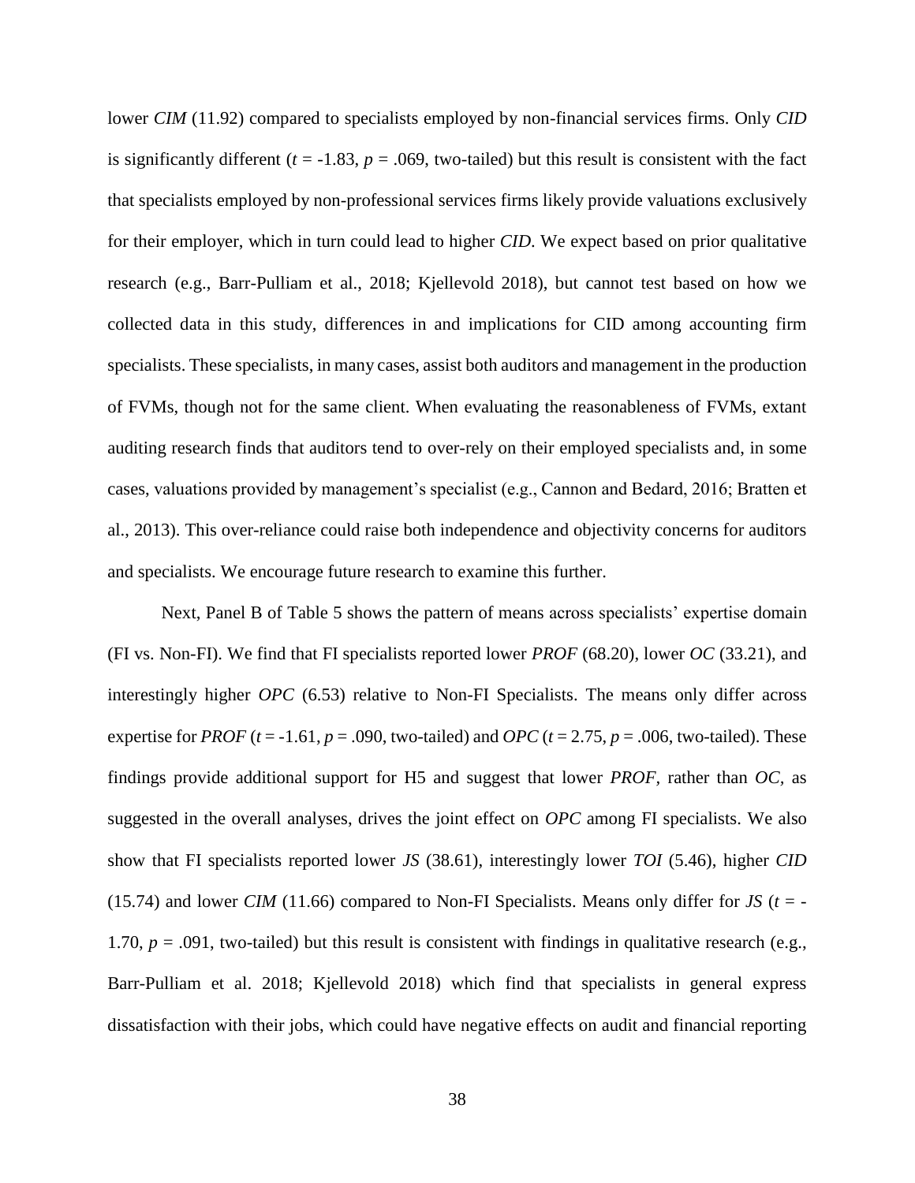lower *CIM* (11.92) compared to specialists employed by non-financial services firms. Only *CID* is significantly different ($t$ = -1.83, $p$ = .069, two-tailed) but this result is consistent with the fact that specialists employed by non-professional services firms likely provide valuations exclusively for their employer, which in turn could lead to higher *CID*. We expect based on prior qualitative research (e.g., Barr-Pulliam et al., 2018; Kjellevold 2018), but cannot test based on how we collected data in this study, differences in and implications for CID among accounting firm specialists. These specialists, in many cases, assist both auditors and management in the production of FVMs, though not for the same client. When evaluating the reasonableness of FVMs, extant auditing research finds that auditors tend to over-rely on their employed specialists and, in some cases, valuations provided by management's specialist (e.g., Cannon and Bedard, 2016; Bratten et al., 2013). This over-reliance could raise both independence and objectivity concerns for auditors and specialists. We encourage future research to examine this further.

Next, Panel B of Table 5 shows the pattern of means across specialists' expertise domain (FI vs. Non-FI). We find that FI specialists reported lower *PROF* (68.20), lower *OC* (33.21), and interestingly higher *OPC* (6.53) relative to Non-FI Specialists. The means only differ across expertise for *PROF* ($t$ = -1.61, $p$ = .090, two-tailed) and *OPC* ($t$ = 2.75, $p$ = .006, two-tailed). These findings provide additional support for H5 and suggest that lower *PROF*, rather than *OC*, as suggested in the overall analyses, drives the joint effect on *OPC* among FI specialists. We also show that FI specialists reported lower *JS* (38.61), interestingly lower *TOI* (5.46), higher *CID* (15.74) and lower *CIM* (11.66) compared to Non-FI Specialists. Means only differ for *JS* ($t$ = -1.70, $p$ = .091, two-tailed) but this result is consistent with findings in qualitative research (e.g., Barr-Pulliam et al. 2018; Kjellevold 2018) which find that specialists in general express dissatisfaction with their jobs, which could have negative effects on audit and financial reporting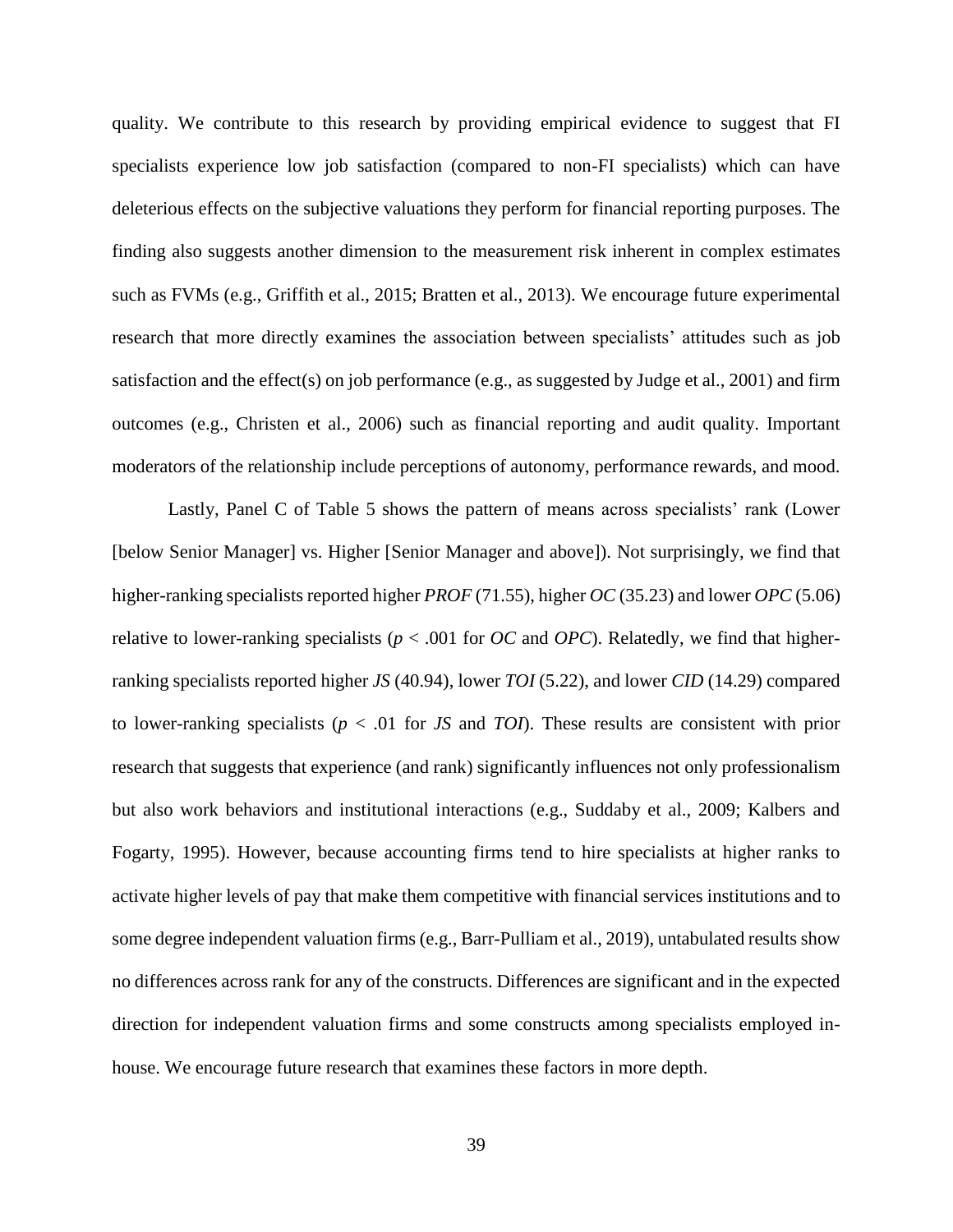quality. We contribute to this research by providing empirical evidence to suggest that FI specialists experience low job satisfaction (compared to non-FI specialists) which can have deleterious effects on the subjective valuations they perform for financial reporting purposes. The finding also suggests another dimension to the measurement risk inherent in complex estimates such as FVMs (e.g., Griffith et al., 2015; Bratten et al., 2013). We encourage future experimental research that more directly examines the association between specialists' attitudes such as job satisfaction and the effect(s) on job performance (e.g., as suggested by Judge et al., 2001) and firm outcomes (e.g., Christen et al., 2006) such as financial reporting and audit quality. Important moderators of the relationship include perceptions of autonomy, performance rewards, and mood.

Lastly, Panel C of Table 5 shows the pattern of means across specialists' rank (Lower [below Senior Manager] vs. Higher [Senior Manager and above]). Not surprisingly, we find that higher-ranking specialists reported higher *PROF* (71.55), higher *OC* (35.23) and lower *OPC* (5.06) relative to lower-ranking specialists ($p < .001$ for *OC* and *OPC*). Relatedly, we find that higher-ranking specialists reported higher *JS* (40.94), lower *TOI* (5.22), and lower *CID* (14.29) compared to lower-ranking specialists ($p < .01$ for *JS* and *TOI*). These results are consistent with prior research that suggests that experience (and rank) significantly influences not only professionalism but also work behaviors and institutional interactions (e.g., Suddaby et al., 2009; Kalbers and Fogarty, 1995). However, because accounting firms tend to hire specialists at higher ranks to activate higher levels of pay that make them competitive with financial services institutions and to some degree independent valuation firms (e.g., Barr-Pulliam et al., 2019), untabulated results show no differences across rank for any of the constructs. Differences are significant and in the expected direction for independent valuation firms and some constructs among specialists employed in-house. We encourage future research that examines these factors in more depth.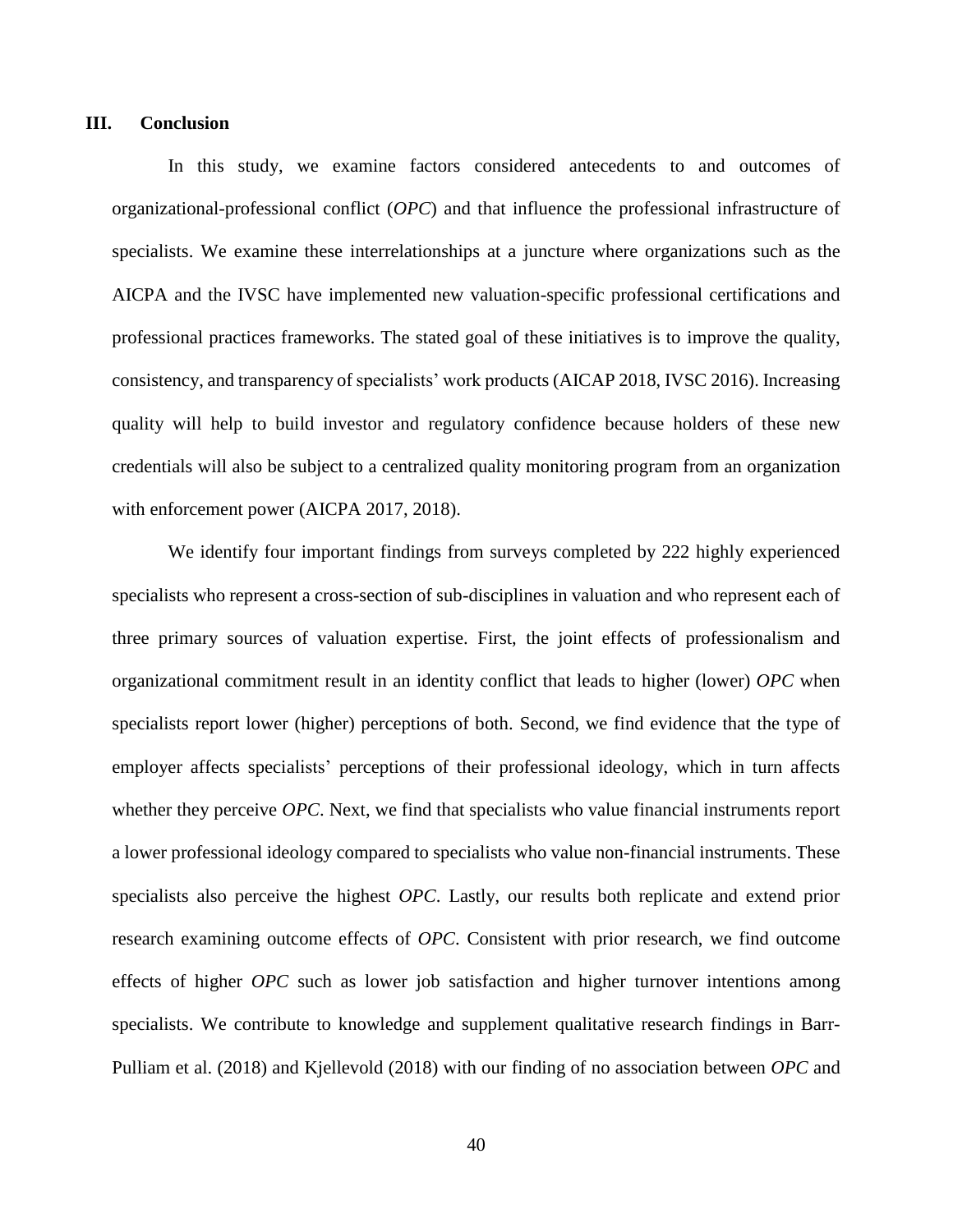## III. Conclusion

In this study, we examine factors considered antecedents to and outcomes of organizational-professional conflict (*OPC*) and that influence the professional infrastructure of specialists. We examine these interrelationships at a juncture where organizations such as the AICPA and the IVSC have implemented new valuation-specific professional certifications and professional practices frameworks. The stated goal of these initiatives is to improve the quality, consistency, and transparency of specialists' work products (AICAP 2018, IVSC 2016). Increasing quality will help to build investor and regulatory confidence because holders of these new credentials will also be subject to a centralized quality monitoring program from an organization with enforcement power (AICPA 2017, 2018).

We identify four important findings from surveys completed by 222 highly experienced specialists who represent a cross-section of sub-disciplines in valuation and who represent each of three primary sources of valuation expertise. First, the joint effects of professionalism and organizational commitment result in an identity conflict that leads to higher (lower) *OPC* when specialists report lower (higher) perceptions of both. Second, we find evidence that the type of employer affects specialists' perceptions of their professional ideology, which in turn affects whether they perceive *OPC*. Next, we find that specialists who value financial instruments report a lower professional ideology compared to specialists who value non-financial instruments. These specialists also perceive the highest *OPC*. Lastly, our results both replicate and extend prior research examining outcome effects of *OPC*. Consistent with prior research, we find outcome effects of higher *OPC* such as lower job satisfaction and higher turnover intentions among specialists. We contribute to knowledge and supplement qualitative research findings in Barr-Pulliam et al. (2018) and Kjellevold (2018) with our finding of no association between *OPC* and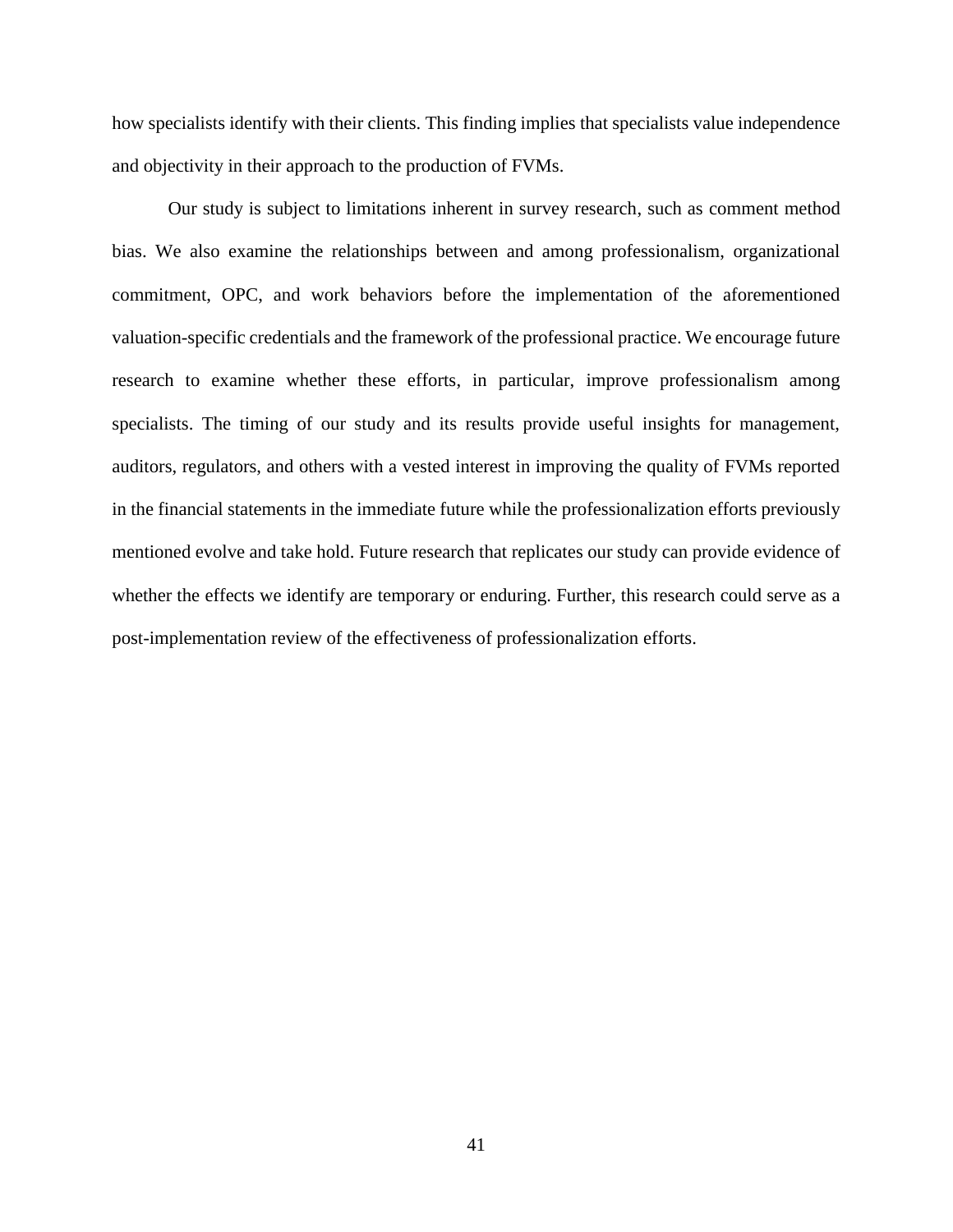how specialists identify with their clients. This finding implies that specialists value independence and objectivity in their approach to the production of FVMs.

Our study is subject to limitations inherent in survey research, such as comment method bias. We also examine the relationships between and among professionalism, organizational commitment, OPC, and work behaviors before the implementation of the aforementioned valuation-specific credentials and the framework of the professional practice. We encourage future research to examine whether these efforts, in particular, improve professionalism among specialists. The timing of our study and its results provide useful insights for management, auditors, regulators, and others with a vested interest in improving the quality of FVMs reported in the financial statements in the immediate future while the professionalization efforts previously mentioned evolve and take hold. Future research that replicates our study can provide evidence of whether the effects we identify are temporary or enduring. Further, this research could serve as a post-implementation review of the effectiveness of professionalization efforts.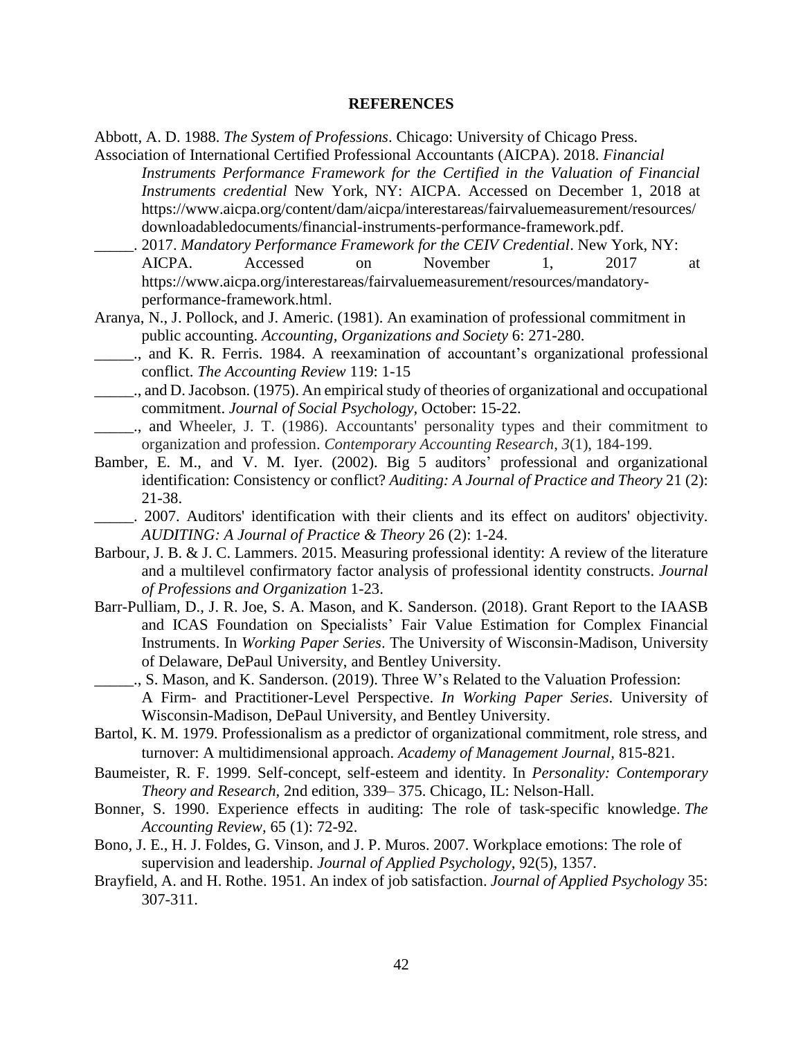## REFERENCES

Abbott, A. D. 1988. *The System of Professions*. Chicago: University of Chicago Press.

Association of International Certified Professional Accountants (AICPA). 2018. *Financial Instruments Performance Framework for the Certified in the Valuation of Financial Instruments credential* New York, NY: AICPA. Accessed on December 1, 2018 at https://www.aicpa.org/content/dam/aicpa/interestareas/fairvaluemeasurement/resources/downloadabledocuments/financial-instruments-performance-framework.pdf.

_____. 2017. *Mandatory Performance Framework for the CEIV Credential*. New York, NY: AICPA. Accessed on November 1, 2017 at https://www.aicpa.org/interestareas/fairvaluemeasurement/resources/mandatory-performance-framework.html.

Aranya, N., J. Pollock, and J. Americ. (1981). An examination of professional commitment in public accounting. *Accounting, Organizations and Society* 6: 271-280.

_____., and K. R. Ferris. 1984. A reexamination of accountant's organizational professional conflict. *The Accounting Review* 119: 1-15

_____., and D. Jacobson. (1975). An empirical study of theories of organizational and occupational commitment. *Journal of Social Psychology*, October: 15-22.

_____., and Wheeler, J. T. (1986). Accountants' personality types and their commitment to organization and profession. *Contemporary Accounting Research*, *3*(1), 184-199.

Bamber, E. M., and V. M. Iyer. (2002). Big 5 auditors' professional and organizational identification: Consistency or conflict? *Auditing: A Journal of Practice and Theory* 21 (2): 21-38.

_____. 2007. Auditors' identification with their clients and its effect on auditors' objectivity. *AUDITING: A Journal of Practice & Theory* 26 (2): 1-24.

Barbour, J. B. & J. C. Lammers. 2015. Measuring professional identity: A review of the literature and a multilevel confirmatory factor analysis of professional identity constructs. *Journal of Professions and Organization* 1-23.

Barr-Pulliam, D., J. R. Joe, S. A. Mason, and K. Sanderson. (2018). Grant Report to the IAASB and ICAS Foundation on Specialists' Fair Value Estimation for Complex Financial Instruments. In *Working Paper Series*. The University of Wisconsin-Madison, University of Delaware, DePaul University, and Bentley University.

_____., S. Mason, and K. Sanderson. (2019). Three W's Related to the Valuation Profession: A Firm- and Practitioner-Level Perspective. *In Working Paper Series*. University of Wisconsin-Madison, DePaul University, and Bentley University.

Bartol, K. M. 1979. Professionalism as a predictor of organizational commitment, role stress, and turnover: A multidimensional approach. *Academy of Management Journal,* 815-821.

Baumeister, R. F. 1999. Self-concept, self-esteem and identity. In *Personality: Contemporary Theory and Research*, 2nd edition, 339– 375. Chicago, IL: Nelson-Hall.

Bonner, S. 1990. Experience effects in auditing: The role of task-specific knowledge. *The Accounting Review*, 65 (1): 72-92.

Bono, J. E., H. J. Foldes, G. Vinson, and J. P. Muros. 2007. Workplace emotions: The role of supervision and leadership. *Journal of Applied Psychology*, 92(5), 1357.

Brayfield, A. and H. Rothe. 1951. An index of job satisfaction. *Journal of Applied Psychology* 35: 307-311.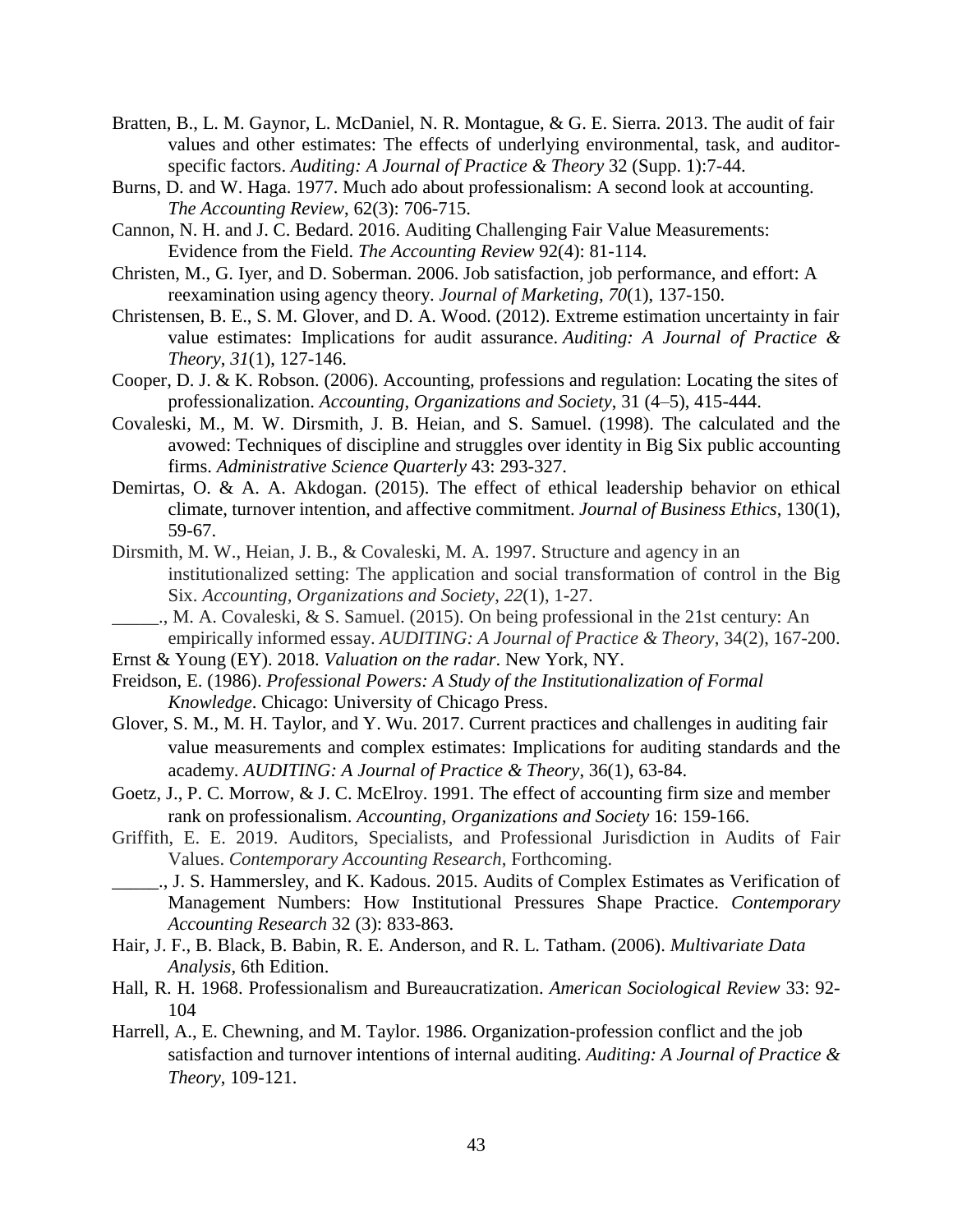Bratten, B., L. M. Gaynor, L. McDaniel, N. R. Montague, & G. E. Sierra. 2013. The audit of fair values and other estimates: The effects of underlying environmental, task, and auditor-specific factors. *Auditing: A Journal of Practice & Theory* 32 (Supp. 1):7-44.

Burns, D. and W. Haga. 1977. Much ado about professionalism: A second look at accounting. *The Accounting Review*, 62(3): 706-715.

Cannon, N. H. and J. C. Bedard. 2016. Auditing Challenging Fair Value Measurements: Evidence from the Field. *The Accounting Review* 92(4): 81-114.

Christen, M., G. Iyer, and D. Soberman. 2006. Job satisfaction, job performance, and effort: A reexamination using agency theory. *Journal of Marketing*, *70*(1), 137-150.

Christensen, B. E., S. M. Glover, and D. A. Wood. (2012). Extreme estimation uncertainty in fair value estimates: Implications for audit assurance. *Auditing: A Journal of Practice & Theory*, *31*(1), 127-146.

Cooper, D. J. & K. Robson. (2006). Accounting, professions and regulation: Locating the sites of professionalization. *Accounting, Organizations and Society*, 31 (4–5), 415-444.

Covaleski, M., M. W. Dirsmith, J. B. Heian, and S. Samuel. (1998). The calculated and the avowed: Techniques of discipline and struggles over identity in Big Six public accounting firms. *Administrative Science Quarterly* 43: 293-327.

Demirtas, O. & A. A. Akdogan. (2015). The effect of ethical leadership behavior on ethical climate, turnover intention, and affective commitment. *Journal of Business Ethics*, 130(1), 59-67.

Dirsmith, M. W., Heian, J. B., & Covaleski, M. A. 1997. Structure and agency in an institutionalized setting: The application and social transformation of control in the Big Six. *Accounting, Organizations and Society*, *22*(1), 1-27.

_____., M. A. Covaleski, & S. Samuel. (2015). On being professional in the 21st century: An empirically informed essay. *AUDITING: A Journal of Practice & Theory*, 34(2), 167-200.

Ernst & Young (EY). 2018. *Valuation on the radar*. New York, NY.

Freidson, E. (1986). *Professional Powers: A Study of the Institutionalization of Formal Knowledge*. Chicago: University of Chicago Press.

Glover, S. M., M. H. Taylor, and Y. Wu. 2017. Current practices and challenges in auditing fair value measurements and complex estimates: Implications for auditing standards and the academy. *AUDITING: A Journal of Practice & Theory*, 36(1), 63-84.

Goetz, J., P. C. Morrow, & J. C. McElroy. 1991. The effect of accounting firm size and member rank on professionalism. *Accounting, Organizations and Society* 16: 159-166.

Griffith, E. E. 2019. Auditors, Specialists, and Professional Jurisdiction in Audits of Fair Values. *Contemporary Accounting Research*, Forthcoming.

_____., J. S. Hammersley, and K. Kadous. 2015. Audits of Complex Estimates as Verification of Management Numbers: How Institutional Pressures Shape Practice. *Contemporary Accounting Research* 32 (3): 833-863.

Hair, J. F., B. Black, B. Babin, R. E. Anderson, and R. L. Tatham. (2006). *Multivariate Data Analysis*, 6th Edition.

Hall, R. H. 1968. Professionalism and Bureaucratization. *American Sociological Review* 33: 92-104

Harrell, A., E. Chewning, and M. Taylor. 1986. Organization-profession conflict and the job satisfaction and turnover intentions of internal auditing. *Auditing: A Journal of Practice & Theory*, 109-121.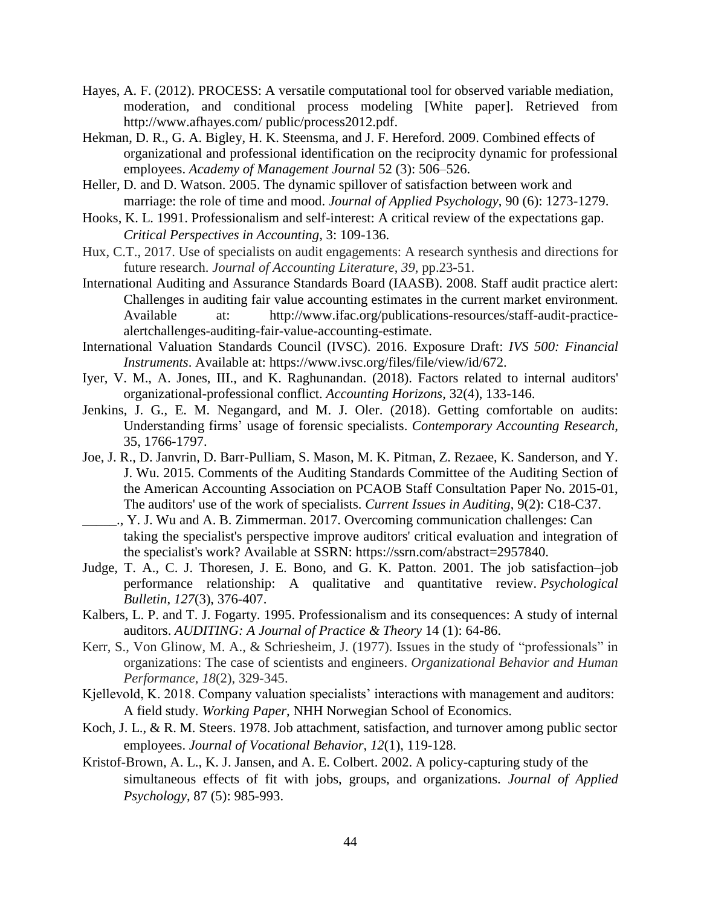Hayes, A. F. (2012). PROCESS: A versatile computational tool for observed variable mediation, moderation, and conditional process modeling [White paper]. Retrieved from http://www.afhayes.com/ public/process2012.pdf.

Hekman, D. R., G. A. Bigley, H. K. Steensma, and J. F. Hereford. 2009. Combined effects of organizational and professional identification on the reciprocity dynamic for professional employees. *Academy of Management Journal* 52 (3): 506–526.

Heller, D. and D. Watson. 2005. The dynamic spillover of satisfaction between work and marriage: the role of time and mood. *Journal of Applied Psychology*, 90 (6): 1273-1279.

Hooks, K. L. 1991. Professionalism and self-interest: A critical review of the expectations gap. *Critical Perspectives in Accounting*, 3: 109-136.

Hux, C.T., 2017. Use of specialists on audit engagements: A research synthesis and directions for future research. *Journal of Accounting Literature*, *39*, pp.23-51.

International Auditing and Assurance Standards Board (IAASB). 2008. Staff audit practice alert: Challenges in auditing fair value accounting estimates in the current market environment. Available at: http://www.ifac.org/publications-resources/staff-audit-practice-alertchallenges-auditing-fair-value-accounting-estimate.

International Valuation Standards Council (IVSC). 2016. Exposure Draft: *IVS 500: Financial Instruments*. Available at: https://www.ivsc.org/files/file/view/id/672.

Iyer, V. M., A. Jones, III., and K. Raghunandan. (2018). Factors related to internal auditors' organizational-professional conflict. *Accounting Horizons*, 32(4), 133-146.

Jenkins, J. G., E. M. Negangard, and M. J. Oler. (2018). Getting comfortable on audits: Understanding firms' usage of forensic specialists. *Contemporary Accounting Research*, 35, 1766-1797.

Joe, J. R., D. Janvrin, D. Barr-Pulliam, S. Mason, M. K. Pitman, Z. Rezaee, K. Sanderson, and Y. J. Wu. 2015. Comments of the Auditing Standards Committee of the Auditing Section of the American Accounting Association on PCAOB Staff Consultation Paper No. 2015-01, The auditors' use of the work of specialists. *Current Issues in Auditing*, 9(2): C18-C37.

\_\_\_\_\_., Y. J. Wu and A. B. Zimmerman. 2017. Overcoming communication challenges: Can taking the specialist's perspective improve auditors' critical evaluation and integration of the specialist's work? Available at SSRN: https://ssrn.com/abstract=2957840.

Judge, T. A., C. J. Thoresen, J. E. Bono, and G. K. Patton. 2001. The job satisfaction–job performance relationship: A qualitative and quantitative review. *Psychological Bulletin*, *127*(3), 376-407.

Kalbers, L. P. and T. J. Fogarty. 1995. Professionalism and its consequences: A study of internal auditors. *AUDITING: A Journal of Practice & Theory* 14 (1): 64-86.

Kerr, S., Von Glinow, M. A., & Schriesheim, J. (1977). Issues in the study of "professionals" in organizations: The case of scientists and engineers. *Organizational Behavior and Human Performance*, *18*(2), 329-345.

Kjellevold, K. 2018. Company valuation specialists' interactions with management and auditors: A field study. *Working Paper*, NHH Norwegian School of Economics.

Koch, J. L., & R. M. Steers. 1978. Job attachment, satisfaction, and turnover among public sector employees. *Journal of Vocational Behavior*, *12*(1), 119-128.

Kristof-Brown, A. L., K. J. Jansen, and A. E. Colbert. 2002. A policy-capturing study of the simultaneous effects of fit with jobs, groups, and organizations. *Journal of Applied Psychology*, 87 (5): 985-993.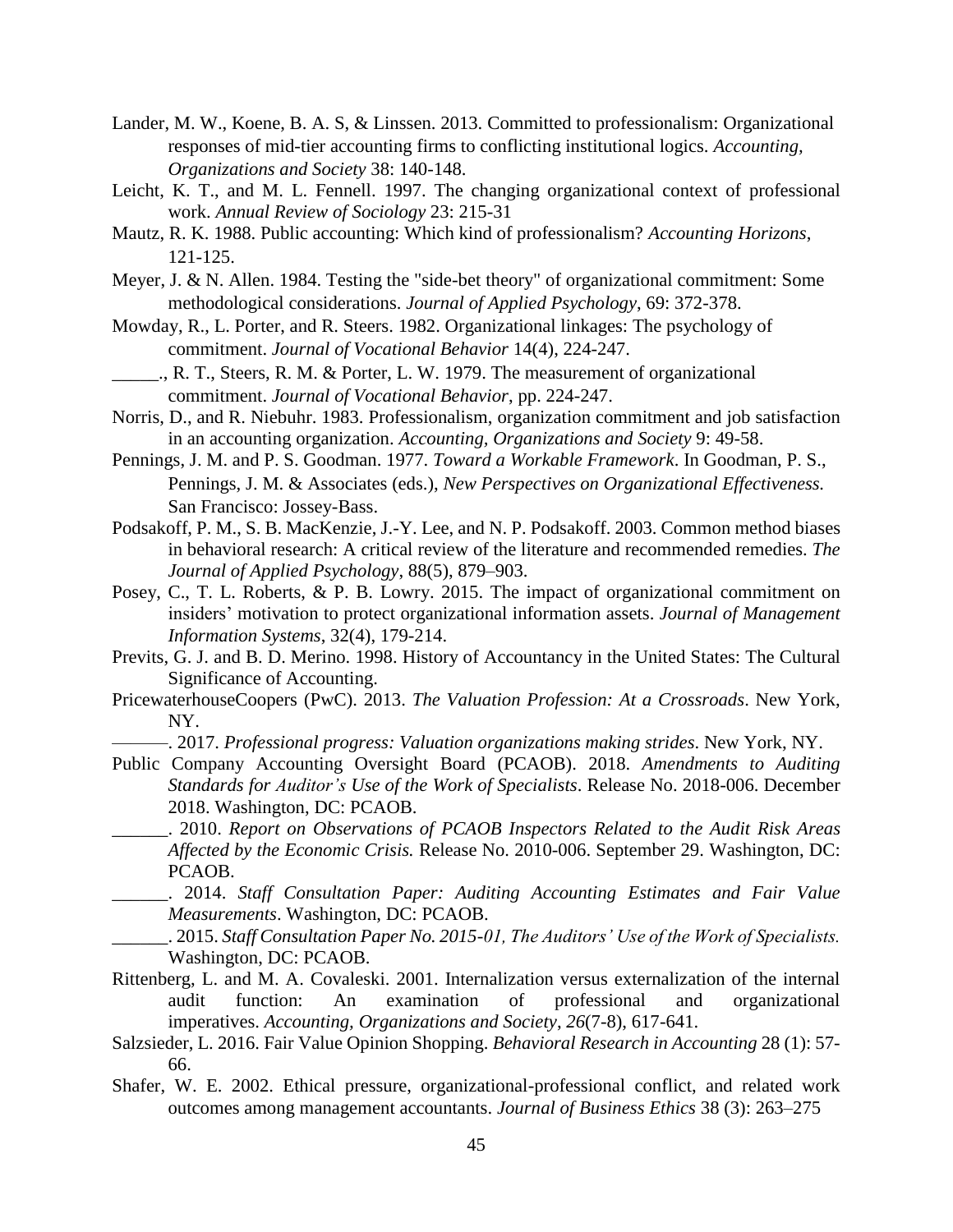Lander, M. W., Koene, B. A. S, & Linssen. 2013. Committed to professionalism: Organizational responses of mid-tier accounting firms to conflicting institutional logics. *Accounting, Organizations and Society* 38: 140-148.

Leicht, K. T., and M. L. Fennell. 1997. The changing organizational context of professional work. *Annual Review of Sociology* 23: 215-31

Mautz, R. K. 1988. Public accounting: Which kind of professionalism? *Accounting Horizons*, 121-125.

Meyer, J. & N. Allen. 1984. Testing the "side-bet theory" of organizational commitment: Some methodological considerations. *Journal of Applied Psychology*, 69: 372-378.

Mowday, R., L. Porter, and R. Steers. 1982. Organizational linkages: The psychology of commitment. *Journal of Vocational Behavior* 14(4), 224-247.

_____., R. T., Steers, R. M. & Porter, L. W. 1979. The measurement of organizational commitment. *Journal of Vocational Behavior*, pp. 224-247.

Norris, D., and R. Niebuhr. 1983. Professionalism, organization commitment and job satisfaction in an accounting organization. *Accounting, Organizations and Society* 9: 49-58.

Pennings, J. M. and P. S. Goodman. 1977. *Toward a Workable Framework*. In Goodman, P. S., Pennings, J. M. & Associates (eds.), *New Perspectives on Organizational Effectiveness.* San Francisco: Jossey-Bass.

Podsakoff, P. M., S. B. MacKenzie, J.-Y. Lee, and N. P. Podsakoff. 2003. Common method biases in behavioral research: A critical review of the literature and recommended remedies. *The Journal of Applied Psychology*, 88(5), 879–903.

Posey, C., T. L. Roberts, & P. B. Lowry. 2015. The impact of organizational commitment on insiders' motivation to protect organizational information assets. *Journal of Management Information Systems*, 32(4), 179-214.

Previts, G. J. and B. D. Merino. 1998. History of Accountancy in the United States: The Cultural Significance of Accounting.

PricewaterhouseCoopers (PwC). 2013. *The Valuation Profession: At a Crossroads*. New York, NY.

———. 2017. *Professional progress: Valuation organizations making strides*. New York, NY.

Public Company Accounting Oversight Board (PCAOB). 2018. *Amendments to Auditing Standards for Auditor's Use of the Work of Specialists*. Release No. 2018-006. December 2018. Washington, DC: PCAOB.

______. 2010. *Report on Observations of PCAOB Inspectors Related to the Audit Risk Areas Affected by the Economic Crisis.* Release No. 2010-006. September 29. Washington, DC: PCAOB.

______. 2014. *Staff Consultation Paper: Auditing Accounting Estimates and Fair Value Measurements*. Washington, DC: PCAOB.

______. 2015. *Staff Consultation Paper No. 2015-01, The Auditors' Use of the Work of Specialists.* Washington, DC: PCAOB.

Rittenberg, L. and M. A. Covaleski. 2001. Internalization versus externalization of the internal audit function: An examination of professional and organizational imperatives. *Accounting, Organizations and Society*, *26*(7-8), 617-641.

Salzsieder, L. 2016. Fair Value Opinion Shopping. *Behavioral Research in Accounting* 28 (1): 57-66.

Shafer, W. E. 2002. Ethical pressure, organizational-professional conflict, and related work outcomes among management accountants. *Journal of Business Ethics* 38 (3): 263–275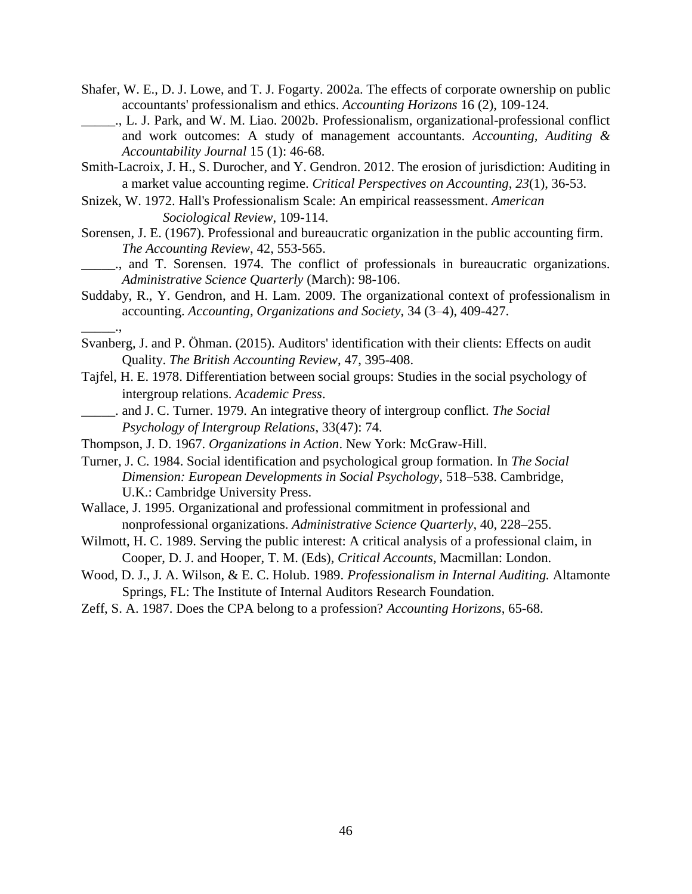Shafer, W. E., D. J. Lowe, and T. J. Fogarty. 2002a. The effects of corporate ownership on public accountants' professionalism and ethics. *Accounting Horizons* 16 (2), 109-124.

_____., L. J. Park, and W. M. Liao. 2002b. Professionalism, organizational-professional conflict and work outcomes: A study of management accountants. *Accounting, Auditing & Accountability Journal* 15 (1): 46-68.

Smith-Lacroix, J. H., S. Durocher, and Y. Gendron. 2012. The erosion of jurisdiction: Auditing in a market value accounting regime. *Critical Perspectives on Accounting*, *23*(1), 36-53.

Snizek, W. 1972. Hall's Professionalism Scale: An empirical reassessment. *American Sociological Review*, 109-114.

Sorensen, J. E. (1967). Professional and bureaucratic organization in the public accounting firm. *The Accounting Review*, 42, 553-565.

_____., and T. Sorensen. 1974. The conflict of professionals in bureaucratic organizations. *Administrative Science Quarterly* (March): 98-106.

Suddaby, R., Y. Gendron, and H. Lam. 2009. The organizational context of professionalism in accounting. *Accounting, Organizations and Society*, 34 (3–4), 409-427.

_____.,

Svanberg, J. and P. Öhman. (2015). Auditors' identification with their clients: Effects on audit Quality. *The British Accounting Review*, 47, 395-408.

Tajfel, H. E. 1978. Differentiation between social groups: Studies in the social psychology of intergroup relations. *Academic Press*.

_____. and J. C. Turner. 1979. An integrative theory of intergroup conflict. *The Social Psychology of Intergroup Relations*, 33(47): 74.

Thompson, J. D. 1967. *Organizations in Action*. New York: McGraw-Hill.

Turner, J. C. 1984. Social identification and psychological group formation. In *The Social Dimension: European Developments in Social Psychology*, 518–538. Cambridge, U.K.: Cambridge University Press.

Wallace, J. 1995. Organizational and professional commitment in professional and nonprofessional organizations. *Administrative Science Quarterly*, 40, 228–255.

Wilmott, H. C. 1989. Serving the public interest: A critical analysis of a professional claim, in Cooper, D. J. and Hooper, T. M. (Eds), *Critical Accounts*, Macmillan: London.

Wood, D. J., J. A. Wilson, & E. C. Holub. 1989. *Professionalism in Internal Auditing.* Altamonte Springs, FL: The Institute of Internal Auditors Research Foundation.

Zeff, S. A. 1987. Does the CPA belong to a profession? *Accounting Horizons*, 65-68.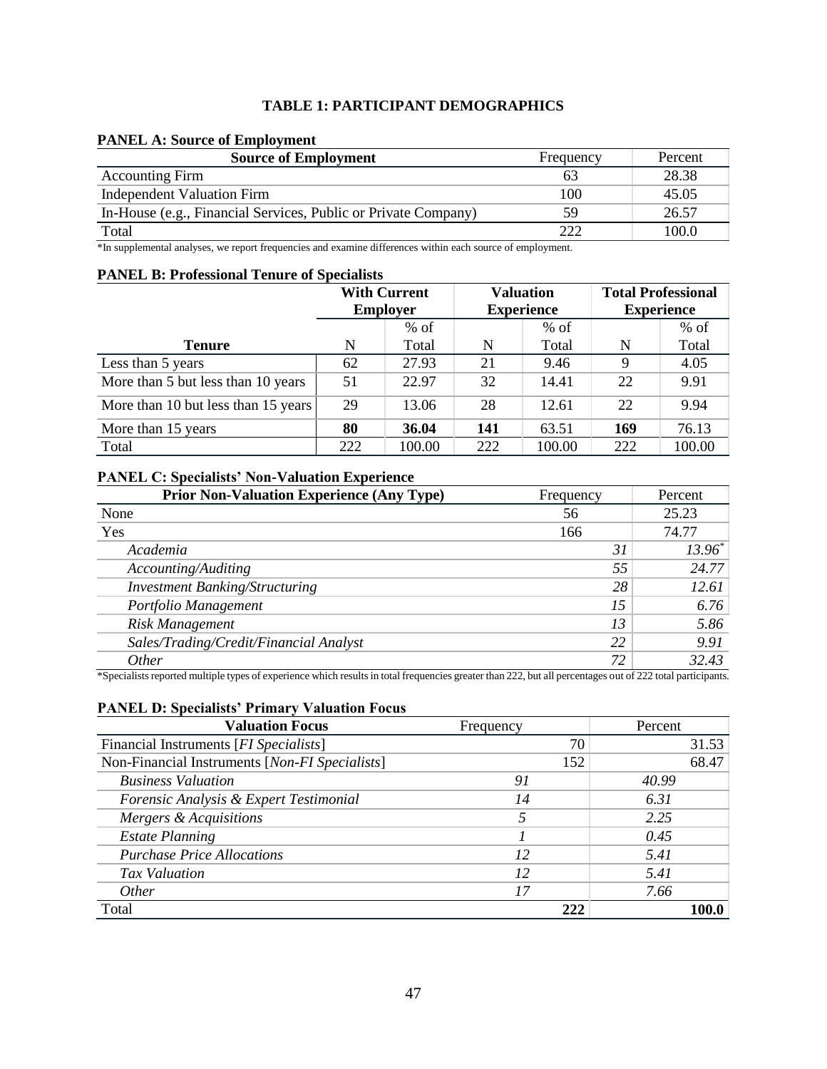### TABLE 1: PARTICIPANT DEMOGRAPHICS

**PANEL A: Source of Employment**

| Source of Employment | Frequency | Percent |
|---|---|---|
| Accounting Firm | 63 | 28.38 |
| Independent Valuation Firm | 100 | 45.05 |
| In-House (e.g., Financial Services, Public or Private Company) | 59 | 26.57 |
| Total | 222 | 100.0 |

*In supplemental analyses, we report frequencies and examine differences within each source of employment.

**PANEL B: Professional Tenure of Specialists**

| | With Current Employer | | Valuation Experience | | Total Professional Experience | |
|---|---|---|---|---|---|---|
| Tenure | N | % of Total | N | % of Total | N | % of Total |
| Less than 5 years | 62 | 27.93 | 21 | 9.46 | 9 | 4.05 |
| More than 5 but less than 10 years | 51 | 22.97 | 32 | 14.41 | 22 | 9.91 |
| More than 10 but less than 15 years | 29 | 13.06 | 28 | 12.61 | 22 | 9.94 |
| More than 15 years | **80** | **36.04** | **141** | 63.51 | **169** | 76.13 |
| Total | 222 | 100.00 | 222 | 100.00 | 222 | 100.00 |

**PANEL C: Specialists' Non-Valuation Experience**

| Prior Non-Valuation Experience (Any Type) | Frequency | Percent |
|---|---|---|
| None | 56 | 25.23 |
| Yes | 166 | 74.77 |
| *Academia* | *31* | *13.96*[*] |
| *Accounting/Auditing* | *55* | *24.77* |
| *Investment Banking/Structuring* | *28* | *12.61* |
| *Portfolio Management* | *15* | *6.76* |
| *Risk Management* | *13* | *5.86* |
| *Sales/Trading/Credit/Financial Analyst* | *22* | *9.91* |
| *Other* | *72* | *32.43* |

*Specialists reported multiple types of experience which results in total frequencies greater than 222, but all percentages out of 222 total participants.

**PANEL D: Specialists' Primary Valuation Focus**

| Valuation Focus | Frequency | Percent |
|---|---|---|
| Financial Instruments [*FI Specialists*] | 70 | 31.53 |
| Non-Financial Instruments [*Non-FI Specialists*] | 152 | 68.47 |
| *Business Valuation* | *91* | *40.99* |
| *Forensic Analysis & Expert Testimonial* | *14* | *6.31* |
| *Mergers & Acquisitions* | *5* | *2.25* |
| *Estate Planning* | *1* | *0.45* |
| *Purchase Price Allocations* | *12* | *5.41* |
| *Tax Valuation* | *12* | *5.41* |
| *Other* | *17* | *7.66* |
| Total | **222** | **100.0** |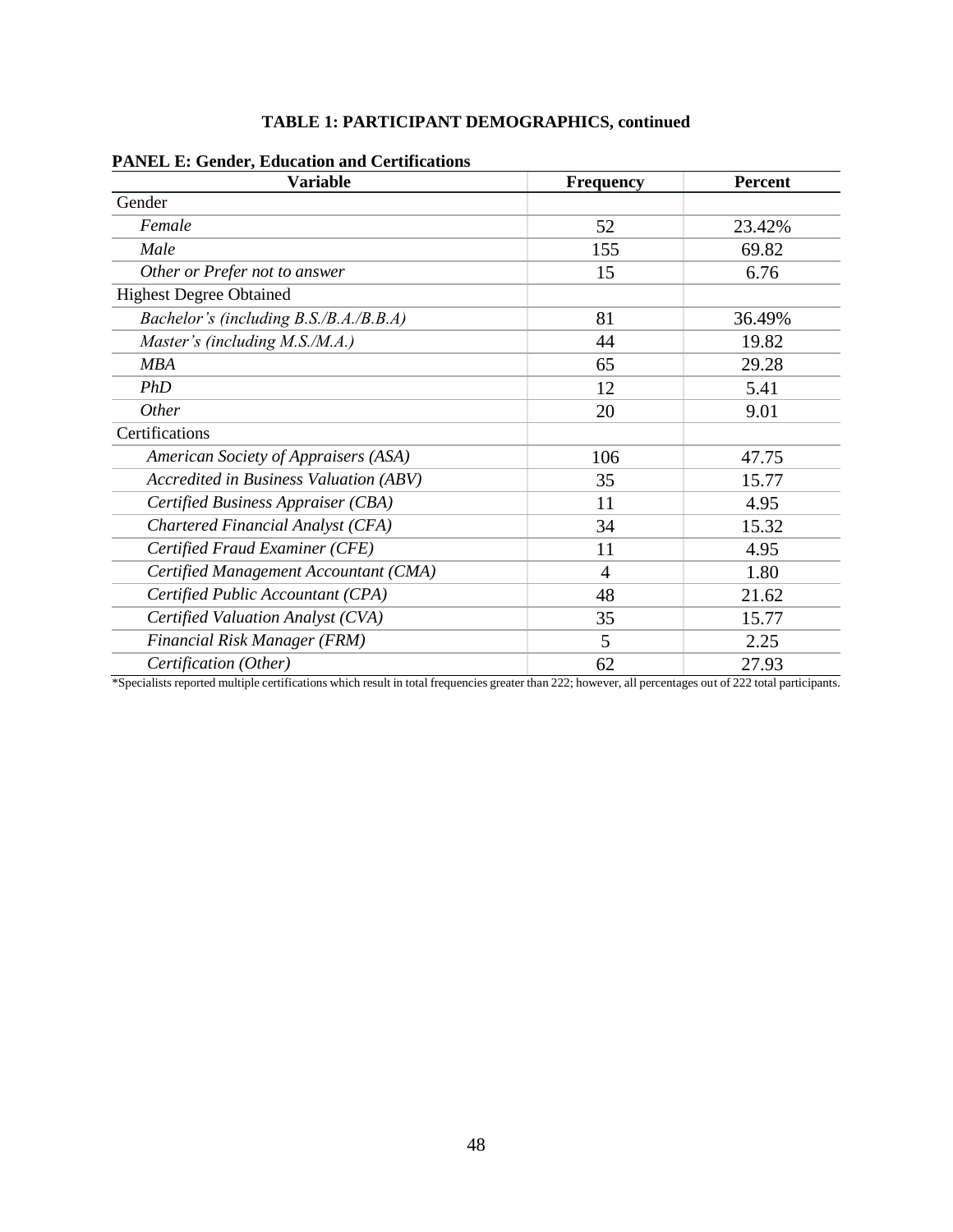**TABLE 1: PARTICIPANT DEMOGRAPHICS, continued**

**PANEL E: Gender, Education and Certifications**

| Variable | Frequency | Percent |
|---|---|---|
| Gender | | |
| *Female* | 52 | 23.42% |
| *Male* | 155 | 69.82 |
| *Other or Prefer not to answer* | 15 | 6.76 |
| Highest Degree Obtained | | |
| *Bachelor's (including B.S./B.A./B.B.A)* | 81 | 36.49% |
| *Master's (including M.S./M.A.)* | 44 | 19.82 |
| *MBA* | 65 | 29.28 |
| *PhD* | 12 | 5.41 |
| *Other* | 20 | 9.01 |
| Certifications | | |
| *American Society of Appraisers (ASA)* | 106 | 47.75 |
| *Accredited in Business Valuation (ABV)* | 35 | 15.77 |
| *Certified Business Appraiser (CBA)* | 11 | 4.95 |
| *Chartered Financial Analyst (CFA)* | 34 | 15.32 |
| *Certified Fraud Examiner (CFE)* | 11 | 4.95 |
| *Certified Management Accountant (CMA)* | 4 | 1.80 |
| *Certified Public Accountant (CPA)* | 48 | 21.62 |
| *Certified Valuation Analyst (CVA)* | 35 | 15.77 |
| *Financial Risk Manager (FRM)* | 5 | 2.25 |
| *Certification (Other)* | 62 | 27.93 |

*Specialists reported multiple certifications which result in total frequencies greater than 222; however, all percentages out of 222 total participants.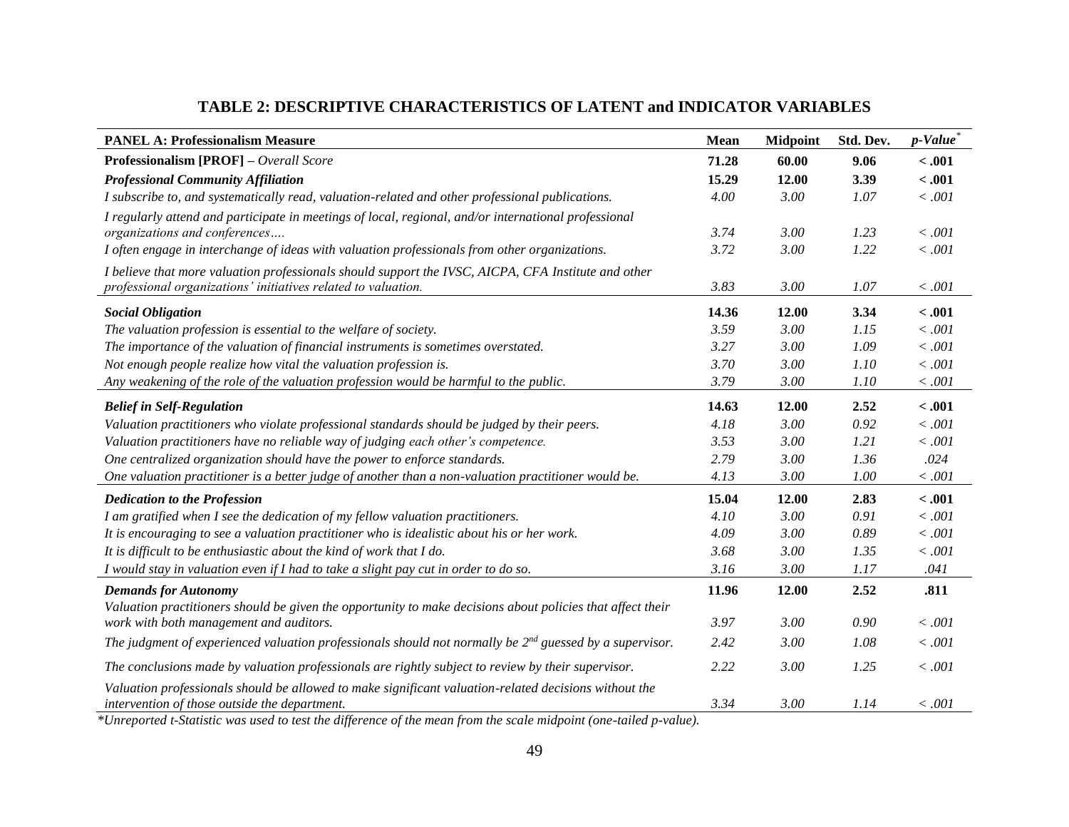## TABLE 2: DESCRIPTIVE CHARACTERISTICS OF LATENT and INDICATOR VARIABLES

| PANEL A: Professionalism Measure | Mean | Midpoint | Std. Dev. | *p-Value*[*] |
|---|---|---|---|---|
| **Professionalism [PROF]** – *Overall Score* | **71.28** | **60.00** | **9.06** | **< .001** |
| ***Professional Community Affiliation*** | **15.29** | **12.00** | **3.39** | **< .001** |
| *I subscribe to, and systematically read, valuation-related and other professional publications.* | *4.00* | *3.00* | *1.07* | *< .001* |
| *I regularly attend and participate in meetings of local, regional, and/or international professional organizations and conferences….* | *3.74* | *3.00* | *1.23* | *< .001* |
| *I often engage in interchange of ideas with valuation professionals from other organizations.* | *3.72* | *3.00* | *1.22* | *< .001* |
| *I believe that more valuation professionals should support the IVSC, AICPA, CFA Institute and other professional organizations' initiatives related to valuation.* | *3.83* | *3.00* | *1.07* | *< .001* |
| ***Social Obligation*** | **14.36** | **12.00** | **3.34** | **< .001** |
| *The valuation profession is essential to the welfare of society.* | *3.59* | *3.00* | *1.15* | *< .001* |
| *The importance of the valuation of financial instruments is sometimes overstated.* | *3.27* | *3.00* | *1.09* | *< .001* |
| *Not enough people realize how vital the valuation profession is.* | *3.70* | *3.00* | *1.10* | *< .001* |
| *Any weakening of the role of the valuation profession would be harmful to the public.* | *3.79* | *3.00* | *1.10* | *< .001* |
| ***Belief in Self-Regulation*** | **14.63** | **12.00** | **2.52** | **< .001** |
| *Valuation practitioners who violate professional standards should be judged by their peers.* | *4.18* | *3.00* | *0.92* | *< .001* |
| *Valuation practitioners have no reliable way of judging each other's competence.* | *3.53* | *3.00* | *1.21* | *< .001* |
| *One centralized organization should have the power to enforce standards.* | *2.79* | *3.00* | *1.36* | *.024* |
| *One valuation practitioner is a better judge of another than a non-valuation practitioner would be.* | *4.13* | *3.00* | *1.00* | *< .001* |
| ***Dedication to the Profession*** | **15.04** | **12.00** | **2.83** | **< .001** |
| *I am gratified when I see the dedication of my fellow valuation practitioners.* | *4.10* | *3.00* | *0.91* | *< .001* |
| *It is encouraging to see a valuation practitioner who is idealistic about his or her work.* | *4.09* | *3.00* | *0.89* | *< .001* |
| *It is difficult to be enthusiastic about the kind of work that I do.* | *3.68* | *3.00* | *1.35* | *< .001* |
| *I would stay in valuation even if I had to take a slight pay cut in order to do so.* | *3.16* | *3.00* | *1.17* | *.041* |
| ***Demands for Autonomy*** | **11.96** | **12.00** | **2.52** | **.811** |
| *Valuation practitioners should be given the opportunity to make decisions about policies that affect their work with both management and auditors.* | *3.97* | *3.00* | *0.90* | *< .001* |
| *The judgment of experienced valuation professionals should not normally be 2nd guessed by a supervisor.* | *2.42* | *3.00* | *1.08* | *< .001* |
| *The conclusions made by valuation professionals are rightly subject to review by their supervisor.* | *2.22* | *3.00* | *1.25* | *< .001* |
| *Valuation professionals should be allowed to make significant valuation-related decisions without the intervention of those outside the department.* | *3.34* | *3.00* | *1.14* | *< .001* |

*\*Unreported t-Statistic was used to test the difference of the mean from the scale midpoint (one-tailed p-value).*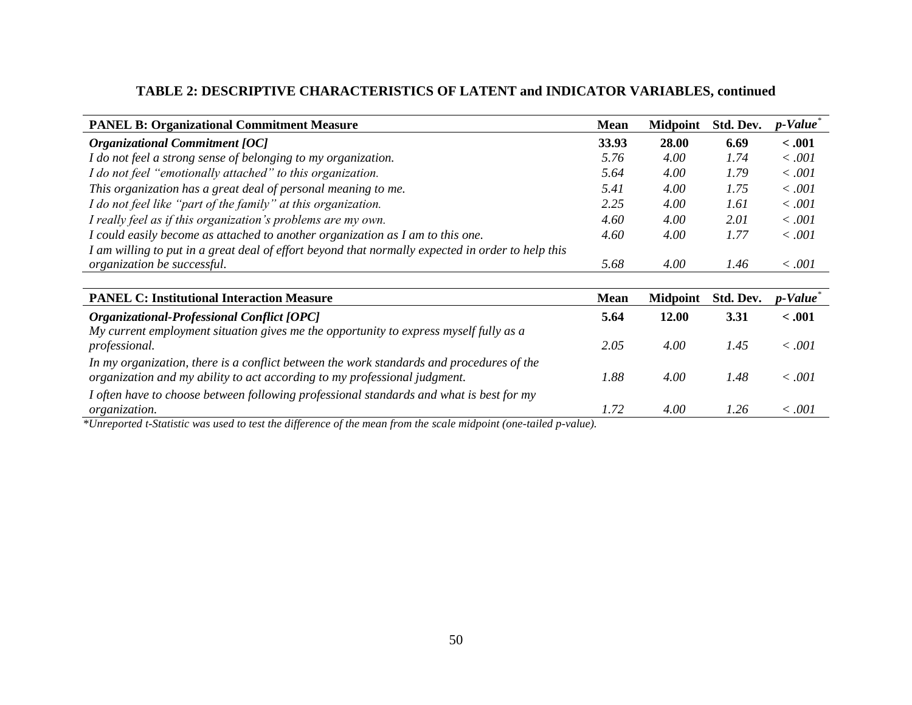**TABLE 2: DESCRIPTIVE CHARACTERISTICS OF LATENT and INDICATOR VARIABLES, continued**

| **PANEL B: Organizational Commitment Measure** | **Mean** | **Midpoint** | **Std. Dev.** | ***p-Value****** |
|---|---|---|---|---|
| ***Organizational Commitment [OC]*** | **33.93** | **28.00** | **6.69** | **< .001** |
| *I do not feel a strong sense of belonging to my organization.* | *5.76* | *4.00* | *1.74* | *< .001* |
| *I do not feel "emotionally attached" to this organization.* | *5.64* | *4.00* | *1.79* | *< .001* |
| *This organization has a great deal of personal meaning to me.* | *5.41* | *4.00* | *1.75* | *< .001* |
| *I do not feel like "part of the family" at this organization.* | *2.25* | *4.00* | *1.61* | *< .001* |
| *I really feel as if this organization's problems are my own.* | *4.60* | *4.00* | *2.01* | *< .001* |
| *I could easily become as attached to another organization as I am to this one.* | *4.60* | *4.00* | *1.77* | *< .001* |
| *I am willing to put in a great deal of effort beyond that normally expected in order to help this organization be successful.* | *5.68* | *4.00* | *1.46* | *< .001* |

| **PANEL C: Institutional Interaction Measure** | **Mean** | **Midpoint** | **Std. Dev.** | ***p-Value****** |
|---|---|---|---|---|
| ***Organizational-Professional Conflict [OPC]*** | **5.64** | **12.00** | **3.31** | **< .001** |
| *My current employment situation gives me the opportunity to express myself fully as a professional.* | *2.05* | *4.00* | *1.45* | *< .001* |
| *In my organization, there is a conflict between the work standards and procedures of the organization and my ability to act according to my professional judgment.* | *1.88* | *4.00* | *1.48* | *< .001* |
| *I often have to choose between following professional standards and what is best for my organization.* | *1.72* | *4.00* | *1.26* | *< .001* |

*\*Unreported t-Statistic was used to test the difference of the mean from the scale midpoint (one-tailed p-value).*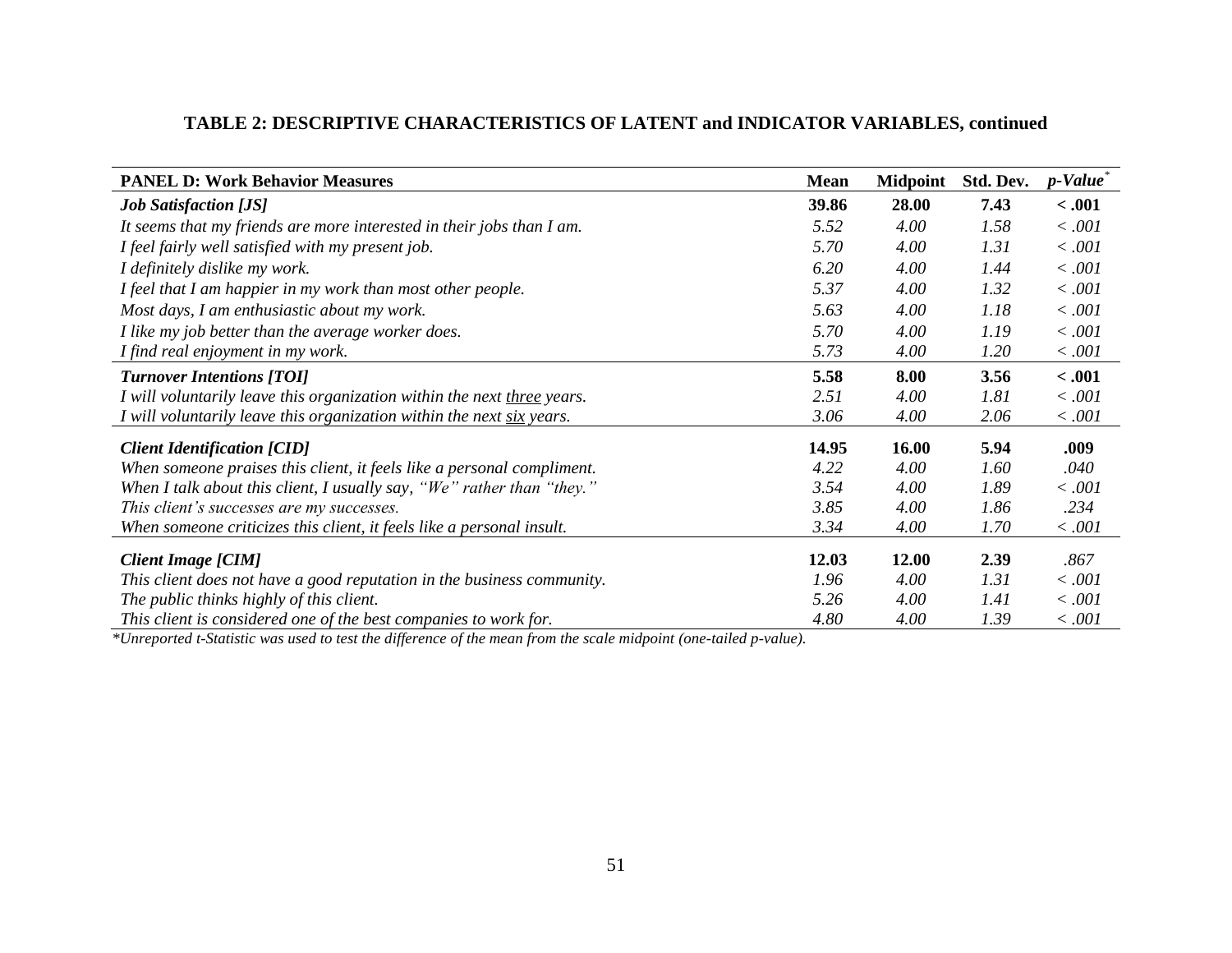**TABLE 2: DESCRIPTIVE CHARACTERISTICS OF LATENT and INDICATOR VARIABLES, continued**

| PANEL D: Work Behavior Measures | Mean | Midpoint | Std. Dev. | *p-Value*[*] |
|---|---|---|---|---|
| ***Job Satisfaction [JS]*** | **39.86** | **28.00** | **7.43** | **< .001** |
| *It seems that my friends are more interested in their jobs than I am.* | *5.52* | *4.00* | *1.58* | *< .001* |
| *I feel fairly well satisfied with my present job.* | *5.70* | *4.00* | *1.31* | *< .001* |
| *I definitely dislike my work.* | *6.20* | *4.00* | *1.44* | *< .001* |
| *I feel that I am happier in my work than most other people.* | *5.37* | *4.00* | *1.32* | *< .001* |
| *Most days, I am enthusiastic about my work.* | *5.63* | *4.00* | *1.18* | *< .001* |
| *I like my job better than the average worker does.* | *5.70* | *4.00* | *1.19* | *< .001* |
| *I find real enjoyment in my work.* | *5.73* | *4.00* | *1.20* | *< .001* |
| ***Turnover Intentions [TOI]*** | **5.58** | **8.00** | **3.56** | **< .001** |
| *I will voluntarily leave this organization within the next three years.* | *2.51* | *4.00* | *1.81* | *< .001* |
| *I will voluntarily leave this organization within the next six years.* | *3.06* | *4.00* | *2.06* | *< .001* |
| ***Client Identification [CID]*** | **14.95** | **16.00** | **5.94** | **.009** |
| *When someone praises this client, it feels like a personal compliment.* | *4.22* | *4.00* | *1.60* | *.040* |
| *When I talk about this client, I usually say, "We" rather than "they."* | *3.54* | *4.00* | *1.89* | *< .001* |
| *This client's successes are my successes.* | *3.85* | *4.00* | *1.86* | *.234* |
| *When someone criticizes this client, it feels like a personal insult.* | *3.34* | *4.00* | *1.70* | *< .001* |
| ***Client Image [CIM]*** | **12.03** | **12.00** | **2.39** | *.867* |
| *This client does not have a good reputation in the business community.* | *1.96* | *4.00* | *1.31* | *< .001* |
| *The public thinks highly of this client.* | *5.26* | *4.00* | *1.41* | *< .001* |
| *This client is considered one of the best companies to work for.* | *4.80* | *4.00* | *1.39* | *< .001* |

*\*Unreported t-Statistic was used to test the difference of the mean from the scale midpoint (one-tailed p-value).*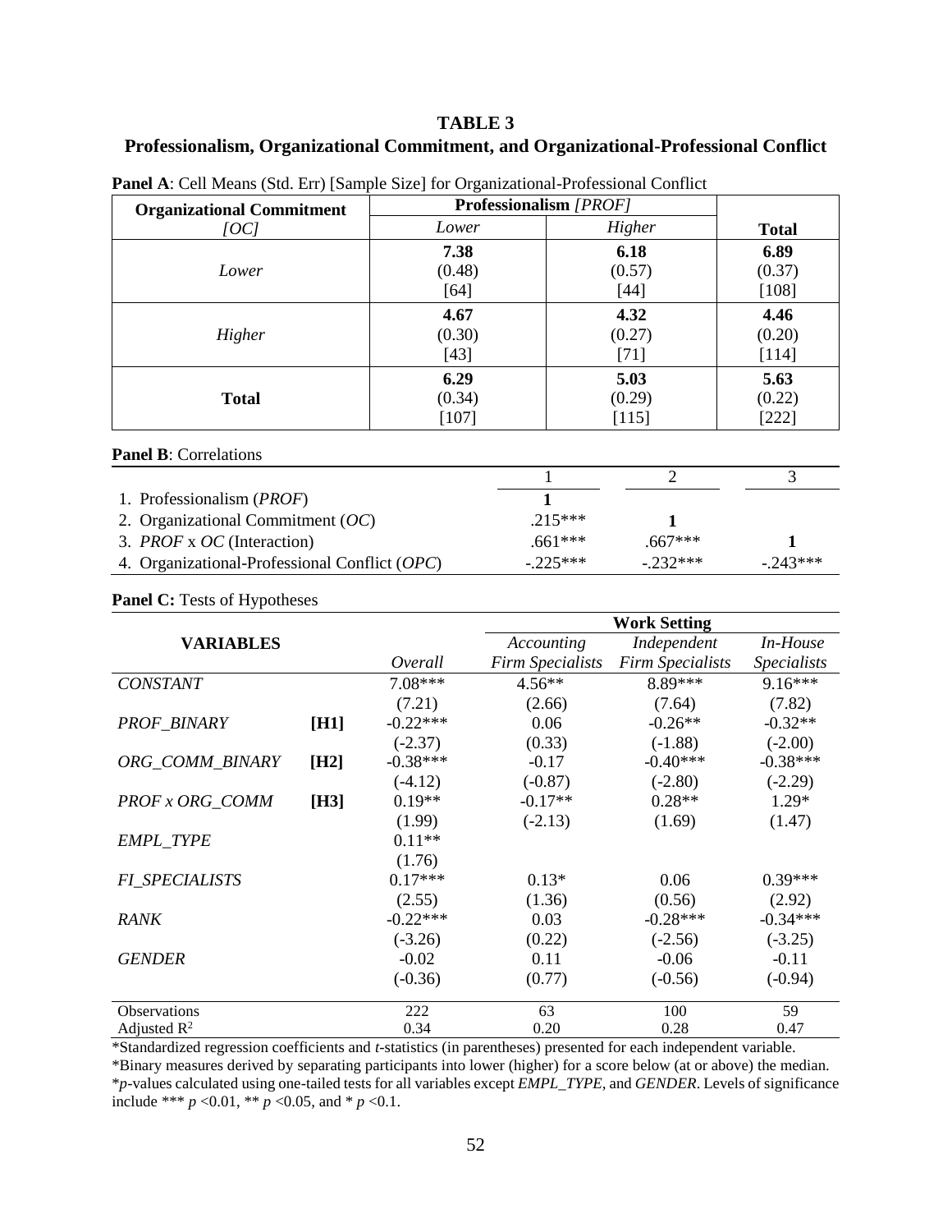**TABLE 3**

**Professionalism, Organizational Commitment, and Organizational-Professional Conflict**

**Panel A**: Cell Means (Std. Err) [Sample Size] for Organizational-Professional Conflict

| **Organizational Commitment** *[OC]* | **Professionalism** *[PROF]* *Lower* | **Professionalism** *[PROF]* *Higher* | **Total** |
|---|---|---|---|
| *Lower* | **7.38** (0.48) [64] | **6.18** (0.57) [44] | **6.89** (0.37) [108] |
| *Higher* | **4.67** (0.30) [43] | **4.32** (0.27) [71] | **4.46** (0.20) [114] |
| **Total** | **6.29** (0.34) [107] | **5.03** (0.29) [115] | **5.63** (0.22) [222] |

**Panel B**: Correlations

| | 1 | 2 | 3 |
|---|---|---|---|
| 1. Professionalism (*PROF*) | **1** | | |
| 2. Organizational Commitment (*OC*) | .215*** | **1** | |
| 3. *PROF* x *OC* (Interaction) | .661*** | .667*** | **1** |
| 4. Organizational-Professional Conflict (*OPC*) | -.225*** | -.232*** | -.243*** |

**Panel C:** Tests of Hypotheses

| **VARIABLES** | | *Overall* | **Work Setting** *Accounting Firm Specialists* | **Work Setting** *Independent Firm Specialists* | **Work Setting** *In-House Specialists* |
|---|---|---|---|---|---|
| *CONSTANT* | | 7.08*** | 4.56** | 8.89*** | 9.16*** |
| | | (7.21) | (2.66) | (7.64) | (7.82) |
| *PROF_BINARY* | **[H1]** | -0.22*** | 0.06 | -0.26** | -0.32** |
| | | (-2.37) | (0.33) | (-1.88) | (-2.00) |
| *ORG_COMM_BINARY* | **[H2]** | -0.38*** | -0.17 | -0.40*** | -0.38*** |
| | | (-4.12) | (-0.87) | (-2.80) | (-2.29) |
| *PROF x ORG_COMM* | **[H3]** | 0.19** | -0.17** | 0.28** | 1.29* |
| | | (1.99) | (-2.13) | (1.69) | (1.47) |
| *EMPL_TYPE* | | 0.11** | | | |
| | | (1.76) | | | |
| *FI_SPECIALISTS* | | 0.17*** | 0.13* | 0.06 | 0.39*** |
| | | (2.55) | (1.36) | (0.56) | (2.92) |
| *RANK* | | -0.22*** | 0.03 | -0.28*** | -0.34*** |
| | | (-3.26) | (0.22) | (-2.56) | (-3.25) |
| *GENDER* | | -0.02 | 0.11 | -0.06 | -0.11 |
| | | (-0.36) | (0.77) | (-0.56) | (-0.94) |
| Observations | | 222 | 63 | 100 | 59 |
| Adjusted $R^2$ | | 0.34 | 0.20 | 0.28 | 0.47 |

*Standardized regression coefficients and *t*-statistics (in parentheses) presented for each independent variable.
*Binary measures derived by separating participants into lower (higher) for a score below (at or above) the median.
**p*-values calculated using one-tailed tests for all variables except *EMPL_TYPE*, and *GENDER*. Levels of significance include *** $p < 0.01$, ** $p < 0.05$, and * $p < 0.1$.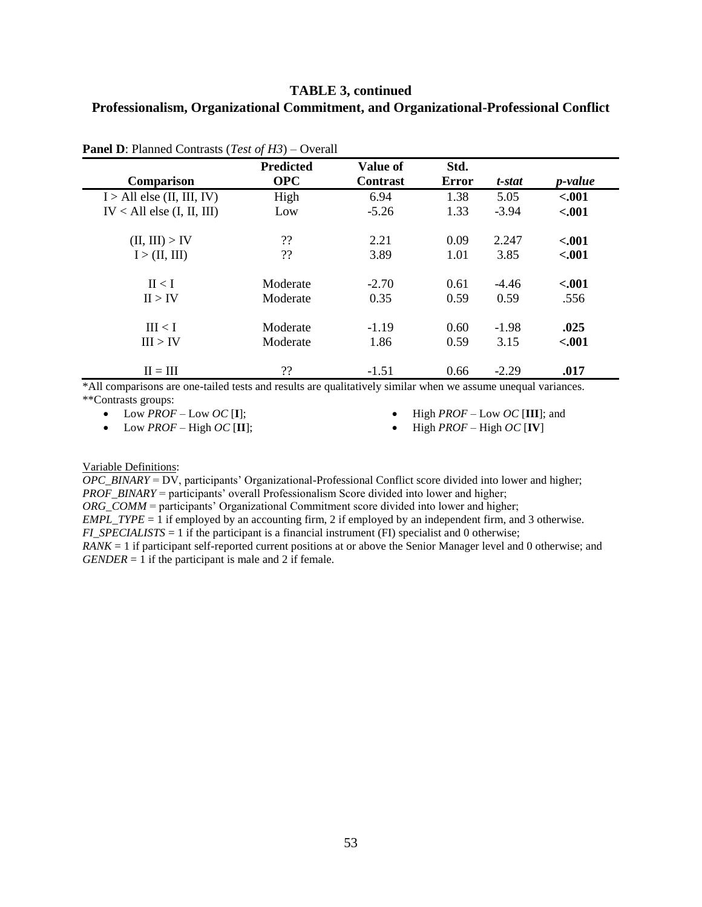**TABLE 3, continued**
**Professionalism, Organizational Commitment, and Organizational-Professional Conflict**

**Panel D**: Planned Contrasts (*Test of H3*) – Overall

| Comparison | Predicted OPC | Value of Contrast | Std. Error | *t-stat* | *p-value* |
|---|---|---|---|---|---|
| I > All else (II, III, IV) | High | 6.94 | 1.38 | 5.05 | **<.001** |
| IV < All else (I, II, III) | Low | -5.26 | 1.33 | -3.94 | **<.001** |
| (II, III) > IV | ?? | 2.21 | 0.09 | 2.247 | **<.001** |
| I > (II, III) | ?? | 3.89 | 1.01 | 3.85 | **<.001** |
| II < I | Moderate | -2.70 | 0.61 | -4.46 | **<.001** |
| II > IV | Moderate | 0.35 | 0.59 | 0.59 | .556 |
| III < I | Moderate | -1.19 | 0.60 | -1.98 | **.025** |
| III > IV | Moderate | 1.86 | 0.59 | 3.15 | **<.001** |
| II = III | ?? | -1.51 | 0.66 | -2.29 | **.017** |

*All comparisons are one-tailed tests and results are qualitatively similar when we assume unequal variances.
**Contrasts groups:

- Low *PROF* – Low *OC* [**I**];
- Low *PROF* – High *OC* [**II**];
- High *PROF* – Low *OC* [**III**]; and
- High *PROF* – High *OC* [**IV**]

Variable Definitions:
*OPC_BINARY* = DV, participants' Organizational-Professional Conflict score divided into lower and higher;
*PROF_BINARY* = participants' overall Professionalism Score divided into lower and higher;
*ORG_COMM* = participants' Organizational Commitment score divided into lower and higher;
*EMPL_TYPE* = 1 if employed by an accounting firm, 2 if employed by an independent firm, and 3 otherwise.
*FI_SPECIALISTS* = 1 if the participant is a financial instrument (FI) specialist and 0 otherwise;
*RANK* = 1 if participant self-reported current positions at or above the Senior Manager level and 0 otherwise; and
*GENDER* = 1 if the participant is male and 2 if female.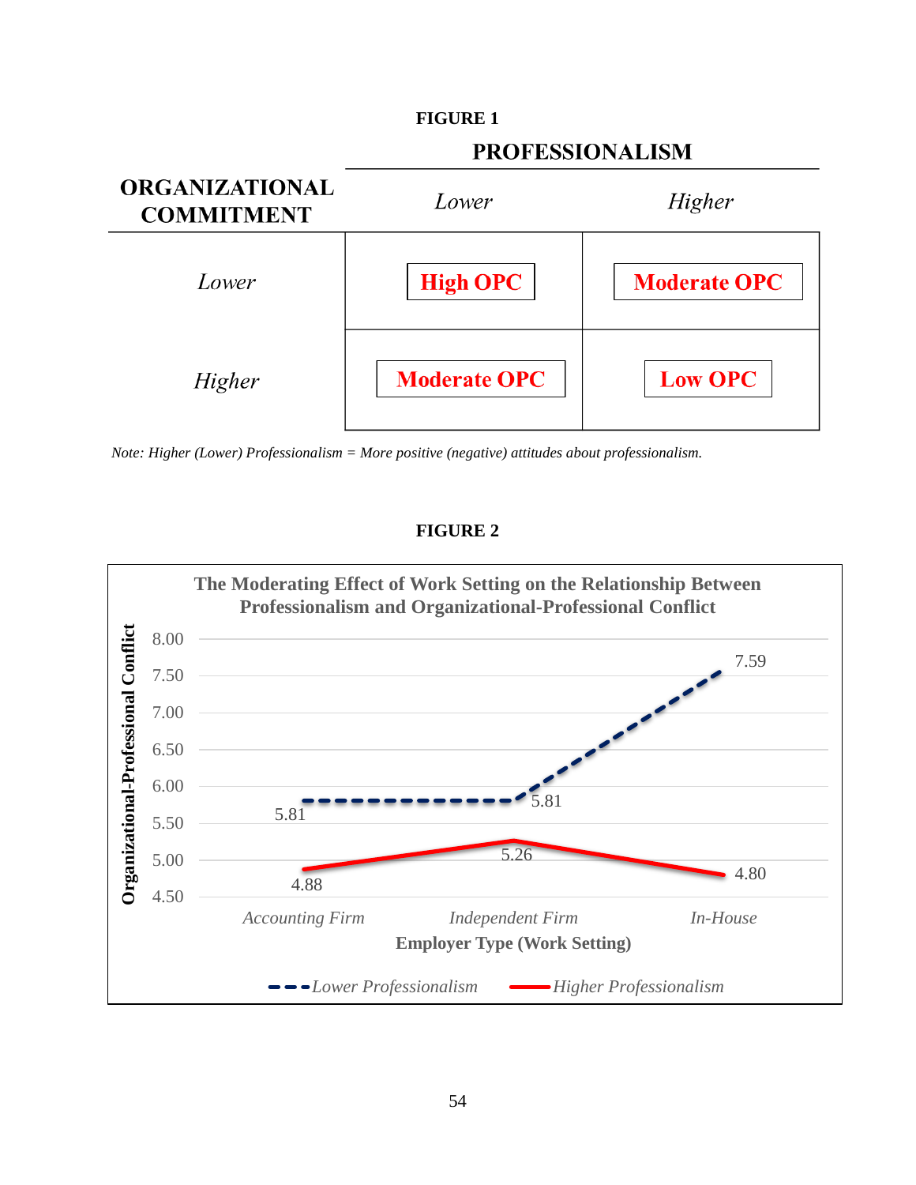**FIGURE 1**

| ORGANIZATIONAL COMMITMENT | PROFESSIONALISM | |
|---|---|---|
| | *Lower* | *Higher* |
| *Lower* | **High OPC** | **Moderate OPC** |
| *Higher* | **Moderate OPC** | **Low OPC** |

*Note: Higher (Lower) Professionalism = More positive (negative) attitudes about professionalism.*

**FIGURE 2**

**The Moderating Effect of Work Setting on the Relationship Between Professionalism and Organizational-Professional Conflict**

| Employer Type (Work Setting) | *Lower Professionalism* | *Higher Professionalism* |
|---|---|---|
| *Accounting Firm* | 5.81 | 4.88 |
| *Independent Firm* | 5.81 | 5.26 |
| *In-House* | 7.59 | 4.80 |

Y-axis: Organizational-Professional Conflict (4.50–8.00)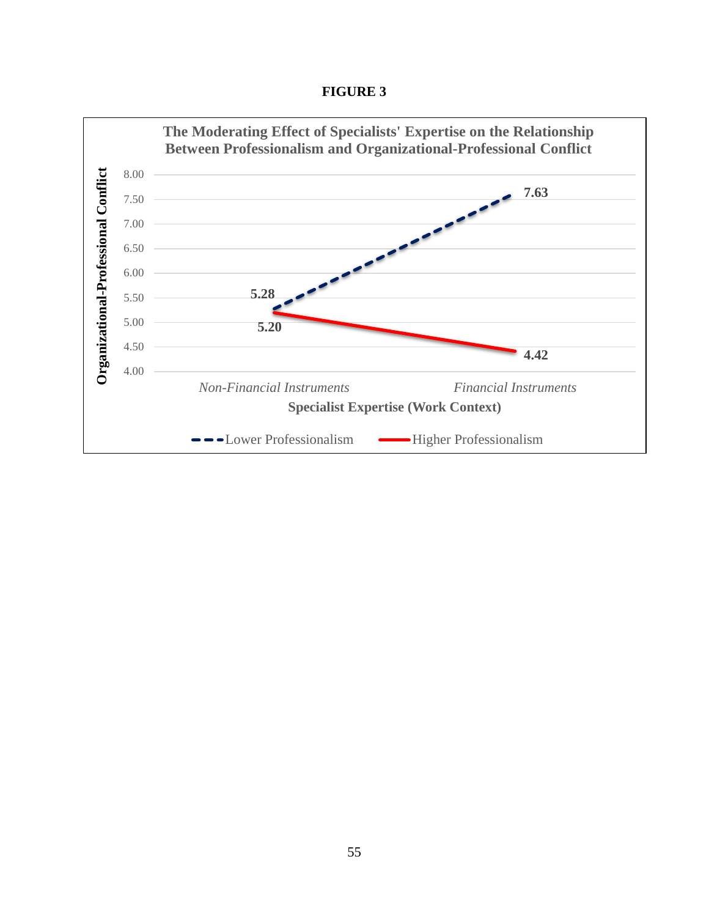**FIGURE 3**

**The Moderating Effect of Specialists' Expertise on the Relationship Between Professionalism and Organizational-Professional Conflict**

Organizational-Professional Conflict (y-axis: 4.00, 4.50, 5.00, 5.50, 6.00, 6.50, 7.00, 7.50, 8.00)

Specialist Expertise (Work Context): *Non-Financial Instruments*, *Financial Instruments*

| Specialist Expertise (Work Context) | Lower Professionalism | Higher Professionalism |
| --- | --- | --- |
| *Non-Financial Instruments* | 5.28 | 5.20 |
| *Financial Instruments* | 7.63 | 4.42 |

Legend: Lower Professionalism (dashed line); Higher Professionalism (solid line)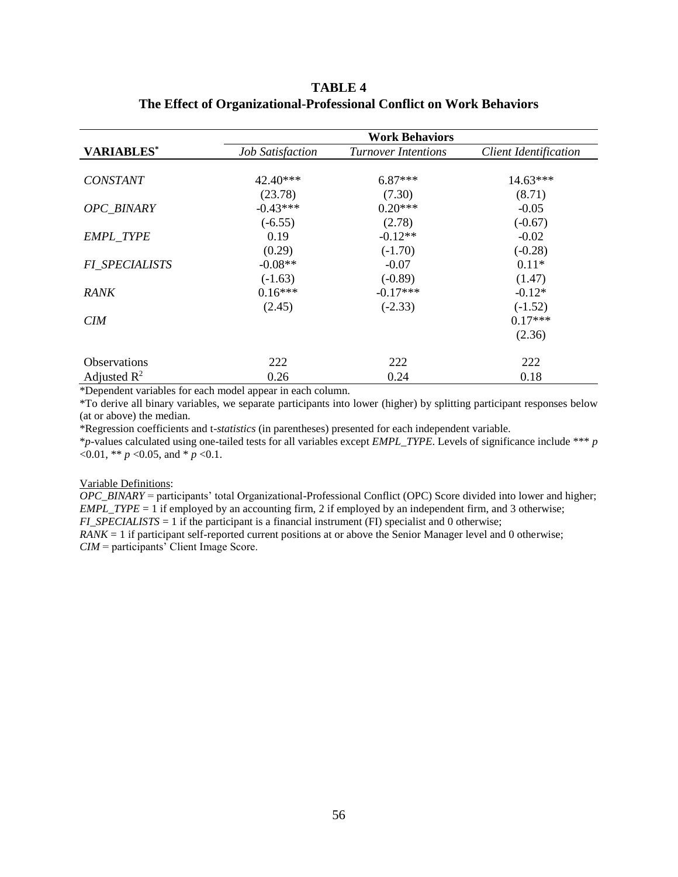**TABLE 4**
**The Effect of Organizational-Professional Conflict on Work Behaviors**

| | **Work Behaviors** | | |
|---|---|---|---|
| **VARIABLES*** | *Job Satisfaction* | *Turnover Intentions* | *Client Identification* |
| *CONSTANT* | 42.40*** | 6.87*** | 14.63*** |
| | (23.78) | (7.30) | (8.71) |
| *OPC_BINARY* | -0.43*** | 0.20*** | -0.05 |
| | (-6.55) | (2.78) | (-0.67) |
| *EMPL_TYPE* | 0.19 | -0.12** | -0.02 |
| | (0.29) | (-1.70) | (-0.28) |
| *FI_SPECIALISTS* | -0.08** | -0.07 | 0.11* |
| | (-1.63) | (-0.89) | (1.47) |
| *RANK* | 0.16*** | -0.17*** | -0.12* |
| | (2.45) | (-2.33) | (-1.52) |
| *CIM* | | | 0.17*** |
| | | | (2.36) |
| Observations | 222 | 222 | 222 |
| Adjusted $R^2$ | 0.26 | 0.24 | 0.18 |

*Dependent variables for each model appear in each column.

*To derive all binary variables, we separate participants into lower (higher) by splitting participant responses below (at or above) the median.

*Regression coefficients and t-*statistics* (in parentheses) presented for each independent variable.

**p*-values calculated using one-tailed tests for all variables except *EMPL_TYPE*. Levels of significance include *** $p < 0.01$, ** $p < 0.05$, and * $p < 0.1$.

Variable Definitions:

*OPC_BINARY* = participants' total Organizational-Professional Conflict (OPC) Score divided into lower and higher;
*EMPL_TYPE* = 1 if employed by an accounting firm, 2 if employed by an independent firm, and 3 otherwise;
*FI_SPECIALISTS* = 1 if the participant is a financial instrument (FI) specialist and 0 otherwise;
*RANK* = 1 if participant self-reported current positions at or above the Senior Manager level and 0 otherwise;
*CIM* = participants' Client Image Score.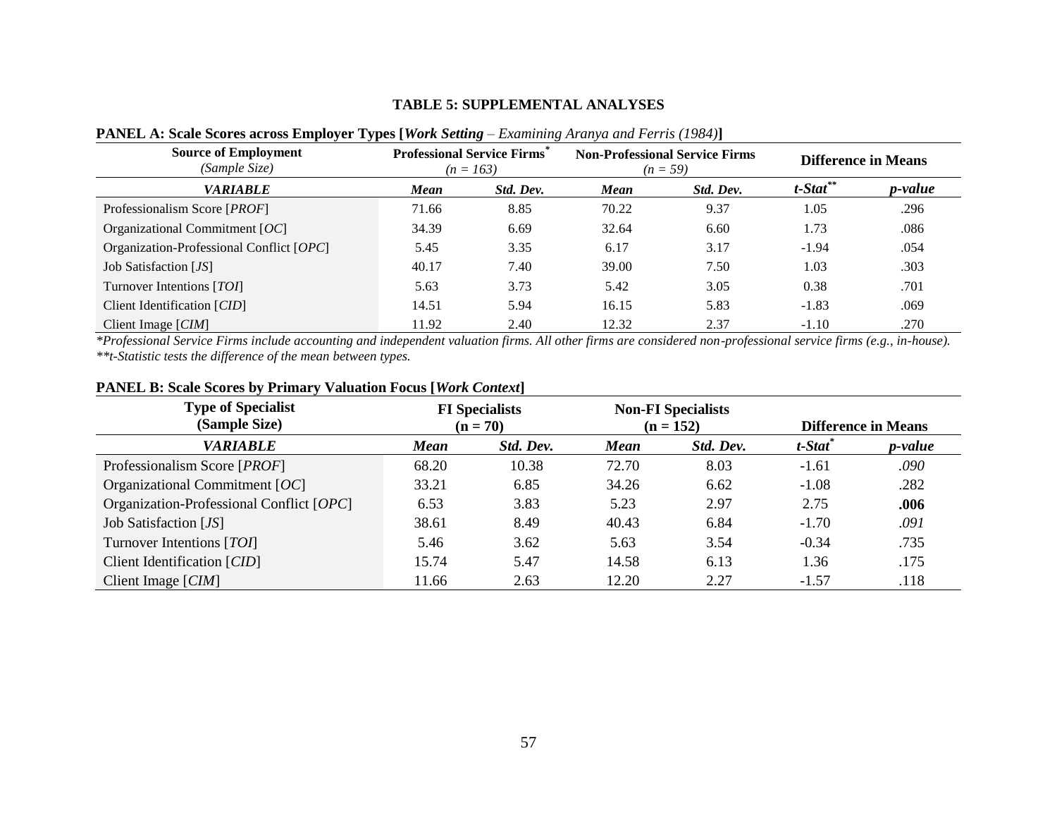**TABLE 5: SUPPLEMENTAL ANALYSES**

**PANEL A: Scale Scores across Employer Types [*Work Setting* – *Examining Aranya and Ferris (1984)*]**

| **Source of Employment** *(Sample Size)* | **Professional Service Firms*** *(n = 163)* | | **Non-Professional Service Firms** *(n = 59)* | | **Difference in Means** | |
|---|---|---|---|---|---|---|
| ***VARIABLE*** | ***Mean*** | ***Std. Dev.*** | ***Mean*** | ***Std. Dev.*** | ***t-Stat\*\**** | ***p-value*** |
| Professionalism Score [*PROF*] | 71.66 | 8.85 | 70.22 | 9.37 | 1.05 | .296 |
| Organizational Commitment [*OC*] | 34.39 | 6.69 | 32.64 | 6.60 | 1.73 | .086 |
| Organization-Professional Conflict [*OPC*] | 5.45 | 3.35 | 6.17 | 3.17 | -1.94 | .054 |
| Job Satisfaction [*JS*] | 40.17 | 7.40 | 39.00 | 7.50 | 1.03 | .303 |
| Turnover Intentions [*TOI*] | 5.63 | 3.73 | 5.42 | 3.05 | 0.38 | .701 |
| Client Identification [*CID*] | 14.51 | 5.94 | 16.15 | 5.83 | -1.83 | .069 |
| Client Image [*CIM*] | 11.92 | 2.40 | 12.32 | 2.37 | -1.10 | .270 |

*\*Professional Service Firms include accounting and independent valuation firms. All other firms are considered non-professional service firms (e.g., in-house).*
*\*\*t-Statistic tests the difference of the mean between types.*

**PANEL B: Scale Scores by Primary Valuation Focus [*Work Context*]**

| **Type of Specialist (Sample Size)** | **FI Specialists (n = 70)** | | **Non-FI Specialists (n = 152)** | | **Difference in Means** | |
|---|---|---|---|---|---|---|
| ***VARIABLE*** | ***Mean*** | ***Std. Dev.*** | ***Mean*** | ***Std. Dev.*** | ***t-Stat\**** | ***p-value*** |
| Professionalism Score [*PROF*] | 68.20 | 10.38 | 72.70 | 8.03 | -1.61 | *.090* |
| Organizational Commitment [*OC*] | 33.21 | 6.85 | 34.26 | 6.62 | -1.08 | .282 |
| Organization-Professional Conflict [*OPC*] | 6.53 | 3.83 | 5.23 | 2.97 | 2.75 | **.006** |
| Job Satisfaction [*JS*] | 38.61 | 8.49 | 40.43 | 6.84 | -1.70 | *.091* |
| Turnover Intentions [*TOI*] | 5.46 | 3.62 | 5.63 | 3.54 | -0.34 | .735 |
| Client Identification [*CID*] | 15.74 | 5.47 | 14.58 | 6.13 | 1.36 | .175 |
| Client Image [*CIM*] | 11.66 | 2.63 | 12.20 | 2.27 | -1.57 | .118 |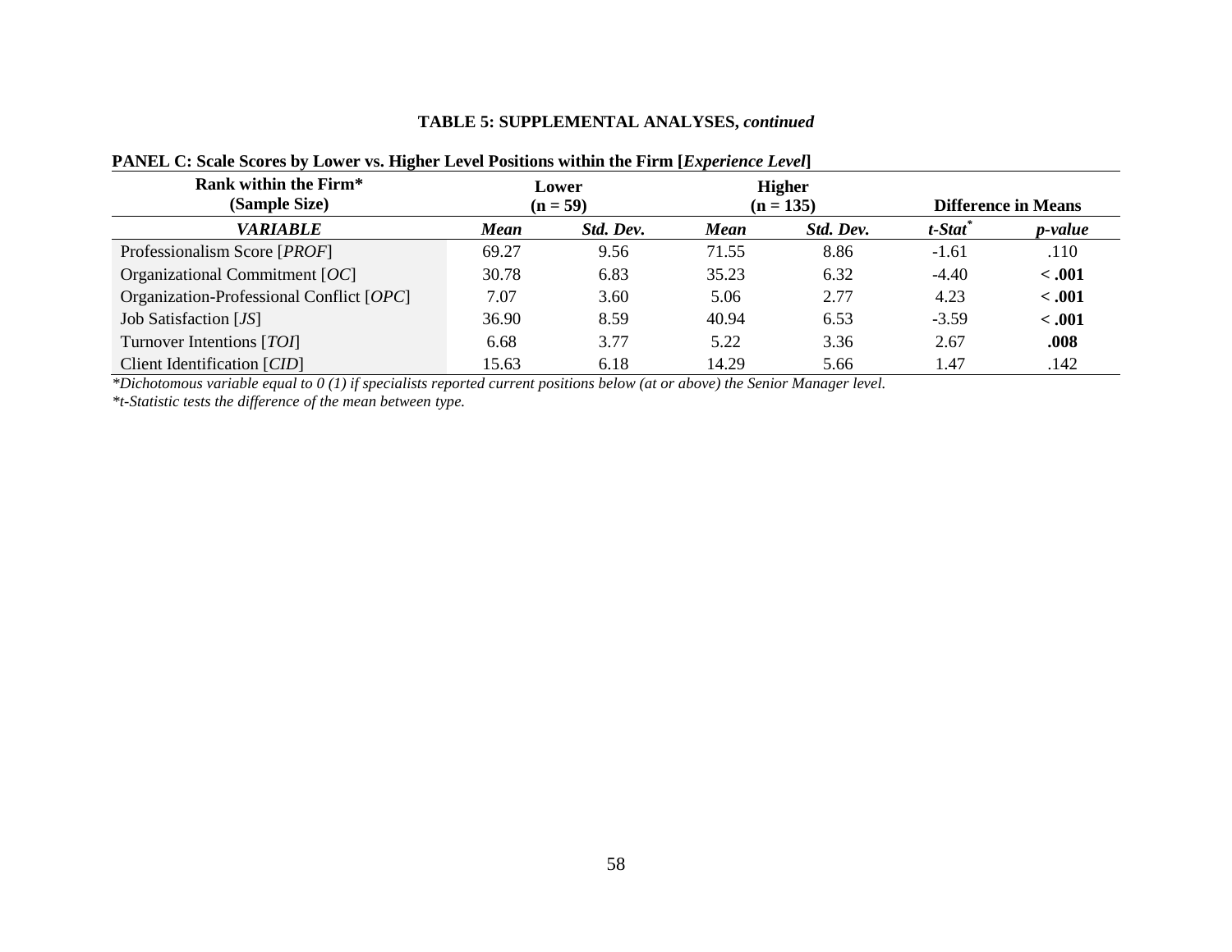**TABLE 5: SUPPLEMENTAL ANALYSES,** ***continued***

**PANEL C: Scale Scores by Lower vs. Higher Level Positions within the Firm [*Experience Level*]**

| **Rank within the Firm* (Sample Size)** | **Lower (n = 59)** | | **Higher (n = 135)** | | **Difference in Means** | |
|---|---|---|---|---|---|---|
| ***VARIABLE*** | ***Mean*** | ***Std. Dev.*** | ***Mean*** | ***Std. Dev.*** | ***t-Stat**** | ***p-value*** |
| Professionalism Score [*PROF*] | 69.27 | 9.56 | 71.55 | 8.86 | -1.61 | .110 |
| Organizational Commitment [*OC*] | 30.78 | 6.83 | 35.23 | 6.32 | -4.40 | **< .001** |
| Organization-Professional Conflict [*OPC*] | 7.07 | 3.60 | 5.06 | 2.77 | 4.23 | **< .001** |
| Job Satisfaction [*JS*] | 36.90 | 8.59 | 40.94 | 6.53 | -3.59 | **< .001** |
| Turnover Intentions [*TOI*] | 6.68 | 3.77 | 5.22 | 3.36 | 2.67 | **.008** |
| Client Identification [*CID*] | 15.63 | 6.18 | 14.29 | 5.66 | 1.47 | .142 |

*\*Dichotomous variable equal to 0 (1) if specialists reported current positions below (at or above) the Senior Manager level.*

*\*t-Statistic tests the difference of the mean between type.*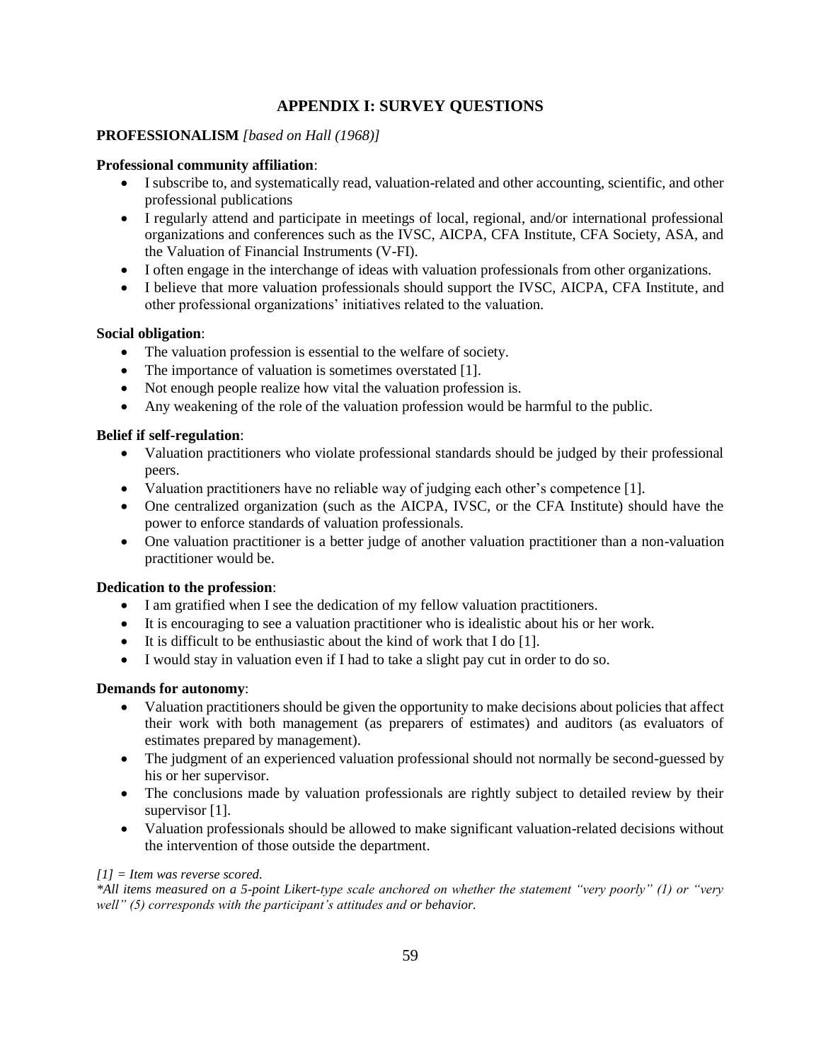# APPENDIX I: SURVEY QUESTIONS

**PROFESSIONALISM** *[based on Hall (1968)]*

**Professional community affiliation**:

- I subscribe to, and systematically read, valuation-related and other accounting, scientific, and other professional publications
- I regularly attend and participate in meetings of local, regional, and/or international professional organizations and conferences such as the IVSC, AICPA, CFA Institute, CFA Society, ASA, and the Valuation of Financial Instruments (V-FI).
- I often engage in the interchange of ideas with valuation professionals from other organizations.
- I believe that more valuation professionals should support the IVSC, AICPA, CFA Institute, and other professional organizations' initiatives related to the valuation.

**Social obligation**:

- The valuation profession is essential to the welfare of society.
- The importance of valuation is sometimes overstated [1].
- Not enough people realize how vital the valuation profession is.
- Any weakening of the role of the valuation profession would be harmful to the public.

**Belief if self-regulation**:

- Valuation practitioners who violate professional standards should be judged by their professional peers.
- Valuation practitioners have no reliable way of judging each other's competence [1].
- One centralized organization (such as the AICPA, IVSC, or the CFA Institute) should have the power to enforce standards of valuation professionals.
- One valuation practitioner is a better judge of another valuation practitioner than a non-valuation practitioner would be.

**Dedication to the profession**:

- I am gratified when I see the dedication of my fellow valuation practitioners.
- It is encouraging to see a valuation practitioner who is idealistic about his or her work.
- It is difficult to be enthusiastic about the kind of work that I do [1].
- I would stay in valuation even if I had to take a slight pay cut in order to do so.

**Demands for autonomy**:

- Valuation practitioners should be given the opportunity to make decisions about policies that affect their work with both management (as preparers of estimates) and auditors (as evaluators of estimates prepared by management).
- The judgment of an experienced valuation professional should not normally be second-guessed by his or her supervisor.
- The conclusions made by valuation professionals are rightly subject to detailed review by their supervisor [1].
- Valuation professionals should be allowed to make significant valuation-related decisions without the intervention of those outside the department.

*[1] = Item was reverse scored.*

*\*All items measured on a 5-point Likert-type scale anchored on whether the statement "very poorly" (1) or "very well" (5) corresponds with the participant's attitudes and or behavior.*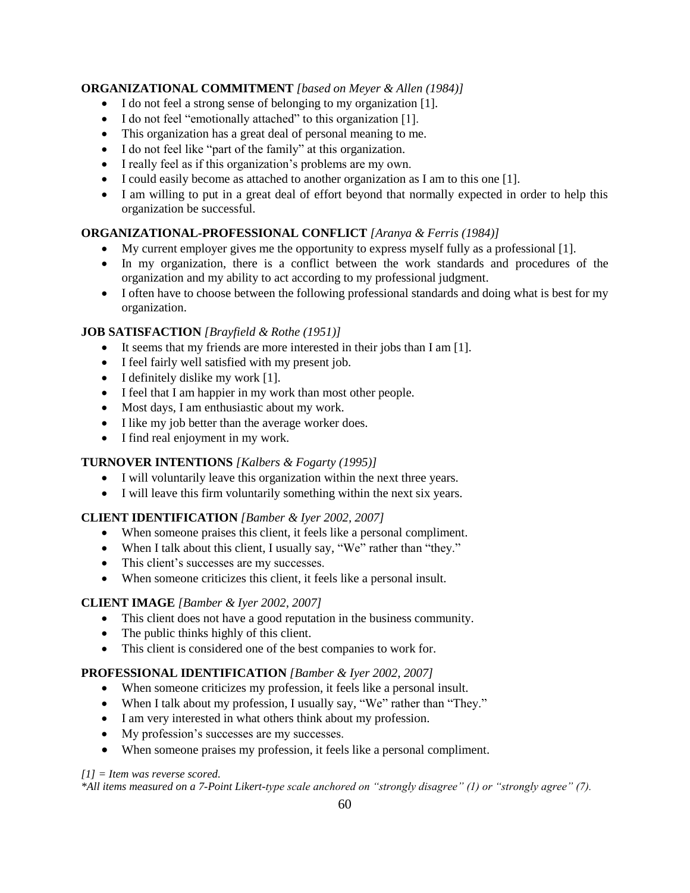**ORGANIZATIONAL COMMITMENT** *[based on Meyer & Allen (1984)]*

- I do not feel a strong sense of belonging to my organization [1].
- I do not feel "emotionally attached" to this organization [1].
- This organization has a great deal of personal meaning to me.
- I do not feel like "part of the family" at this organization.
- I really feel as if this organization's problems are my own.
- I could easily become as attached to another organization as I am to this one [1].
- I am willing to put in a great deal of effort beyond that normally expected in order to help this organization be successful.

**ORGANIZATIONAL-PROFESSIONAL CONFLICT** *[Aranya & Ferris (1984)]*

- My current employer gives me the opportunity to express myself fully as a professional [1].
- In my organization, there is a conflict between the work standards and procedures of the organization and my ability to act according to my professional judgment.
- I often have to choose between the following professional standards and doing what is best for my organization.

**JOB SATISFACTION** *[Brayfield & Rothe (1951)]*

- It seems that my friends are more interested in their jobs than I am [1].
- I feel fairly well satisfied with my present job.
- I definitely dislike my work [1].
- I feel that I am happier in my work than most other people.
- Most days, I am enthusiastic about my work.
- I like my job better than the average worker does.
- I find real enjoyment in my work.

**TURNOVER INTENTIONS** *[Kalbers & Fogarty (1995)]*

- I will voluntarily leave this organization within the next three years.
- I will leave this firm voluntarily something within the next six years.

**CLIENT IDENTIFICATION** *[Bamber & Iyer 2002, 2007]*

- When someone praises this client, it feels like a personal compliment.
- When I talk about this client, I usually say, "We" rather than "they."
- This client's successes are my successes.
- When someone criticizes this client, it feels like a personal insult.

**CLIENT IMAGE** *[Bamber & Iyer 2002, 2007]*

- This client does not have a good reputation in the business community.
- The public thinks highly of this client.
- This client is considered one of the best companies to work for.

**PROFESSIONAL IDENTIFICATION** *[Bamber & Iyer 2002, 2007]*

- When someone criticizes my profession, it feels like a personal insult.
- When I talk about my profession, I usually say, "We" rather than "They."
- I am very interested in what others think about my profession.
- My profession's successes are my successes.
- When someone praises my profession, it feels like a personal compliment.

*[1] = Item was reverse scored.*
*\*All items measured on a 7-Point Likert-type scale anchored on "strongly disagree" (1) or "strongly agree" (7).*